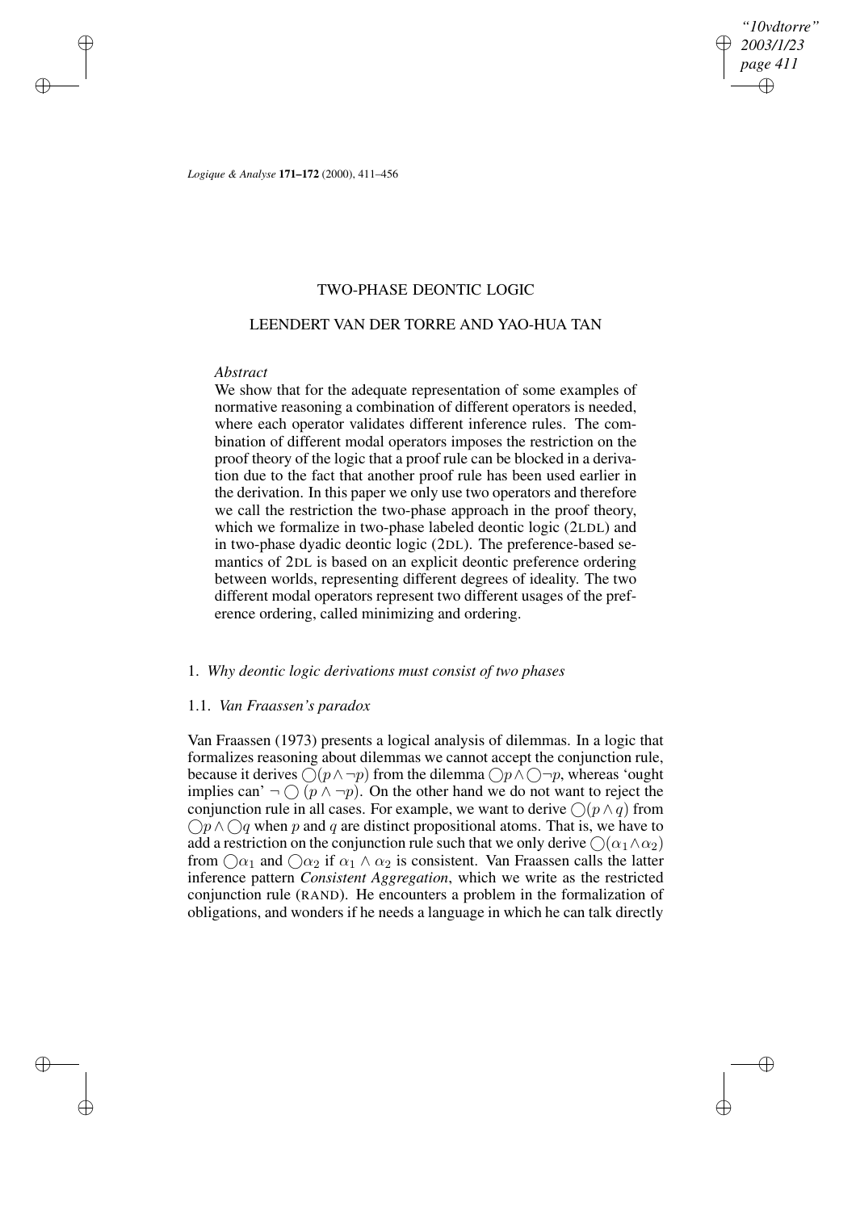# TWO-PHASE DEONTIC LOGIC

## LEENDERT VAN DER TORRE AND YAO-HUA TAN

*Abstract*

We show that for the adequate representation of some examples of normative reasoning a combination of different operators is needed, where each operator validates different inference rules. The combination of different modal operators imposes the restriction on the proof theory of the logic that a proof rule can be blocked in a derivation due to the fact that another proof rule has been used earlier in the derivation. In this paper we only use two operators and therefore we call the restriction the two-phase approach in the proof theory, which we formalize in two-phase labeled deontic logic (2LDL) and in two-phase dyadic deontic logic (2DL). The preference-based semantics of 2DL is based on an explicit deontic preference ordering between worlds, representing different degrees of ideality. The two different modal operators represent two different usages of the preference ordering, called minimizing and ordering.

### 1. *Why deontic logic derivations must consist of two phases*

#### 1.1. *Van Fraassen's paradox*

Van Fraassen (1973) presents a logical analysis of dilemmas. In a logic that formalizes reasoning about dilemmas we cannot accept the conjunction rule, because it derives $\bigcirc(p \wedge \neg p)$ from the dilemma $\bigcirc p \wedge \bigcirc \neg p$, whereas 'ought implies can' $\neg \bigcirc (p \wedge \neg p)$. On the other hand we do not want to reject the conjunction rule in all cases. For example, we want to derive $\bigcirc(p \wedge q)$ from $\bigcirc p \wedge \bigcirc q$ when $p$ and $q$ are distinct propositional atoms. That is, we have to add a restriction on the conjunction rule such that we only derive $\bigcirc(\alpha_1 \wedge \alpha_2)$ from $\bigcirc \alpha_1$ and $\bigcirc \alpha_2$ if $\alpha_1 \wedge \alpha_2$ is consistent. Van Fraassen calls the latter inference pattern *Consistent Aggregation*, which we write as the restricted conjunction rule (RAND). He encounters a problem in the formalization of obligations, and wonders if he needs a language in which he can talk directly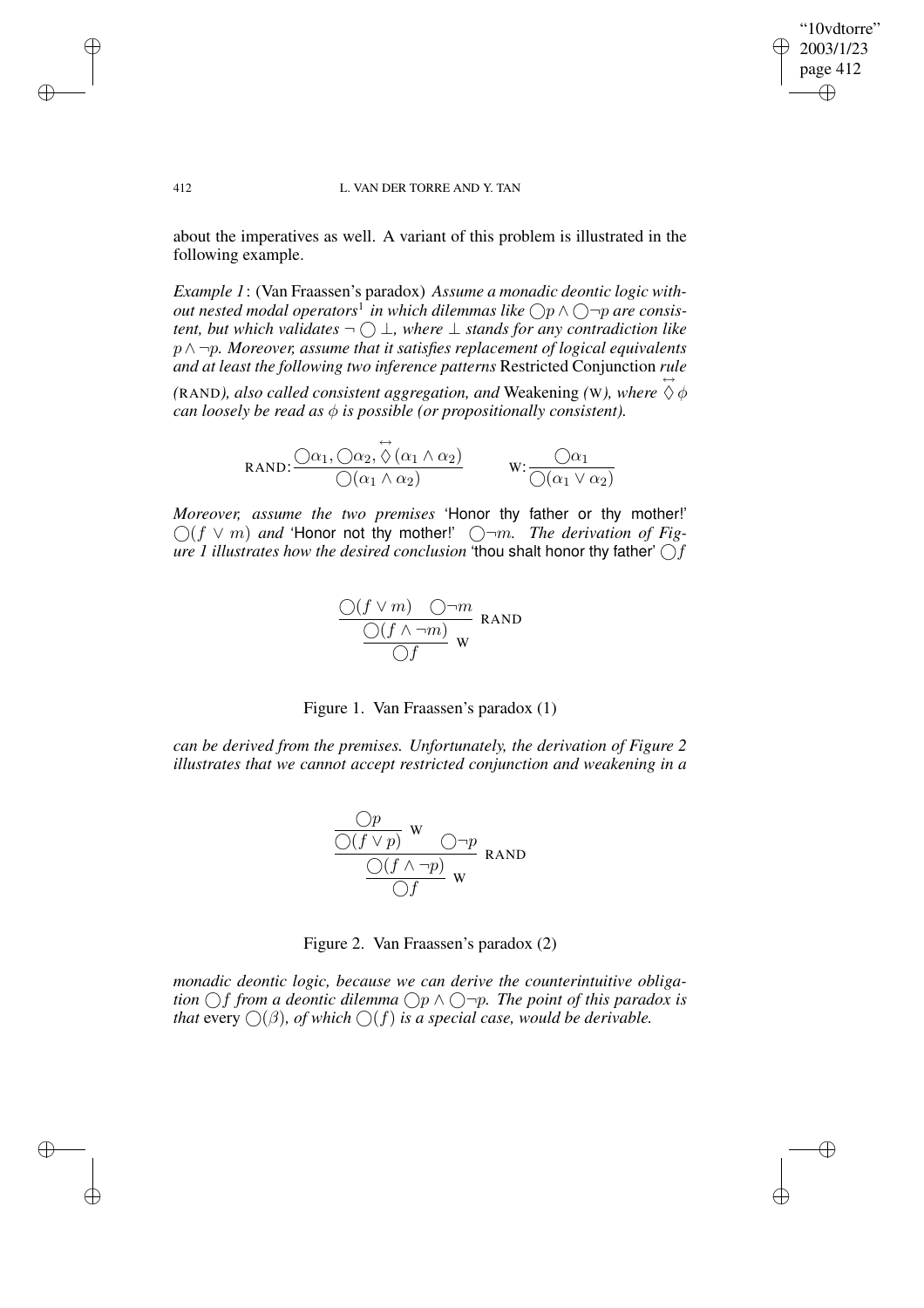about the imperatives as well. A variant of this problem is illustrated in the following example.

*Example 1*: (Van Fraassen's paradox) *Assume a monadic deontic logic without nested modal operators*[1] *in which dilemmas like $\bigcirc p \wedge \bigcirc \neg p$ are consistent, but which validates $\neg \bigcirc \bot$, where $\bot$ stands for any contradiction like $p \wedge \neg p$. Moreover, assume that it satisfies replacement of logical equivalents and at least the following two inference patterns* Restricted Conjunction *rule (*RAND*), also called consistent aggregation, and* Weakening *(*W*), where $\overset{\leftrightarrow}{\Diamond} \phi$ can loosely be read as $\phi$ is possible (or propositionally consistent).*

$$\text{RAND: } \frac{\bigcirc\alpha_1, \bigcirc\alpha_2, \overset{\leftrightarrow}{\Diamond}(\alpha_1 \wedge \alpha_2)}{\bigcirc(\alpha_1 \wedge \alpha_2)} \qquad \text{W: } \frac{\bigcirc\alpha_1}{\bigcirc(\alpha_1 \vee \alpha_2)}$$

*Moreover, assume the two premises* 'Honor thy father or thy mother!' $\bigcirc(f \vee m)$ *and* 'Honor not thy mother!' $\bigcirc\neg m$. *The derivation of Figure 1 illustrates how the desired conclusion* 'thou shalt honor thy father' $\bigcirc f$

$$\cfrac{\cfrac{\bigcirc(f \vee m) \quad \bigcirc\neg m}{\bigcirc(f \wedge \neg m)}\ \text{RAND}}{\bigcirc f}\ \text{W}$$

Figure 1. Van Fraassen's paradox (1)

*can be derived from the premises. Unfortunately, the derivation of Figure 2 illustrates that we cannot accept restricted conjunction and weakening in a*

$$\cfrac{\cfrac{\cfrac{\bigcirc p}{\bigcirc(f \vee p)}\ \text{W} \quad \bigcirc\neg p}{\bigcirc(f \wedge \neg p)}\ \text{RAND}}{\bigcirc f}\ \text{W}$$

Figure 2. Van Fraassen's paradox (2)

*monadic deontic logic, because we can derive the counterintuitive obligation $\bigcirc f$ from a deontic dilemma $\bigcirc p \wedge \bigcirc\neg p$. The point of this paradox is that* every *$\bigcirc(\beta)$, of which $\bigcirc(f)$ is a special case, would be derivable.*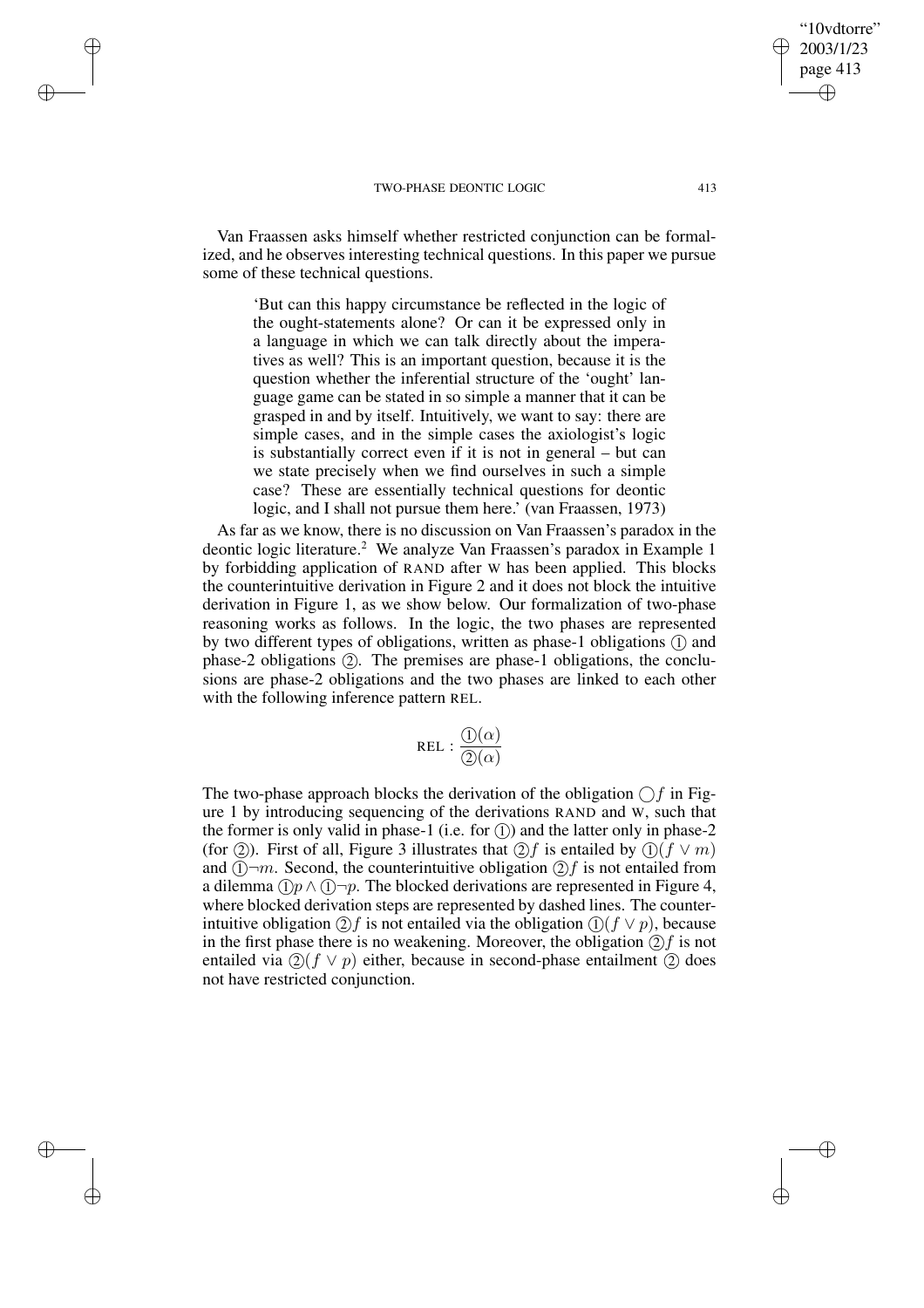Van Fraassen asks himself whether restricted conjunction can be formalized, and he observes interesting technical questions. In this paper we pursue some of these technical questions.

> 'But can this happy circumstance be reflected in the logic of the ought-statements alone? Or can it be expressed only in a language in which we can talk directly about the imperatives as well? This is an important question, because it is the question whether the inferential structure of the 'ought' language game can be stated in so simple a manner that it can be grasped in and by itself. Intuitively, we want to say: there are simple cases, and in the simple cases the axiologist's logic is substantially correct even if it is not in general – but can we state precisely when we find ourselves in such a simple case? These are essentially technical questions for deontic logic, and I shall not pursue them here.' (van Fraassen, 1973)

As far as we know, there is no discussion on Van Fraassen's paradox in the deontic logic literature.[2] We analyze Van Fraassen's paradox in Example 1 by forbidding application of RAND after W has been applied. This blocks the counterintuitive derivation in Figure 2 and it does not block the intuitive derivation in Figure 1, as we show below. Our formalization of two-phase reasoning works as follows. In the logic, the two phases are represented by two different types of obligations, written as phase-1 obligations ① and phase-2 obligations ②. The premises are phase-1 obligations, the conclusions are phase-2 obligations and the two phases are linked to each other with the following inference pattern REL.

$$\text{REL} : \frac{①(\alpha)}{②(\alpha)}$$

The two-phase approach blocks the derivation of the obligation $\bigcirc f$ in Figure 1 by introducing sequencing of the derivations RAND and W, such that the former is only valid in phase-1 (i.e. for ①) and the latter only in phase-2 (for ②). First of all, Figure 3 illustrates that $②f$ is entailed by $①(f \vee m)$ and $①\neg m$. Second, the counterintuitive obligation $②f$ is not entailed from a dilemma $①p \wedge ①\neg p$. The blocked derivations are represented in Figure 4, where blocked derivation steps are represented by dashed lines. The counterintuitive obligation $②f$ is not entailed via the obligation $①(f \vee p)$, because in the first phase there is no weakening. Moreover, the obligation $②f$ is not entailed via $②(f \vee p)$ either, because in second-phase entailment ② does not have restricted conjunction.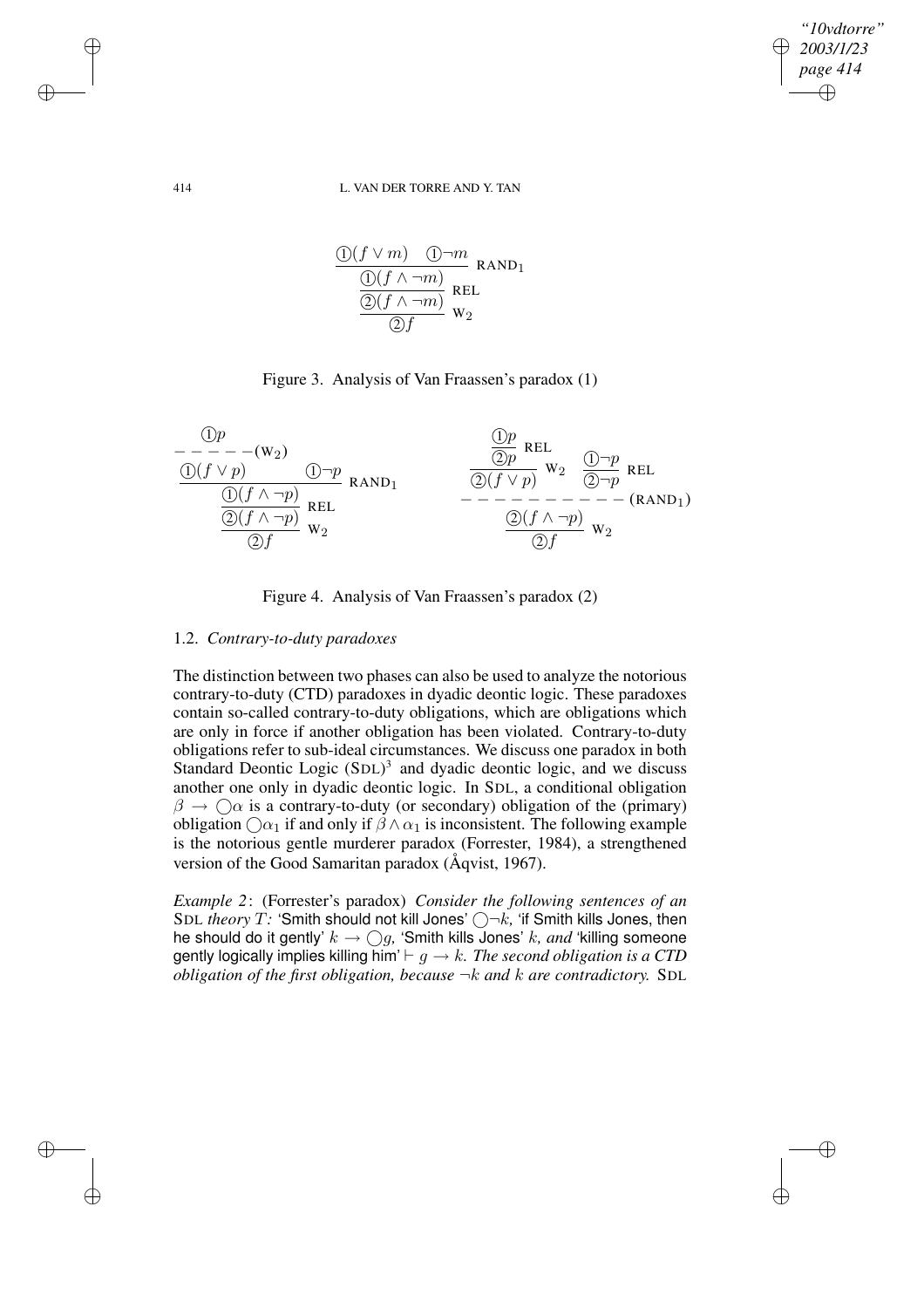$$\frac{\dfrac{\dfrac{①(f \vee m) \quad ①\neg m}{①(f \wedge \neg m)}\ \text{RAND}_1}{②(f \wedge \neg m)}\ \text{REL}}{②f}\ \text{W}_2$$

Figure 3. Analysis of Van Fraassen's paradox (1)

$$\frac{\dfrac{\dfrac{\dfrac{①p}{①(f \vee p)}\ (\text{W}_2) \quad ①\neg p}{①(f \wedge \neg p)}\ \text{RAND}_1}{②(f \wedge \neg p)}\ \text{REL}}{②f}\ \text{W}_2 \qquad \frac{\dfrac{\dfrac{\dfrac{①p}{②p}\ \text{REL}}{②(f \vee p)}\ \text{W}_2 \quad \dfrac{①\neg p}{②\neg p}\ \text{REL}}{②(f \wedge \neg p)}\ (\text{RAND}_1)}{②f}\ \text{W}_2$$

Figure 4. Analysis of Van Fraassen's paradox (2)

### 1.2. *Contrary-to-duty paradoxes*

The distinction between two phases can also be used to analyze the notorious contrary-to-duty (CTD) paradoxes in dyadic deontic logic. These paradoxes contain so-called contrary-to-duty obligations, which are obligations which are only in force if another obligation has been violated. Contrary-to-duty obligations refer to sub-ideal circumstances. We discuss one paradox in both Standard Deontic Logic (SDL)[3] and dyadic deontic logic, and we discuss another one only in dyadic deontic logic. In SDL, a conditional obligation $\beta \rightarrow \bigcirc\alpha$ is a contrary-to-duty (or secondary) obligation of the (primary) obligation $\bigcirc\alpha_1$ if and only if $\beta \wedge \alpha_1$ is inconsistent. The following example is the notorious gentle murderer paradox (Forrester, 1984), a strengthened version of the Good Samaritan paradox (Åqvist, 1967).

*Example 2*: (Forrester's paradox) *Consider the following sentences of an* SDL *theory* $T$*:* 'Smith should not kill Jones' $\bigcirc\neg k$*,* 'if Smith kills Jones, then he should do it gently' $k \rightarrow \bigcirc g$*,* 'Smith kills Jones' $k$*, and* 'killing someone gently logically implies killing him' $\vdash g \rightarrow k$*. The second obligation is a CTD obligation of the first obligation, because* $\neg k$ *and* $k$ *are contradictory.* SDL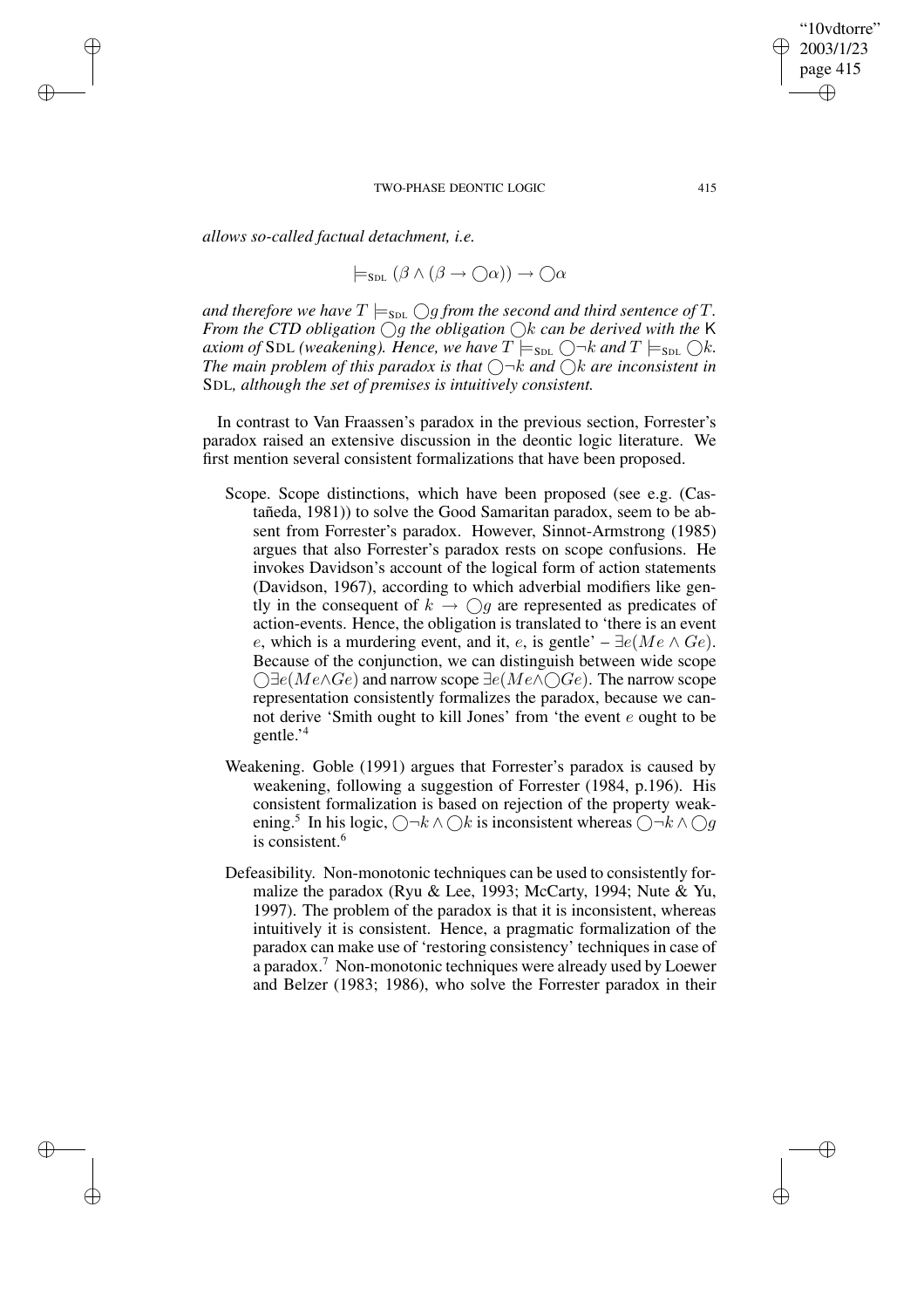*allows so-called factual detachment, i.e.*

$$\models_{\text{SDL}} (\beta \wedge (\beta \rightarrow \bigcirc\alpha)) \rightarrow \bigcirc\alpha$$

*and therefore we have $T \models_{\text{SDL}} \bigcirc g$ from the second and third sentence of $T$. From the CTD obligation $\bigcirc g$ the obligation $\bigcirc k$ can be derived with the* K *axiom of* SDL *(weakening). Hence, we have $T \models_{\text{SDL}} \bigcirc\neg k$ and $T \models_{\text{SDL}} \bigcirc k$. The main problem of this paradox is that $\bigcirc\neg k$ and $\bigcirc k$ are inconsistent in* SDL*, although the set of premises is intuitively consistent.*

In contrast to Van Fraassen's paradox in the previous section, Forrester's paradox raised an extensive discussion in the deontic logic literature. We first mention several consistent formalizations that have been proposed.

- Scope. Scope distinctions, which have been proposed (see e.g. (Castañeda, 1981)) to solve the Good Samaritan paradox, seem to be absent from Forrester's paradox. However, Sinnot-Armstrong (1985) argues that also Forrester's paradox rests on scope confusions. He invokes Davidson's account of the logical form of action statements (Davidson, 1967), according to which adverbial modifiers like gently in the consequent of $k \rightarrow \bigcirc g$ are represented as predicates of action-events. Hence, the obligation is translated to 'there is an event $e$, which is a murdering event, and it, $e$, is gentle' – $\exists e(Me \wedge Ge)$. Because of the conjunction, we can distinguish between wide scope $\bigcirc\exists e(Me \wedge Ge)$ and narrow scope $\exists e(Me \wedge \bigcirc Ge)$. The narrow scope representation consistently formalizes the paradox, because we cannot derive 'Smith ought to kill Jones' from 'the event $e$ ought to be gentle.'[4]

- Weakening. Goble (1991) argues that Forrester's paradox is caused by weakening, following a suggestion of Forrester (1984, p.196). His consistent formalization is based on rejection of the property weakening.[5] In his logic, $\bigcirc\neg k \wedge \bigcirc k$ is inconsistent whereas $\bigcirc\neg k \wedge \bigcirc g$ is consistent.[6]

- Defeasibility. Non-monotonic techniques can be used to consistently formalize the paradox (Ryu & Lee, 1993; McCarty, 1994; Nute & Yu, 1997). The problem of the paradox is that it is inconsistent, whereas intuitively it is consistent. Hence, a pragmatic formalization of the paradox can make use of 'restoring consistency' techniques in case of a paradox.[7] Non-monotonic techniques were already used by Loewer and Belzer (1983; 1986), who solve the Forrester paradox in their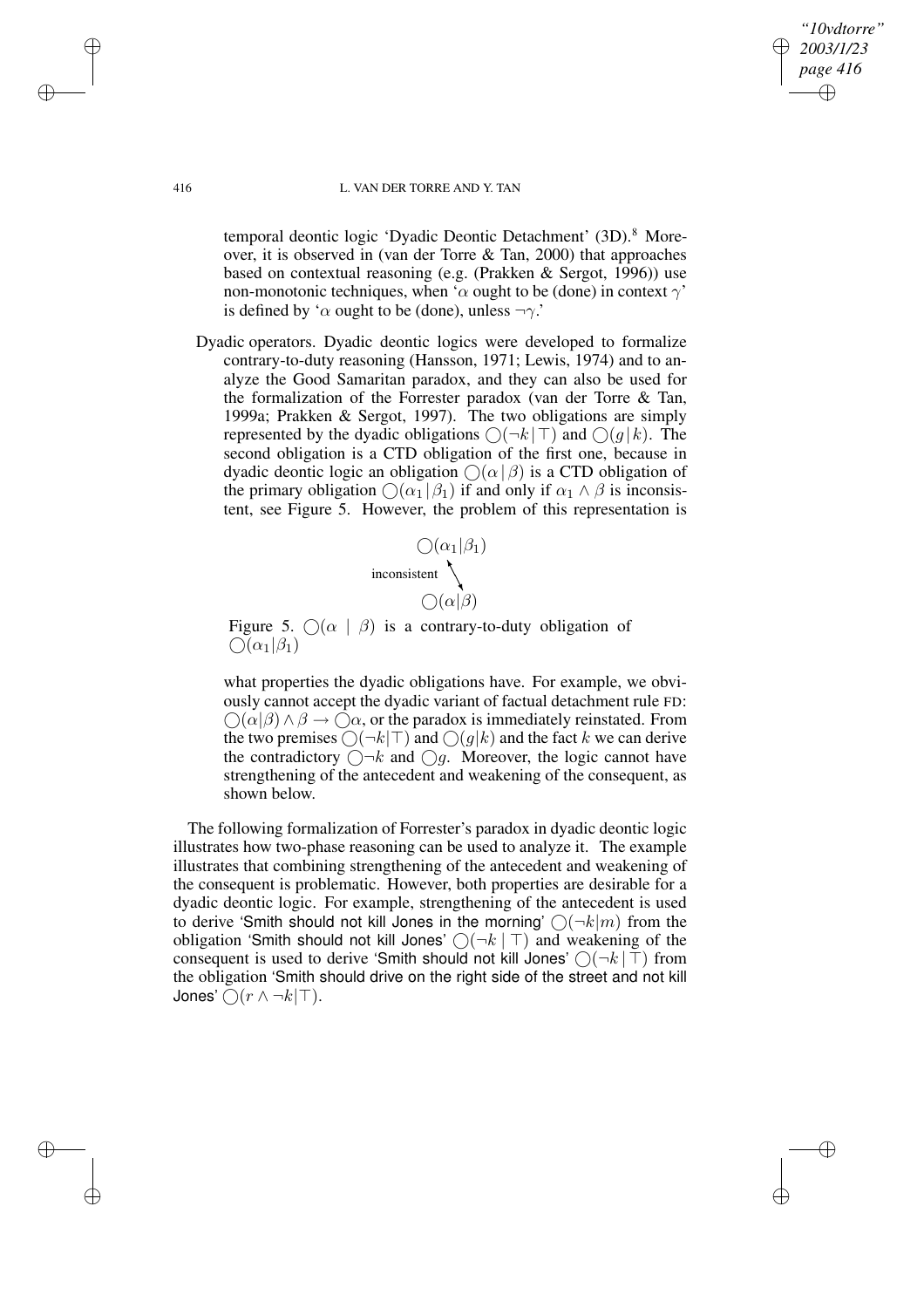temporal deontic logic 'Dyadic Deontic Detachment' (3D).[8] Moreover, it is observed in (van der Torre & Tan, 2000) that approaches based on contextual reasoning (e.g. (Prakken & Sergot, 1996)) use non-monotonic techniques, when '$\alpha$ ought to be (done) in context $\gamma$' is defined by '$\alpha$ ought to be (done), unless $\neg\gamma$.'

Dyadic operators. Dyadic deontic logics were developed to formalize contrary-to-duty reasoning (Hansson, 1971; Lewis, 1974) and to analyze the Good Samaritan paradox, and they can also be used for the formalization of the Forrester paradox (van der Torre & Tan, 1999a; Prakken & Sergot, 1997). The two obligations are simply represented by the dyadic obligations $\bigcirc(\neg k \mid \top)$ and $\bigcirc(g \mid k)$. The second obligation is a CTD obligation of the first one, because in dyadic deontic logic an obligation $\bigcirc(\alpha \mid \beta)$ is a CTD obligation of the primary obligation $\bigcirc(\alpha_1 \mid \beta_1)$ if and only if $\alpha_1 \wedge \beta$ is inconsistent, see Figure 5. However, the problem of this representation is

$$\bigcirc(\alpha_1|\beta_1)$$

inconsistent

$$\bigcirc(\alpha|\beta)$$

Figure 5. $\bigcirc(\alpha \mid \beta)$ is a contrary-to-duty obligation of $\bigcirc(\alpha_1|\beta_1)$

what properties the dyadic obligations have. For example, we obviously cannot accept the dyadic variant of factual detachment rule FD: $\bigcirc(\alpha|\beta) \wedge \beta \rightarrow \bigcirc\alpha$, or the paradox is immediately reinstated. From the two premises $\bigcirc(\neg k|\top)$ and $\bigcirc(g|k)$ and the fact $k$ we can derive the contradictory $\bigcirc\neg k$ and $\bigcirc g$. Moreover, the logic cannot have strengthening of the antecedent and weakening of the consequent, as shown below.

The following formalization of Forrester's paradox in dyadic deontic logic illustrates how two-phase reasoning can be used to analyze it. The example illustrates that combining strengthening of the antecedent and weakening of the consequent is problematic. However, both properties are desirable for a dyadic deontic logic. For example, strengthening of the antecedent is used to derive 'Smith should not kill Jones in the morning' $\bigcirc(\neg k|m)$ from the obligation 'Smith should not kill Jones' $\bigcirc(\neg k \mid \top)$ and weakening of the consequent is used to derive 'Smith should not kill Jones' $\bigcirc(\neg k \mid \top)$ from the obligation 'Smith should drive on the right side of the street and not kill Jones' $\bigcirc(r \wedge \neg k|\top)$.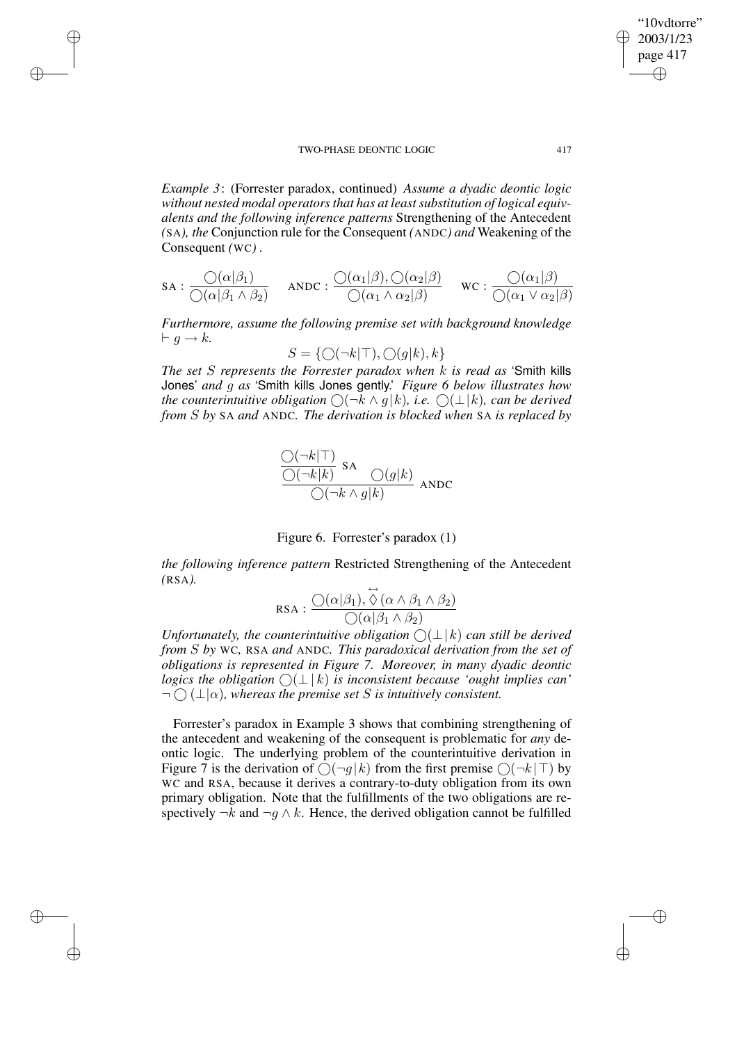*Example 3*: (Forrester paradox, continued) *Assume a dyadic deontic logic without nested modal operators that has at least substitution of logical equivalents and the following inference patterns* Strengthening of the Antecedent *(*SA*), the* Conjunction rule for the Consequent *(*ANDC*) and* Weakening of the Consequent *(*WC*)* .

$$\text{SA}: \frac{\bigcirc(\alpha|\beta_1)}{\bigcirc(\alpha|\beta_1 \wedge \beta_2)} \qquad \text{ANDC}: \frac{\bigcirc(\alpha_1|\beta), \bigcirc(\alpha_2|\beta)}{\bigcirc(\alpha_1 \wedge \alpha_2|\beta)} \qquad \text{WC}: \frac{\bigcirc(\alpha_1|\beta)}{\bigcirc(\alpha_1 \vee \alpha_2|\beta)}$$

*Furthermore, assume the following premise set with background knowledge* $\vdash g \rightarrow k$.

$$S = \{\bigcirc(\neg k|\top), \bigcirc(g|k), k\}$$

*The set $S$ represents the Forrester paradox when $k$ is read as* 'Smith kills Jones' *and $g$ as* 'Smith kills Jones gently.' *Figure 6 below illustrates how the counterintuitive obligation $\bigcirc(\neg k \wedge g|k)$, i.e. $\bigcirc(\bot|k)$, can be derived from $S$ by* SA *and* ANDC*. The derivation is blocked when* SA *is replaced by*

$$\cfrac{\cfrac{\bigcirc(\neg k|\top)}{\bigcirc(\neg k|k)}\ \text{SA} \qquad \bigcirc(g|k)}{\bigcirc(\neg k \wedge g|k)}\ \text{ANDC}$$

Figure 6. Forrester's paradox (1)

*the following inference pattern* Restricted Strengthening of the Antecedent *(*RSA*).*

$$\text{RSA}: \frac{\bigcirc(\alpha|\beta_1), \overset{\leftrightarrow}{\Diamond}(\alpha \wedge \beta_1 \wedge \beta_2)}{\bigcirc(\alpha|\beta_1 \wedge \beta_2)}$$

*Unfortunately, the counterintuitive obligation $\bigcirc(\bot|k)$ can still be derived from $S$ by* WC*,* RSA *and* ANDC*. This paradoxical derivation from the set of obligations is represented in Figure 7. Moreover, in many dyadic deontic logics the obligation $\bigcirc(\bot|k)$ is inconsistent because 'ought implies can' $\neg\bigcirc(\bot|\alpha)$, whereas the premise set $S$ is intuitively consistent.*

Forrester's paradox in Example 3 shows that combining strengthening of the antecedent and weakening of the consequent is problematic for *any* deontic logic. The underlying problem of the counterintuitive derivation in Figure 7 is the derivation of $\bigcirc(\neg g|k)$ from the first premise $\bigcirc(\neg k|\top)$ by WC and RSA, because it derives a contrary-to-duty obligation from its own primary obligation. Note that the fulfillments of the two obligations are respectively $\neg k$ and $\neg g \wedge k$. Hence, the derived obligation cannot be fulfilled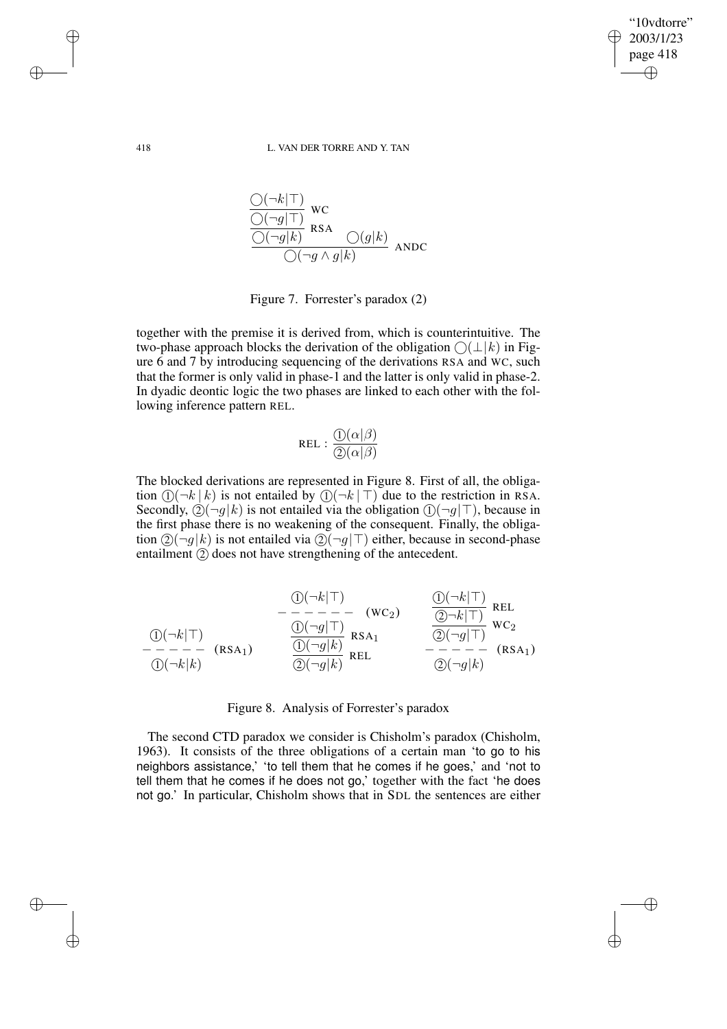$$\dfrac{\dfrac{\dfrac{\bigcirc(\neg k|\top)}{\bigcirc(\neg g|\top)}\ \text{WC}}{\bigcirc(\neg g|k)}\ \text{RSA} \qquad \bigcirc(g|k)}{\bigcirc(\neg g \wedge g|k)}\ \text{ANDC}$$

Figure 7. Forrester's paradox (2)

together with the premise it is derived from, which is counterintuitive. The two-phase approach blocks the derivation of the obligation $\bigcirc(\bot|k)$ in Figure 6 and 7 by introducing sequencing of the derivations RSA and WC, such that the former is only valid in phase-1 and the latter is only valid in phase-2. In dyadic deontic logic the two phases are linked to each other with the following inference pattern REL.

$$\text{REL} : \frac{①(\alpha|\beta)}{②(\alpha|\beta)}$$

The blocked derivations are represented in Figure 8. First of all, the obligation $①(\neg k\,|\,k)$ is not entailed by $①(\neg k\,|\,\top)$ due to the restriction in RSA. Secondly, $②(\neg g|k)$ is not entailed via the obligation $①(\neg g|\top)$, because in the first phase there is no weakening of the consequent. Finally, the obligation $②(\neg g|k)$ is not entailed via $②(\neg g|\top)$ either, because in second-phase entailment ② does not have strengthening of the antecedent.

$$\begin{array}{c} ①(\neg k|\top) \\ \text{- - - - - - } (\text{RSA}_1) \\ ①(\neg k|k) \end{array} \qquad \begin{array}{c} ①(\neg k|\top) \\ \text{- - - - - - } (\text{WC}_2) \\ \dfrac{\dfrac{①(\neg g|\top)}{①(\neg g|k)}\ \text{RSA}_1}{②(\neg g|k)}\ \text{REL} \end{array} \qquad \begin{array}{c} \dfrac{\dfrac{①(\neg k|\top)}{②\neg k|\top)}\ \text{REL}}{②(\neg g|\top)}\ \text{WC}_2 \\ \text{- - - - - - } (\text{RSA}_1) \\ ②(\neg g|k) \end{array}$$

Figure 8. Analysis of Forrester's paradox

The second CTD paradox we consider is Chisholm's paradox (Chisholm, 1963). It consists of the three obligations of a certain man 'to go to his neighbors assistance,' 'to tell them that he comes if he goes,' and 'not to tell them that he comes if he does not go,' together with the fact 'he does not go.' In particular, Chisholm shows that in SDL the sentences are either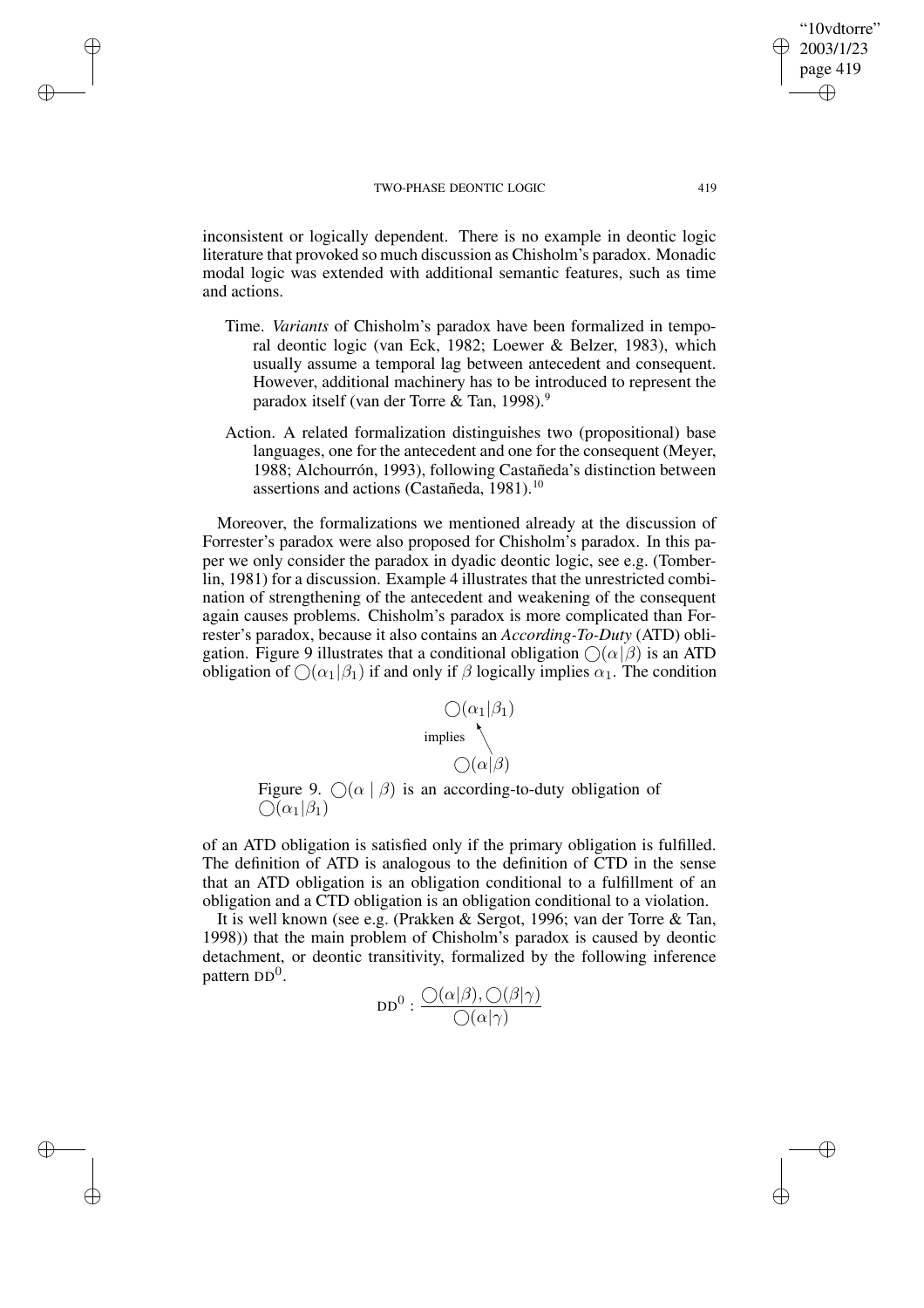inconsistent or logically dependent. There is no example in deontic logic literature that provoked so much discussion as Chisholm's paradox. Monadic modal logic was extended with additional semantic features, such as time and actions.

- Time. *Variants* of Chisholm's paradox have been formalized in temporal deontic logic (van Eck, 1982; Loewer & Belzer, 1983), which usually assume a temporal lag between antecedent and consequent. However, additional machinery has to be introduced to represent the paradox itself (van der Torre & Tan, 1998).[9]
- Action. A related formalization distinguishes two (propositional) base languages, one for the antecedent and one for the consequent (Meyer, 1988; Alchourrón, 1993), following Castañeda's distinction between assertions and actions (Castañeda, 1981).[10]

Moreover, the formalizations we mentioned already at the discussion of Forrester's paradox were also proposed for Chisholm's paradox. In this paper we only consider the paradox in dyadic deontic logic, see e.g. (Tomberlin, 1981) for a discussion. Example 4 illustrates that the unrestricted combination of strengthening of the antecedent and weakening of the consequent again causes problems. Chisholm's paradox is more complicated than Forrester's paradox, because it also contains an *According-To-Duty* (ATD) obligation. Figure 9 illustrates that a conditional obligation $\bigcirc(\alpha|\beta)$ is an ATD obligation of $\bigcirc(\alpha_1|\beta_1)$ if and only if $\beta$ logically implies $\alpha_1$. The condition

$$
\begin{array}{c}
\bigcirc(\alpha_1|\beta_1) \\
\text{implies} \nwarrow \\
\bigcirc(\alpha|\beta)
\end{array}
$$

Figure 9. $\bigcirc(\alpha \mid \beta)$ is an according-to-duty obligation of $\bigcirc(\alpha_1|\beta_1)$

of an ATD obligation is satisfied only if the primary obligation is fulfilled. The definition of ATD is analogous to the definition of CTD in the sense that an ATD obligation is an obligation conditional to a fulfillment of an obligation and a CTD obligation is an obligation conditional to a violation.

It is well known (see e.g. (Prakken & Sergot, 1996; van der Torre & Tan, 1998)) that the main problem of Chisholm's paradox is caused by deontic detachment, or deontic transitivity, formalized by the following inference pattern $\text{DD}^0$.

$$
\text{DD}^0 : \frac{\bigcirc(\alpha|\beta), \bigcirc(\beta|\gamma)}{\bigcirc(\alpha|\gamma)}
$$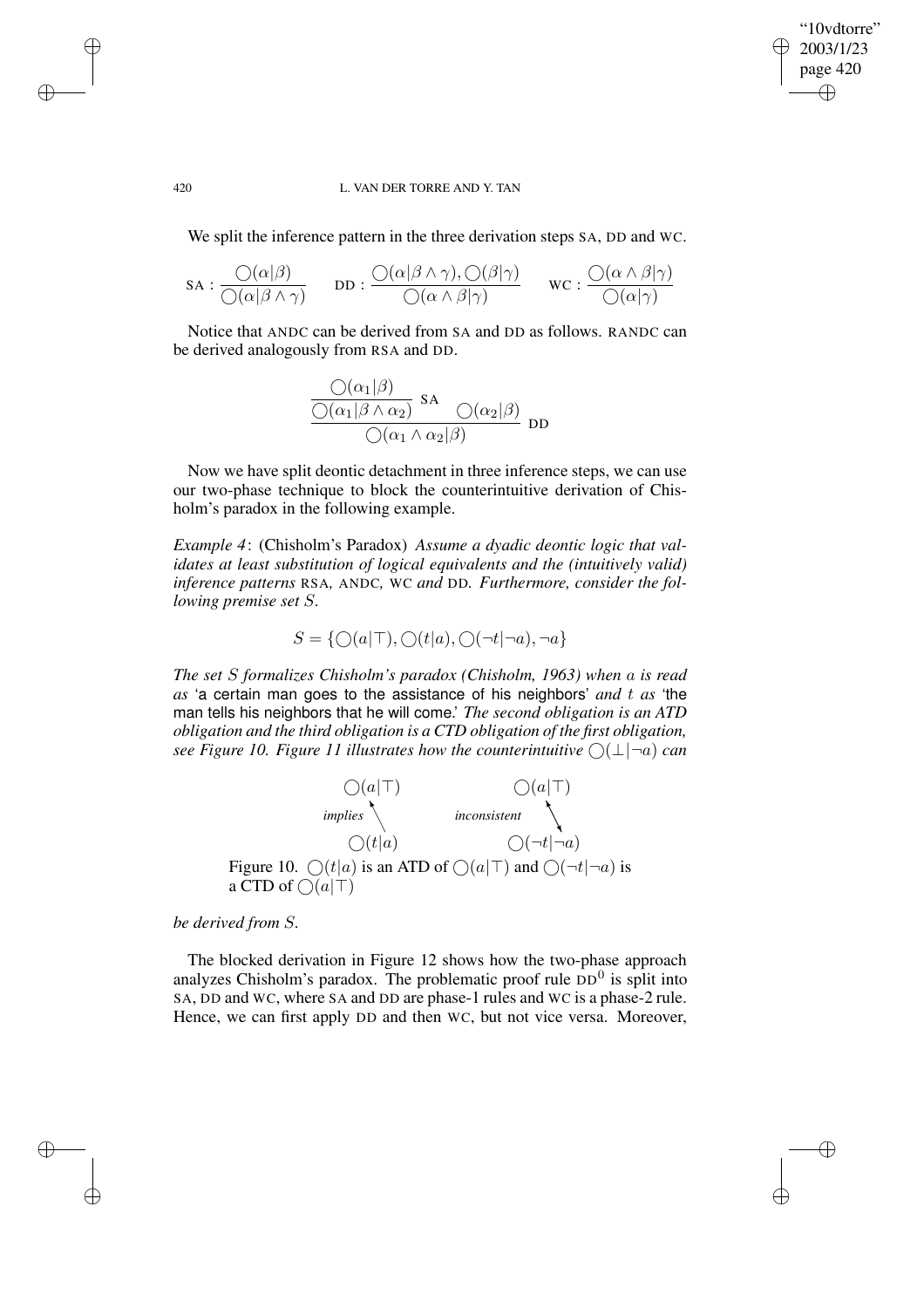We split the inference pattern in the three derivation steps SA, DD and WC.

$$\text{SA} : \frac{\bigcirc(\alpha|\beta)}{\bigcirc(\alpha|\beta \wedge \gamma)} \qquad \text{DD} : \frac{\bigcirc(\alpha|\beta \wedge \gamma), \bigcirc(\beta|\gamma)}{\bigcirc(\alpha \wedge \beta|\gamma)} \qquad \text{WC} : \frac{\bigcirc(\alpha \wedge \beta|\gamma)}{\bigcirc(\alpha|\gamma)}$$

Notice that ANDC can be derived from SA and DD as follows. RANDC can be derived analogously from RSA and DD.

$$\frac{\dfrac{\bigcirc(\alpha_1|\beta)}{\bigcirc(\alpha_1|\beta \wedge \alpha_2)}\ \text{SA} \qquad \bigcirc(\alpha_2|\beta)}{\bigcirc(\alpha_1 \wedge \alpha_2|\beta)}\ \text{DD}$$

Now we have split deontic detachment in three inference steps, we can use our two-phase technique to block the counterintuitive derivation of Chisholm's paradox in the following example.

*Example 4*: (Chisholm's Paradox) *Assume a dyadic deontic logic that validates at least substitution of logical equivalents and the (intuitively valid) inference patterns* RSA, ANDC, WC *and* DD. *Furthermore, consider the following premise set* $S$.

$$S = \{\bigcirc(a|\top), \bigcirc(t|a), \bigcirc(\neg t|\neg a), \neg a\}$$

*The set* $S$ *formalizes Chisholm's paradox (Chisholm, 1963) when* $a$ *is read as* 'a certain man goes to the assistance of his neighbors' *and* $t$ *as* 'the man tells his neighbors that he will come.' *The second obligation is an ATD obligation and the third obligation is a CTD obligation of the first obligation, see Figure 10. Figure 11 illustrates how the counterintuitive* $\bigcirc(\bot|\neg a)$ *can be derived from* $S$.

$\bigcirc(a|\top)$ — *implies* — $\bigcirc(t|a)$ $\qquad$ $\bigcirc(a|\top)$ — *inconsistent* — $\bigcirc(\neg t|\neg a)$

Figure 10. $\bigcirc(t|a)$ is an ATD of $\bigcirc(a|\top)$ and $\bigcirc(\neg t|\neg a)$ is a CTD of $\bigcirc(a|\top)$

The blocked derivation in Figure 12 shows how the two-phase approach analyzes Chisholm's paradox. The problematic proof rule $\text{DD}^0$ is split into SA, DD and WC, where SA and DD are phase-1 rules and WC is a phase-2 rule. Hence, we can first apply DD and then WC, but not vice versa. Moreover,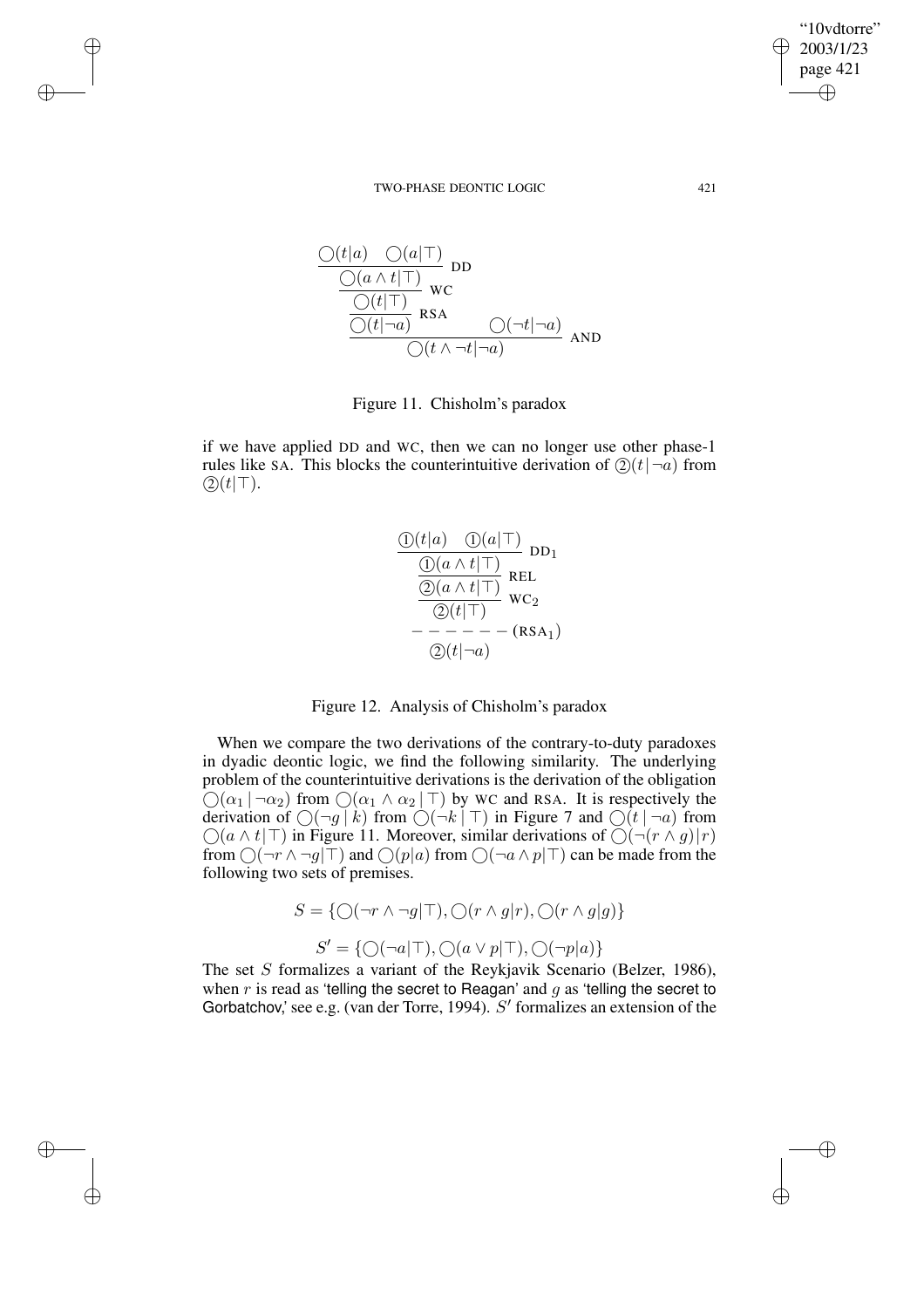$$\cfrac{\cfrac{\cfrac{\bigcirc(t|a) \quad \bigcirc(a|\top)}{\bigcirc(a \wedge t|\top)}\ \text{DD}}{\bigcirc(t|\top)}\ \text{WC}}{\cfrac{\bigcirc(t|\neg a)\ \text{RSA} \qquad \bigcirc(\neg t|\neg a)}{\bigcirc(t \wedge \neg t|\neg a)}\ \text{AND}}$$

Figure 11. Chisholm's paradox

if we have applied DD and WC, then we can no longer use other phase-1 rules like SA. This blocks the counterintuitive derivation of ②$(t\,|\,\neg a)$ from ②$(t|\top)$.

$$\cfrac{\cfrac{\cfrac{①(t|a) \quad ①(a|\top)}{①(a \wedge t|\top)}\ \text{DD}_1}{②(a \wedge t|\top)}\ \text{REL}}{②(t|\top)}\ \text{WC}_2$$
$$- - - - - - (\text{RSA}_1)$$
$$②(t|\neg a)$$

Figure 12. Analysis of Chisholm's paradox

When we compare the two derivations of the contrary-to-duty paradoxes in dyadic deontic logic, we find the following similarity. The underlying problem of the counterintuitive derivations is the derivation of the obligation $\bigcirc(\alpha_1\,|\,\neg\alpha_2)$ from $\bigcirc(\alpha_1 \wedge \alpha_2\,|\,\top)$ by WC and RSA. It is respectively the derivation of $\bigcirc(\neg g\,|\,k)$ from $\bigcirc(\neg k\,|\,\top)$ in Figure 7 and $\bigcirc(t\,|\,\neg a)$ from $\bigcirc(a \wedge t|\top)$ in Figure 11. Moreover, similar derivations of $\bigcirc(\neg(r \wedge g)|r)$ from $\bigcirc(\neg r \wedge \neg g|\top)$ and $\bigcirc(p|a)$ from $\bigcirc(\neg a \wedge p|\top)$ can be made from the following two sets of premises.

$$S = \{\bigcirc(\neg r \wedge \neg g|\top), \bigcirc(r \wedge g|r), \bigcirc(r \wedge g|g)\}$$

$$S' = \{\bigcirc(\neg a|\top), \bigcirc(a \vee p|\top), \bigcirc(\neg p|a)\}$$

The set $S$ formalizes a variant of the Reykjavik Scenario (Belzer, 1986), when $r$ is read as 'telling the secret to Reagan' and $g$ as 'telling the secret to Gorbatchov,' see e.g. (van der Torre, 1994). $S'$ formalizes an extension of the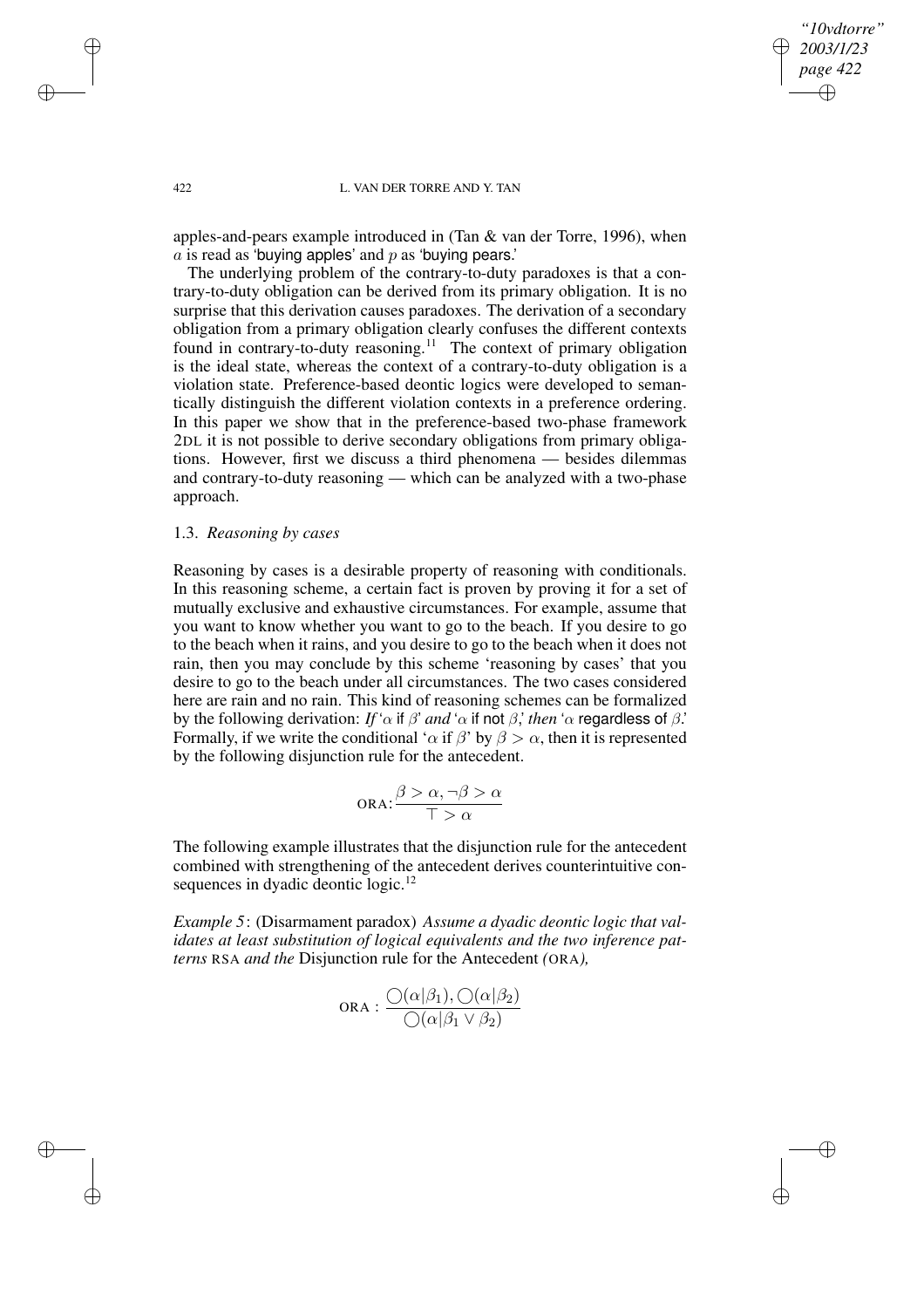apples-and-pears example introduced in (Tan & van der Torre, 1996), when $a$ is read as 'buying apples' and $p$ as 'buying pears.'

The underlying problem of the contrary-to-duty paradoxes is that a contrary-to-duty obligation can be derived from its primary obligation. It is no surprise that this derivation causes paradoxes. The derivation of a secondary obligation from a primary obligation clearly confuses the different contexts found in contrary-to-duty reasoning.[11] The context of primary obligation is the ideal state, whereas the context of a contrary-to-duty obligation is a violation state. Preference-based deontic logics were developed to semantically distinguish the different violation contexts in a preference ordering. In this paper we show that in the preference-based two-phase framework 2DL it is not possible to derive secondary obligations from primary obligations. However, first we discuss a third phenomena — besides dilemmas and contrary-to-duty reasoning — which can be analyzed with a two-phase approach.

### 1.3. *Reasoning by cases*

Reasoning by cases is a desirable property of reasoning with conditionals. In this reasoning scheme, a certain fact is proven by proving it for a set of mutually exclusive and exhaustive circumstances. For example, assume that you want to know whether you want to go to the beach. If you desire to go to the beach when it rains, and you desire to go to the beach when it does not rain, then you may conclude by this scheme 'reasoning by cases' that you desire to go to the beach under all circumstances. The two cases considered here are rain and no rain. This kind of reasoning schemes can be formalized by the following derivation: *If* '$\alpha$ if $\beta$' *and* '$\alpha$ if not $\beta$,' *then* '$\alpha$ regardless of $\beta$.' Formally, if we write the conditional '$\alpha$ if $\beta$' by $\beta > \alpha$, then it is represented by the following disjunction rule for the antecedent.

$$\text{ORA:} \frac{\beta > \alpha, \neg\beta > \alpha}{\top > \alpha}$$

The following example illustrates that the disjunction rule for the antecedent combined with strengthening of the antecedent derives counterintuitive consequences in dyadic deontic logic.[12]

*Example 5*: (Disarmament paradox) *Assume a dyadic deontic logic that validates at least substitution of logical equivalents and the two inference patterns* RSA *and the* Disjunction rule for the Antecedent *(*ORA*),*

$$\text{ORA} : \frac{\bigcirc(\alpha|\beta_1), \bigcirc(\alpha|\beta_2)}{\bigcirc(\alpha|\beta_1 \vee \beta_2)}$$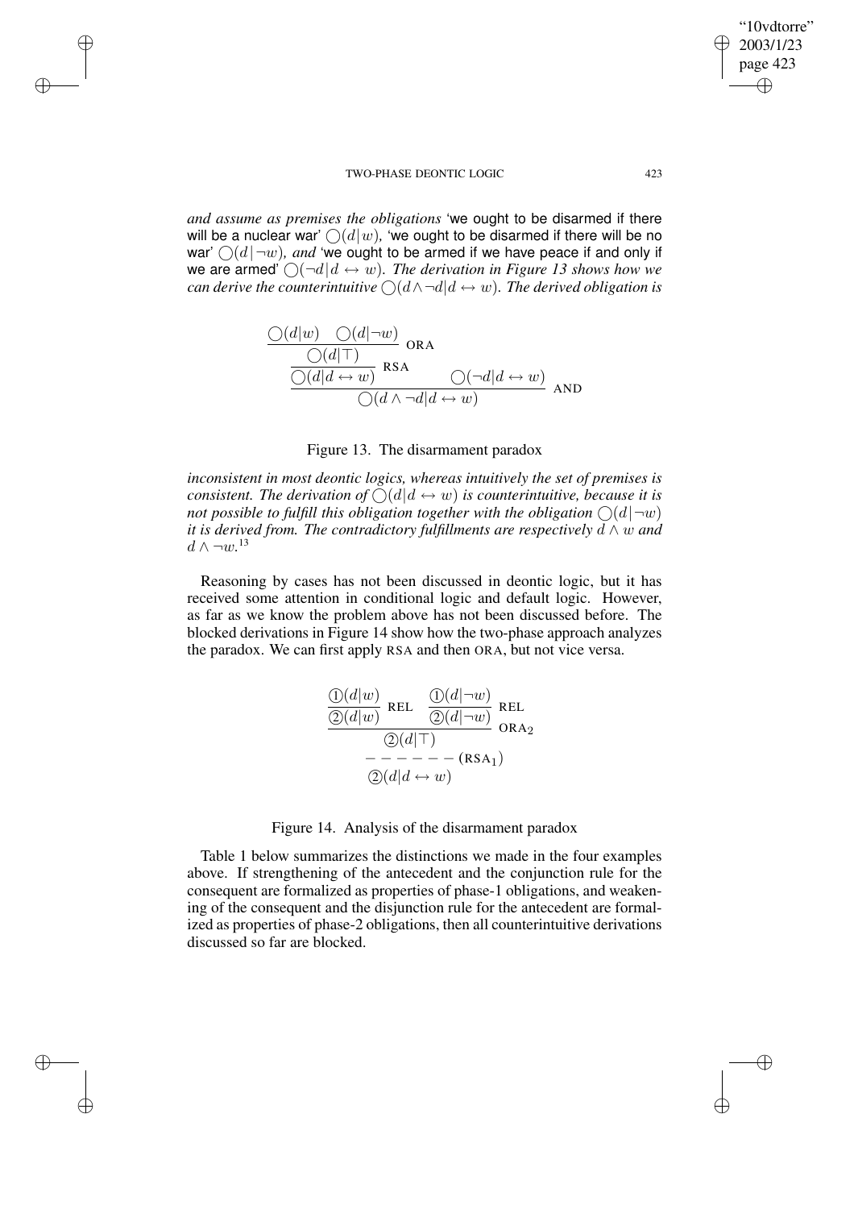*and assume as premises the obligations* 'we ought to be disarmed if there will be a nuclear war' $\bigcirc(d|w)$*,* 'we ought to be disarmed if there will be no war' $\bigcirc(d|\neg w)$*, and* 'we ought to be armed if we have peace if and only if we are armed' $\bigcirc(\neg d|d \leftrightarrow w)$*. The derivation in Figure 13 shows how we can derive the counterintuitive* $\bigcirc(d \wedge \neg d|d \leftrightarrow w)$*. The derived obligation is*

$$\dfrac{\dfrac{\dfrac{\bigcirc(d|w) \quad \bigcirc(d|\neg w)}{\bigcirc(d|\top)}\ \text{ORA}}{\bigcirc(d|d \leftrightarrow w)}\ \text{RSA} \qquad \bigcirc(\neg d|d \leftrightarrow w)}{\bigcirc(d \wedge \neg d|d \leftrightarrow w)}\ \text{AND}$$

Figure 13. The disarmament paradox

*inconsistent in most deontic logics, whereas intuitively the set of premises is consistent. The derivation of* $\bigcirc(d|d \leftrightarrow w)$ *is counterintuitive, because it is not possible to fulfill this obligation together with the obligation* $\bigcirc(d|\neg w)$ *it is derived from. The contradictory fulfillments are respectively* $d \wedge w$ *and* $d \wedge \neg w$*.*[13]

Reasoning by cases has not been discussed in deontic logic, but it has received some attention in conditional logic and default logic. However, as far as we know the problem above has not been discussed before. The blocked derivations in Figure 14 show how the two-phase approach analyzes the paradox. We can first apply RSA and then ORA, but not vice versa.

$$\dfrac{\dfrac{①(d|w)}{②(d|w)}\ \text{REL} \qquad \dfrac{①(d|\neg w)}{②(d|\neg w)}\ \text{REL}}{\dfrac{②(d|\top)}{②(d|d \leftrightarrow w)}\ (\text{RSA}_1)\ \text{(blocked)}}\ \text{ORA}_2$$

Figure 14. Analysis of the disarmament paradox

Table 1 below summarizes the distinctions we made in the four examples above. If strengthening of the antecedent and the conjunction rule for the consequent are formalized as properties of phase-1 obligations, and weakening of the consequent and the disjunction rule for the antecedent are formalized as properties of phase-2 obligations, then all counterintuitive derivations discussed so far are blocked.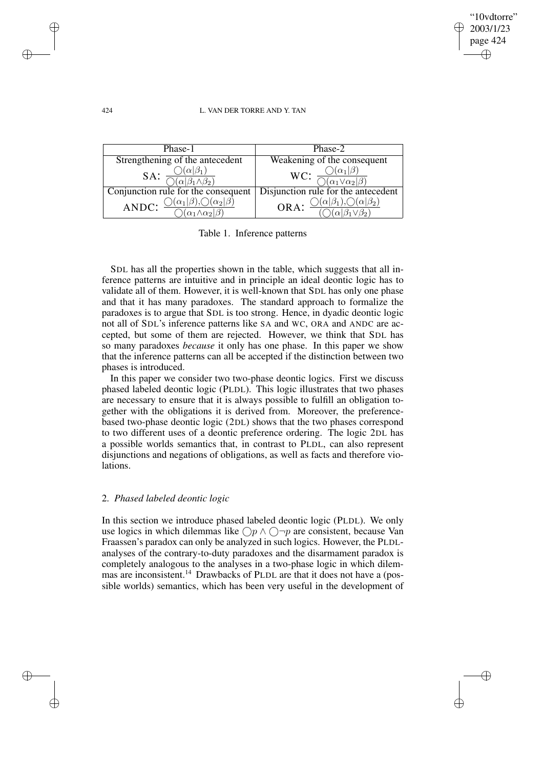| Phase-1 | Phase-2 |
| --- | --- |
| Strengthening of the antecedent | Weakening of the consequent |
| SA: $\frac{\bigcirc(\alpha\|\beta_1)}{\bigcirc(\alpha\|\beta_1 \wedge \beta_2)}$ | WC: $\frac{\bigcirc(\alpha_1\|\beta)}{\bigcirc(\alpha_1 \vee \alpha_2\|\beta)}$ |
| Conjunction rule for the consequent | Disjunction rule for the antecedent |
| ANDC: $\frac{\bigcirc(\alpha_1\|\beta), \bigcirc(\alpha_2\|\beta)}{\bigcirc(\alpha_1 \wedge \alpha_2\|\beta)}$ | ORA: $\frac{\bigcirc(\alpha\|\beta_1), \bigcirc(\alpha\|\beta_2)}{(\bigcirc(\alpha\|\beta_1 \vee \beta_2)}$ |

Table 1. Inference patterns

SDL has all the properties shown in the table, which suggests that all inference patterns are intuitive and in principle an ideal deontic logic has to validate all of them. However, it is well-known that SDL has only one phase and that it has many paradoxes. The standard approach to formalize the paradoxes is to argue that SDL is too strong. Hence, in dyadic deontic logic not all of SDL's inference patterns like SA and WC, ORA and ANDC are accepted, but some of them are rejected. However, we think that SDL has so many paradoxes *because* it only has one phase. In this paper we show that the inference patterns can all be accepted if the distinction between two phases is introduced.

In this paper we consider two two-phase deontic logics. First we discuss phased labeled deontic logic (PLDL). This logic illustrates that two phases are necessary to ensure that it is always possible to fulfill an obligation together with the obligations it is derived from. Moreover, the preference-based two-phase deontic logic (2DL) shows that the two phases correspond to two different uses of a deontic preference ordering. The logic 2DL has a possible worlds semantics that, in contrast to PLDL, can also represent disjunctions and negations of obligations, as well as facts and therefore violations.

## 2. *Phased labeled deontic logic*

In this section we introduce phased labeled deontic logic (PLDL). We only use logics in which dilemmas like $\bigcirc p \wedge \bigcirc \neg p$ are consistent, because Van Fraassen's paradox can only be analyzed in such logics. However, the PLDL-analyses of the contrary-to-duty paradoxes and the disarmament paradox is completely analogous to the analyses in a two-phase logic in which dilemmas are inconsistent.[14] Drawbacks of PLDL are that it does not have a (possible worlds) semantics, which has been very useful in the development of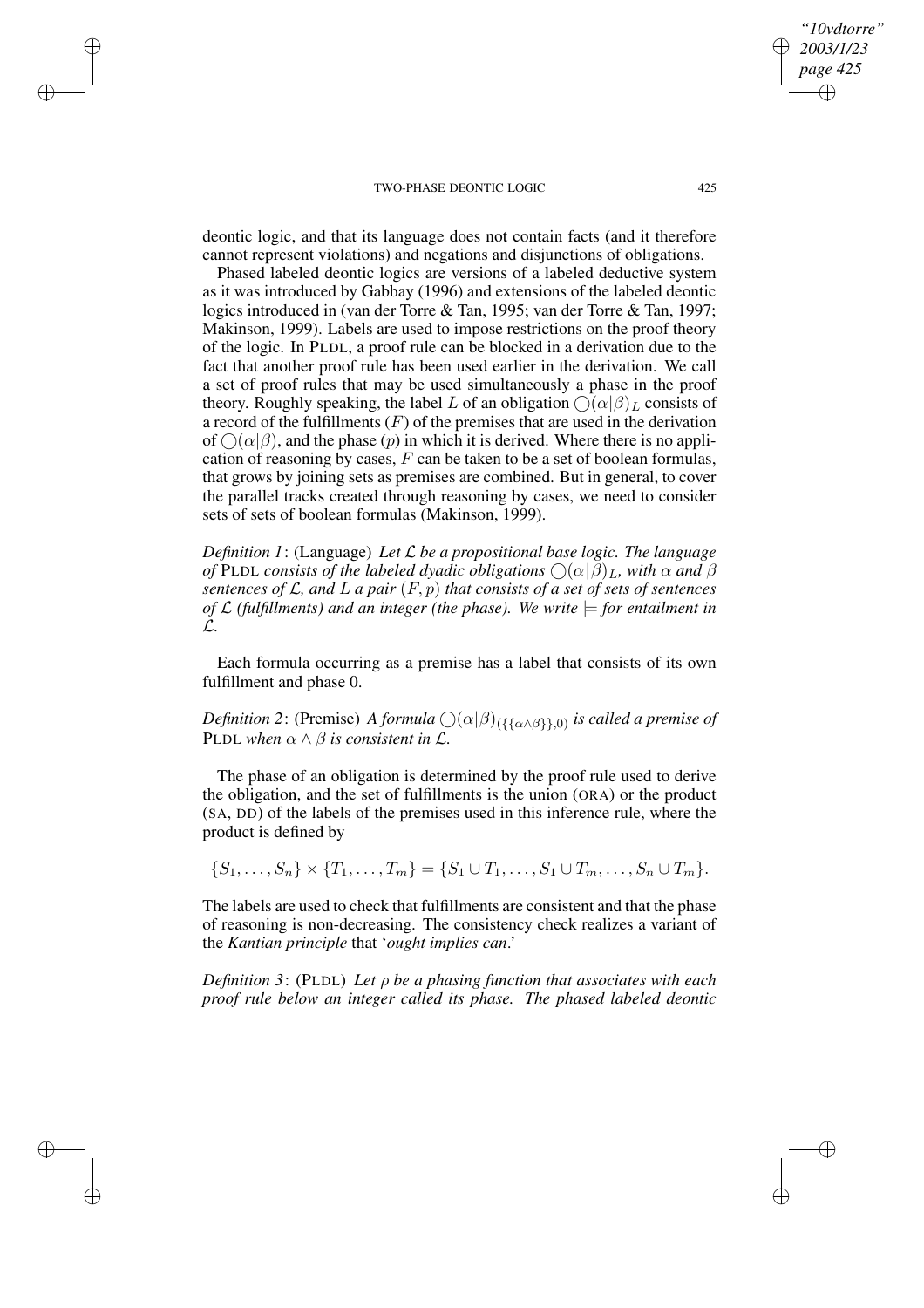deontic logic, and that its language does not contain facts (and it therefore cannot represent violations) and negations and disjunctions of obligations.

Phased labeled deontic logics are versions of a labeled deductive system as it was introduced by Gabbay (1996) and extensions of the labeled deontic logics introduced in (van der Torre & Tan, 1995; van der Torre & Tan, 1997; Makinson, 1999). Labels are used to impose restrictions on the proof theory of the logic. In PLDL, a proof rule can be blocked in a derivation due to the fact that another proof rule has been used earlier in the derivation. We call a set of proof rules that may be used simultaneously a phase in the proof theory. Roughly speaking, the label $L$ of an obligation $\bigcirc(\alpha|\beta)_L$ consists of a record of the fulfillments ($F$) of the premises that are used in the derivation of $\bigcirc(\alpha|\beta)$, and the phase ($p$) in which it is derived. Where there is no application of reasoning by cases, $F$ can be taken to be a set of boolean formulas, that grows by joining sets as premises are combined. But in general, to cover the parallel tracks created through reasoning by cases, we need to consider sets of sets of boolean formulas (Makinson, 1999).

*Definition 1*: (Language) *Let $\mathcal{L}$ be a propositional base logic. The language of* PLDL *consists of the labeled dyadic obligations $\bigcirc(\alpha|\beta)_L$, with $\alpha$ and $\beta$ sentences of $\mathcal{L}$, and $L$ a pair $(F, p)$ that consists of a set of sets of sentences of $\mathcal{L}$ (fulfillments) and an integer (the phase). We write $\models$ for entailment in $\mathcal{L}$.*

Each formula occurring as a premise has a label that consists of its own fulfillment and phase 0.

*Definition 2*: (Premise) *A formula $\bigcirc(\alpha|\beta)_{(\{\{\alpha\wedge\beta\}\},0)}$ is called a premise of* PLDL *when $\alpha \wedge \beta$ is consistent in $\mathcal{L}$.*

The phase of an obligation is determined by the proof rule used to derive the obligation, and the set of fulfillments is the union (ORA) or the product (SA, DD) of the labels of the premises used in this inference rule, where the product is defined by

$$\{S_1, \ldots, S_n\} \times \{T_1, \ldots, T_m\} = \{S_1 \cup T_1, \ldots, S_1 \cup T_m, \ldots, S_n \cup T_m\}.$$

The labels are used to check that fulfillments are consistent and that the phase of reasoning is non-decreasing. The consistency check realizes a variant of the *Kantian principle* that '*ought implies can*.'

*Definition 3*: (PLDL) *Let $\rho$ be a phasing function that associates with each proof rule below an integer called its phase. The phased labeled deontic*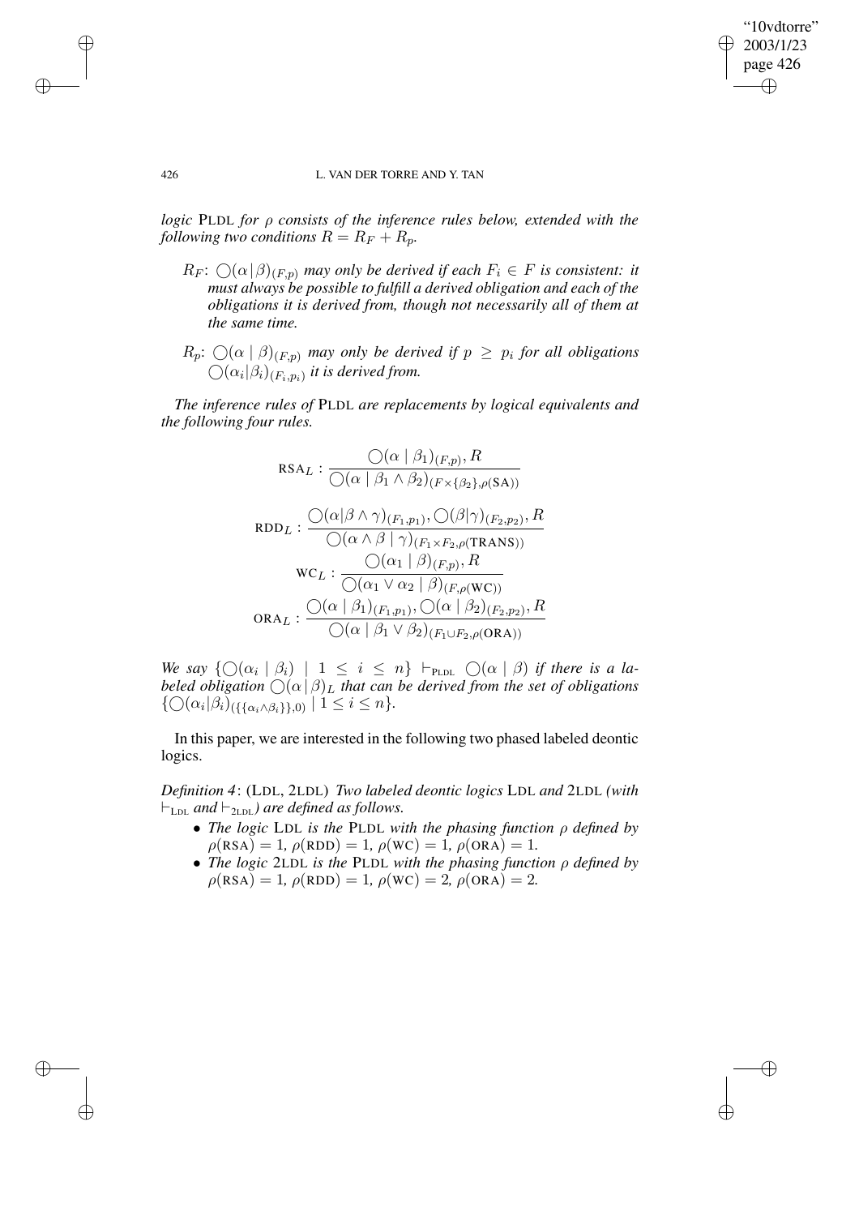*logic* PLDL *for* $\rho$ *consists of the inference rules below, extended with the following two conditions* $R = R_F + R_p$.

- $R_F$: $\bigcirc(\alpha|\beta)_{(F,p)}$ *may only be derived if each* $F_i \in F$ *is consistent: it must always be possible to fulfill a derived obligation and each of the obligations it is derived from, though not necessarily all of them at the same time.*

- $R_p$: $\bigcirc(\alpha \mid \beta)_{(F,p)}$ *may only be derived if* $p \geq p_i$ *for all obligations* $\bigcirc(\alpha_i|\beta_i)_{(F_i,p_i)}$ *it is derived from.*

*The inference rules of* PLDL *are replacements by logical equivalents and the following four rules.*

$$\text{RSA}_L : \frac{\bigcirc(\alpha \mid \beta_1)_{(F,p)}, R}{\bigcirc(\alpha \mid \beta_1 \wedge \beta_2)_{(F \times \{\beta_2\}, \rho(\text{SA}))}}$$

$$\text{RDD}_L : \frac{\bigcirc(\alpha|\beta \wedge \gamma)_{(F_1,p_1)}, \bigcirc(\beta|\gamma)_{(F_2,p_2)}, R}{\bigcirc(\alpha \wedge \beta \mid \gamma)_{(F_1 \times F_2, \rho(\text{TRANS}))}}$$

$$\text{WC}_L : \frac{\bigcirc(\alpha_1 \mid \beta)_{(F,p)}, R}{\bigcirc(\alpha_1 \vee \alpha_2 \mid \beta)_{(F,\rho(\text{WC}))}}$$

$$\text{ORA}_L : \frac{\bigcirc(\alpha \mid \beta_1)_{(F_1,p_1)}, \bigcirc(\alpha \mid \beta_2)_{(F_2,p_2)}, R}{\bigcirc(\alpha \mid \beta_1 \vee \beta_2)_{(F_1 \cup F_2, \rho(\text{ORA}))}}$$

*We say* $\{\bigcirc(\alpha_i \mid \beta_i) \mid 1 \leq i \leq n\} \vdash_{\text{PLDL}} \bigcirc(\alpha \mid \beta)$ *if there is a labeled obligation* $\bigcirc(\alpha|\beta)_L$ *that can be derived from the set of obligations* $\{\bigcirc(\alpha_i|\beta_i)_{(\{\{\alpha_i \wedge \beta_i\}\},0)} \mid 1 \leq i \leq n\}$.

In this paper, we are interested in the following two phased labeled deontic logics.

*Definition 4*: (LDL, 2LDL) *Two labeled deontic logics* LDL *and* 2LDL *(with* $\vdash_{\text{LDL}}$ *and* $\vdash_{\text{2LDL}}$*) are defined as follows.*

- *The logic* LDL *is the* PLDL *with the phasing function* $\rho$ *defined by* $\rho(\text{RSA}) = 1$, $\rho(\text{RDD}) = 1$, $\rho(\text{WC}) = 1$, $\rho(\text{ORA}) = 1$.
- *The logic* 2LDL *is the* PLDL *with the phasing function* $\rho$ *defined by* $\rho(\text{RSA}) = 1$, $\rho(\text{RDD}) = 1$, $\rho(\text{WC}) = 2$, $\rho(\text{ORA}) = 2$.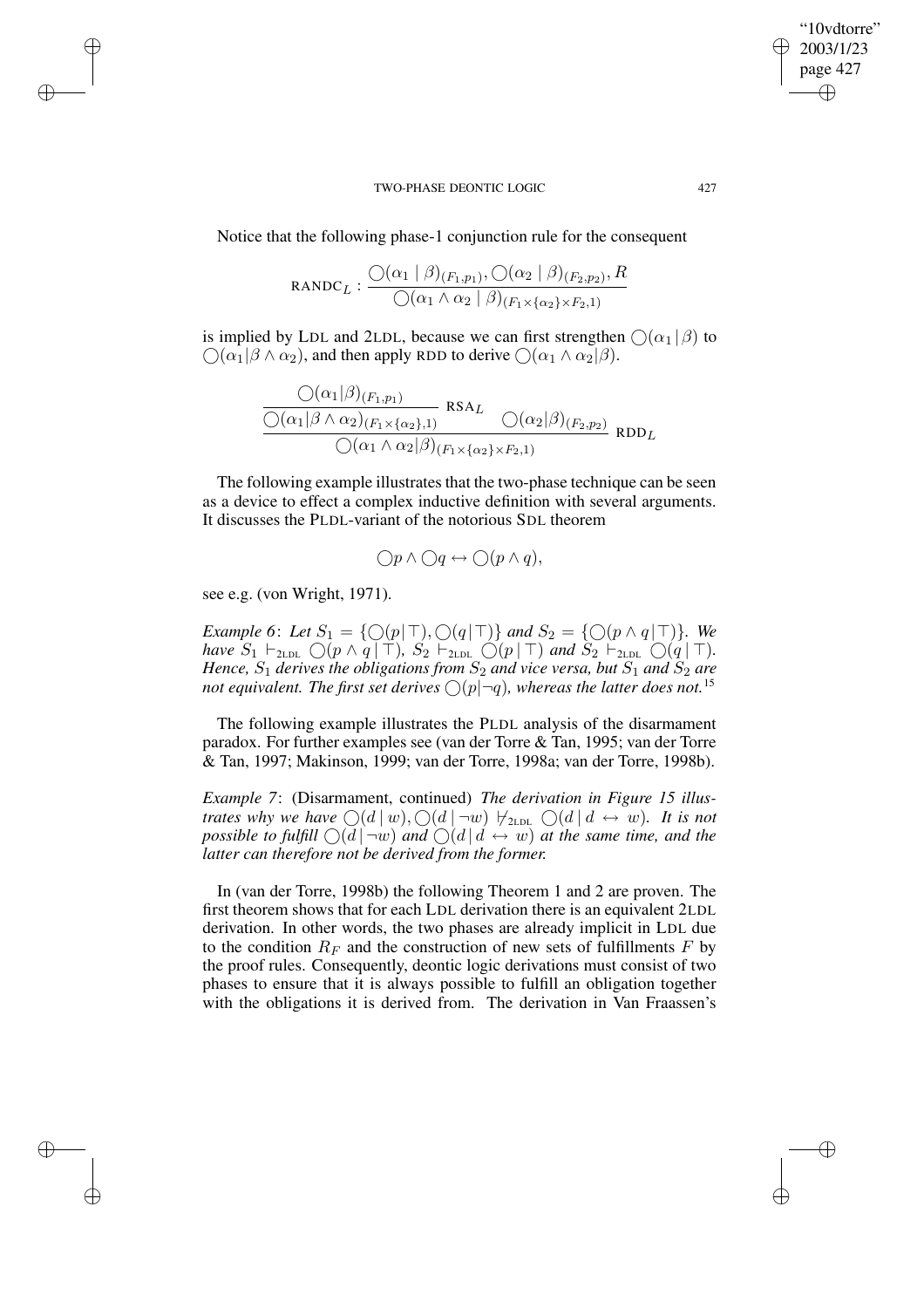Notice that the following phase-1 conjunction rule for the consequent

$$\text{RANDC}_L : \frac{\bigcirc(\alpha_1 \mid \beta)_{(F_1,p_1)}, \bigcirc(\alpha_2 \mid \beta)_{(F_2,p_2)}, R}{\bigcirc(\alpha_1 \wedge \alpha_2 \mid \beta)_{(F_1 \times \{\alpha_2\} \times F_2,1)}}$$

is implied by LDL and 2LDL, because we can first strengthen $\bigcirc(\alpha_1 | \beta)$ to $\bigcirc(\alpha_1 | \beta \wedge \alpha_2)$, and then apply RDD to derive $\bigcirc(\alpha_1 \wedge \alpha_2 | \beta)$.

$$\dfrac{\dfrac{\bigcirc(\alpha_1|\beta)_{(F_1,p_1)}}{\bigcirc(\alpha_1|\beta \wedge \alpha_2)_{(F_1 \times \{\alpha_2\},1)}}\ \text{RSA}_L \qquad \bigcirc(\alpha_2|\beta)_{(F_2,p_2)}}{\bigcirc(\alpha_1 \wedge \alpha_2|\beta)_{(F_1 \times \{\alpha_2\} \times F_2,1)}}\ \text{RDD}_L$$

The following example illustrates that the two-phase technique can be seen as a device to effect a complex inductive definition with several arguments. It discusses the PLDL-variant of the notorious SDL theorem

$$\bigcirc p \wedge \bigcirc q \leftrightarrow \bigcirc(p \wedge q),$$

see e.g. (von Wright, 1971).

*Example 6*: *Let $S_1 = \{\bigcirc(p|\top), \bigcirc(q|\top)\}$ and $S_2 = \{\bigcirc(p \wedge q|\top)\}$. We have $S_1 \vdash_{2\text{LDL}} \bigcirc(p \wedge q \mid \top)$, $S_2 \vdash_{2\text{LDL}} \bigcirc(p \mid \top)$ and $S_2 \vdash_{2\text{LDL}} \bigcirc(q \mid \top)$. Hence, $S_1$ derives the obligations from $S_2$ and vice versa, but $S_1$ and $S_2$ are not equivalent. The first set derives $\bigcirc(p|\neg q)$, whereas the latter does not.*[15]

The following example illustrates the PLDL analysis of the disarmament paradox. For further examples see (van der Torre & Tan, 1995; van der Torre & Tan, 1997; Makinson, 1999; van der Torre, 1998a; van der Torre, 1998b).

*Example 7*: (Disarmament, continued) *The derivation in Figure 15 illustrates why we have $\bigcirc(d \mid w), \bigcirc(d \mid \neg w) \not\vdash_{2\text{LDL}} \bigcirc(d \mid d \leftrightarrow w)$. It is not possible to fulfill $\bigcirc(d \mid \neg w)$ and $\bigcirc(d \mid d \leftrightarrow w)$ at the same time, and the latter can therefore not be derived from the former.*

In (van der Torre, 1998b) the following Theorem 1 and 2 are proven. The first theorem shows that for each LDL derivation there is an equivalent 2LDL derivation. In other words, the two phases are already implicit in LDL due to the condition $R_F$ and the construction of new sets of fulfillments $F$ by the proof rules. Consequently, deontic logic derivations must consist of two phases to ensure that it is always possible to fulfill an obligation together with the obligations it is derived from. The derivation in Van Fraassen's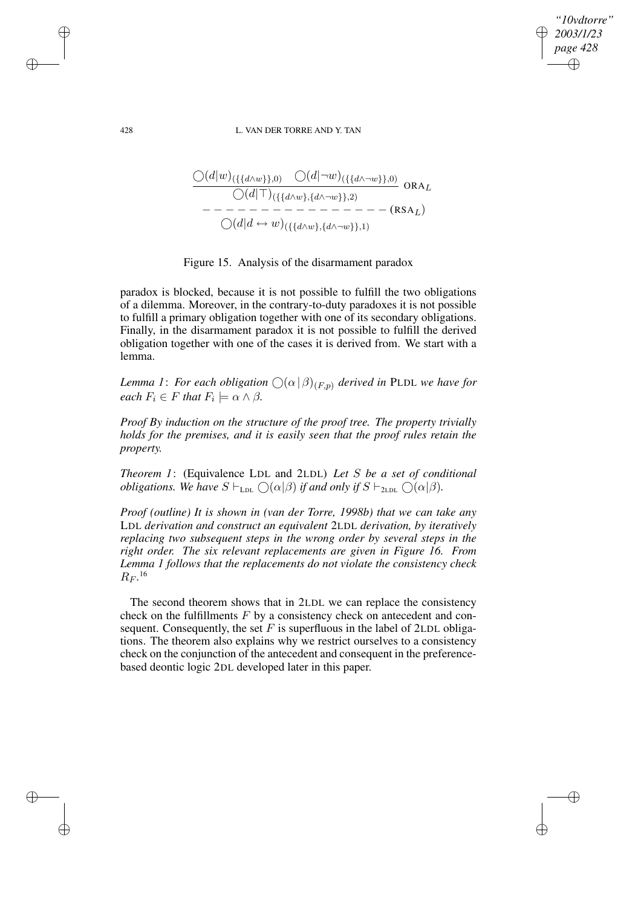$$\dfrac{\bigcirc(d|w)_{(\{\{d\wedge w\}\},0)} \quad \bigcirc(d|\neg w)_{(\{\{d\wedge\neg w\}\},0)}}{\bigcirc(d|\top)_{(\{\{d\wedge w\},\{d\wedge\neg w\}\},2)}} \ \text{ORA}_L$$
$$- - - - - - - - - - - - - - - - (\text{RSA}_L)$$
$$\bigcirc(d|d \leftrightarrow w)_{(\{\{d\wedge w\},\{d\wedge\neg w\}\},1)}$$

Figure 15. Analysis of the disarmament paradox

paradox is blocked, because it is not possible to fulfill the two obligations of a dilemma. Moreover, in the contrary-to-duty paradoxes it is not possible to fulfill a primary obligation together with one of its secondary obligations. Finally, in the disarmament paradox it is not possible to fulfill the derived obligation together with one of the cases it is derived from. We start with a lemma.

*Lemma 1*: *For each obligation $\bigcirc(\alpha\,|\,\beta)_{(F,p)}$ derived in* PLDL *we have for each $F_i \in F$ that $F_i \models \alpha \wedge \beta$.*

*Proof By induction on the structure of the proof tree. The property trivially holds for the premises, and it is easily seen that the proof rules retain the property.*

*Theorem 1*: (Equivalence LDL and 2LDL) *Let $S$ be a set of conditional obligations. We have $S \vdash_{\text{LDL}} \bigcirc(\alpha|\beta)$ if and only if $S \vdash_{\text{2LDL}} \bigcirc(\alpha|\beta)$.*

*Proof (outline) It is shown in (van der Torre, 1998b) that we can take any* LDL *derivation and construct an equivalent* 2LDL *derivation, by iteratively replacing two subsequent steps in the wrong order by several steps in the right order. The six relevant replacements are given in Figure 16. From Lemma 1 follows that the replacements do not violate the consistency check $R_F$.*[16]

The second theorem shows that in 2LDL we can replace the consistency check on the fulfillments $F$ by a consistency check on antecedent and consequent. Consequently, the set $F$ is superfluous in the label of 2LDL obligations. The theorem also explains why we restrict ourselves to a consistency check on the conjunction of the antecedent and consequent in the preference-based deontic logic 2DL developed later in this paper.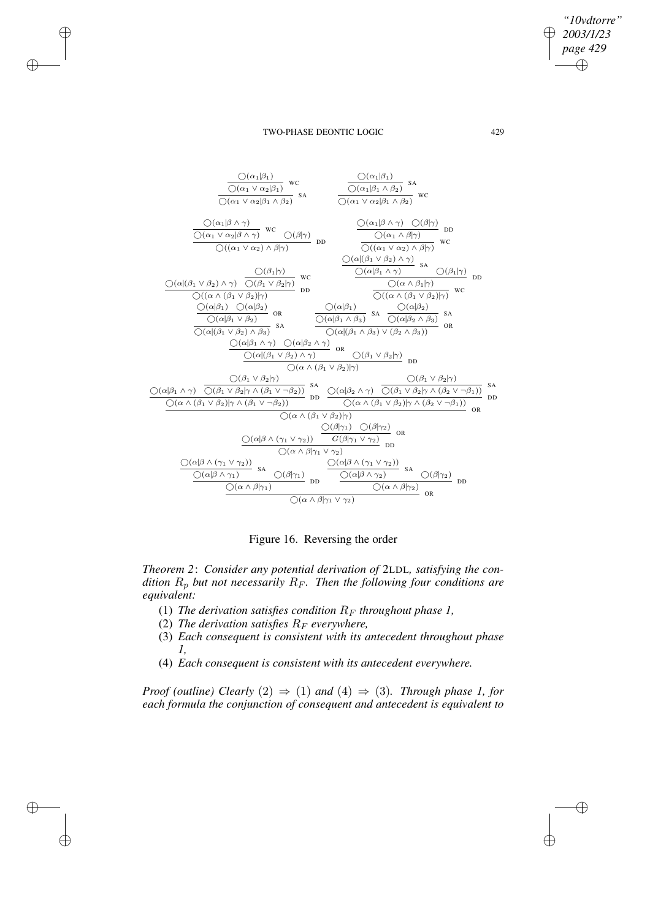$$\dfrac{\dfrac{\bigcirc(\alpha_1|\beta_1)}{\bigcirc(\alpha_1 \vee \alpha_2|\beta_1)}\ \text{WC}}{\bigcirc(\alpha_1 \vee \alpha_2|\beta_1 \wedge \beta_2)}\ \text{SA} \qquad \dfrac{\dfrac{\bigcirc(\alpha_1|\beta_1)}{\bigcirc(\alpha_1|\beta_1 \wedge \beta_2)}\ \text{SA}}{\bigcirc(\alpha_1 \vee \alpha_2|\beta_1 \wedge \beta_2)}\ \text{WC}$$

$$\dfrac{\dfrac{\bigcirc(\alpha_1|\beta \wedge \gamma)}{\bigcirc(\alpha_1 \vee \alpha_2|\beta \wedge \gamma)}\ \text{WC} \quad \bigcirc(\beta|\gamma)}{\bigcirc((\alpha_1 \vee \alpha_2) \wedge \beta|\gamma)}\ \text{DD} \qquad \dfrac{\dfrac{\bigcirc(\alpha_1|\beta \wedge \gamma) \quad \bigcirc(\beta|\gamma)}{\bigcirc(\alpha_1 \wedge \beta|\gamma)}\ \text{DD}}{\bigcirc((\alpha_1 \vee \alpha_2) \wedge \beta|\gamma)}\ \text{WC}$$

$$\dfrac{\bigcirc(\alpha|(\beta_1 \vee \beta_2) \wedge \gamma) \quad \dfrac{\bigcirc(\beta_1|\gamma)}{\bigcirc(\beta_1 \vee \beta_2|\gamma)}\ \text{WC}}{\bigcirc((\alpha \wedge (\beta_1 \vee \beta_2)|\gamma)}\ \text{DD} \qquad \dfrac{\dfrac{\dfrac{\bigcirc(\alpha|(\beta_1 \vee \beta_2) \wedge \gamma)}{\bigcirc(\alpha|\beta_1 \wedge \gamma)}\ \text{SA} \quad \bigcirc(\beta_1|\gamma)}{\bigcirc(\alpha \wedge \beta_1|\gamma)}\ \text{DD}}{\bigcirc((\alpha \wedge (\beta_1 \vee \beta_2)|\gamma)}\ \text{WC}$$

$$\dfrac{\dfrac{\bigcirc(\alpha|\beta_1) \quad \bigcirc(\alpha|\beta_2)}{\bigcirc(\alpha|\beta_1 \vee \beta_2)}\ \text{OR}}{\bigcirc(\alpha|(\beta_1 \vee \beta_2) \wedge \beta_3)}\ \text{SA} \qquad \dfrac{\dfrac{\bigcirc(\alpha|\beta_1)}{\bigcirc(\alpha|\beta_1 \wedge \beta_3)}\ \text{SA} \quad \dfrac{\bigcirc(\alpha|\beta_2)}{\bigcirc(\alpha|\beta_2 \wedge \beta_3)}\ \text{SA}}{\bigcirc(\alpha|(\beta_1 \wedge \beta_3) \vee (\beta_2 \wedge \beta_3))}\ \text{OR}$$

$$\dfrac{\dfrac{\bigcirc(\alpha|\beta_1 \wedge \gamma) \quad \bigcirc(\alpha|\beta_2 \wedge \gamma)}{\bigcirc(\alpha|(\beta_1 \vee \beta_2) \wedge \gamma)}\ \text{OR} \quad \bigcirc(\beta_1 \vee \beta_2|\gamma)}{\bigcirc(\alpha \wedge (\beta_1 \vee \beta_2)|\gamma)}\ \text{DD}$$

$$\dfrac{\dfrac{\bigcirc(\alpha|\beta_1 \wedge \gamma) \quad \dfrac{\bigcirc(\beta_1 \vee \beta_2|\gamma)}{\bigcirc(\beta_1 \vee \beta_2|\gamma \wedge (\beta_1 \vee \neg\beta_2))}\ \text{SA}}{\bigcirc(\alpha \wedge (\beta_1 \vee \beta_2)|\gamma \wedge (\beta_1 \vee \neg\beta_2))}\ \text{DD} \quad \dfrac{\bigcirc(\alpha|\beta_2 \wedge \gamma) \quad \dfrac{\bigcirc(\beta_1 \vee \beta_2|\gamma)}{\bigcirc(\beta_1 \vee \beta_2|\gamma \wedge (\beta_2 \vee \neg\beta_1))}\ \text{SA}}{\bigcirc(\alpha \wedge (\beta_1 \vee \beta_2)|\gamma \wedge (\beta_2 \vee \neg\beta_1))}\ \text{DD}}{\bigcirc(\alpha \wedge (\beta_1 \vee \beta_2)|\gamma)}\ \text{OR}$$

$$\dfrac{\bigcirc(\alpha|\beta \wedge (\gamma_1 \vee \gamma_2)) \quad \dfrac{\bigcirc(\beta|\gamma_1) \quad \bigcirc(\beta|\gamma_2)}{G(\beta|\gamma_1 \vee \gamma_2)}\ \text{OR}}{\bigcirc(\alpha \wedge \beta|\gamma_1 \vee \gamma_2)}\ \text{DD}$$

$$\dfrac{\dfrac{\dfrac{\bigcirc(\alpha|\beta \wedge (\gamma_1 \vee \gamma_2))}{\bigcirc(\alpha|\beta \wedge \gamma_1)}\ \text{SA} \quad \bigcirc(\beta|\gamma_1)}{\bigcirc(\alpha \wedge \beta|\gamma_1)}\ \text{DD} \quad \dfrac{\dfrac{\bigcirc(\alpha|\beta \wedge (\gamma_1 \vee \gamma_2))}{\bigcirc(\alpha|\beta \wedge \gamma_2)}\ \text{SA} \quad \bigcirc(\beta|\gamma_2)}{\bigcirc(\alpha \wedge \beta|\gamma_2)}\ \text{DD}}{\bigcirc(\alpha \wedge \beta|\gamma_1 \vee \gamma_2)}\ \text{OR}$$

Figure 16. Reversing the order

*Theorem 2*: *Consider any potential derivation of* 2LDL*, satisfying the condition $R_p$ but not necessarily $R_F$. Then the following four conditions are equivalent:*

(1) *The derivation satisfies condition $R_F$ throughout phase 1,*
(2) *The derivation satisfies $R_F$ everywhere,*
(3) *Each consequent is consistent with its antecedent throughout phase 1,*
(4) *Each consequent is consistent with its antecedent everywhere.*

*Proof (outline) Clearly* $(2) \Rightarrow (1)$ *and* $(4) \Rightarrow (3)$. *Through phase 1, for each formula the conjunction of consequent and antecedent is equivalent to*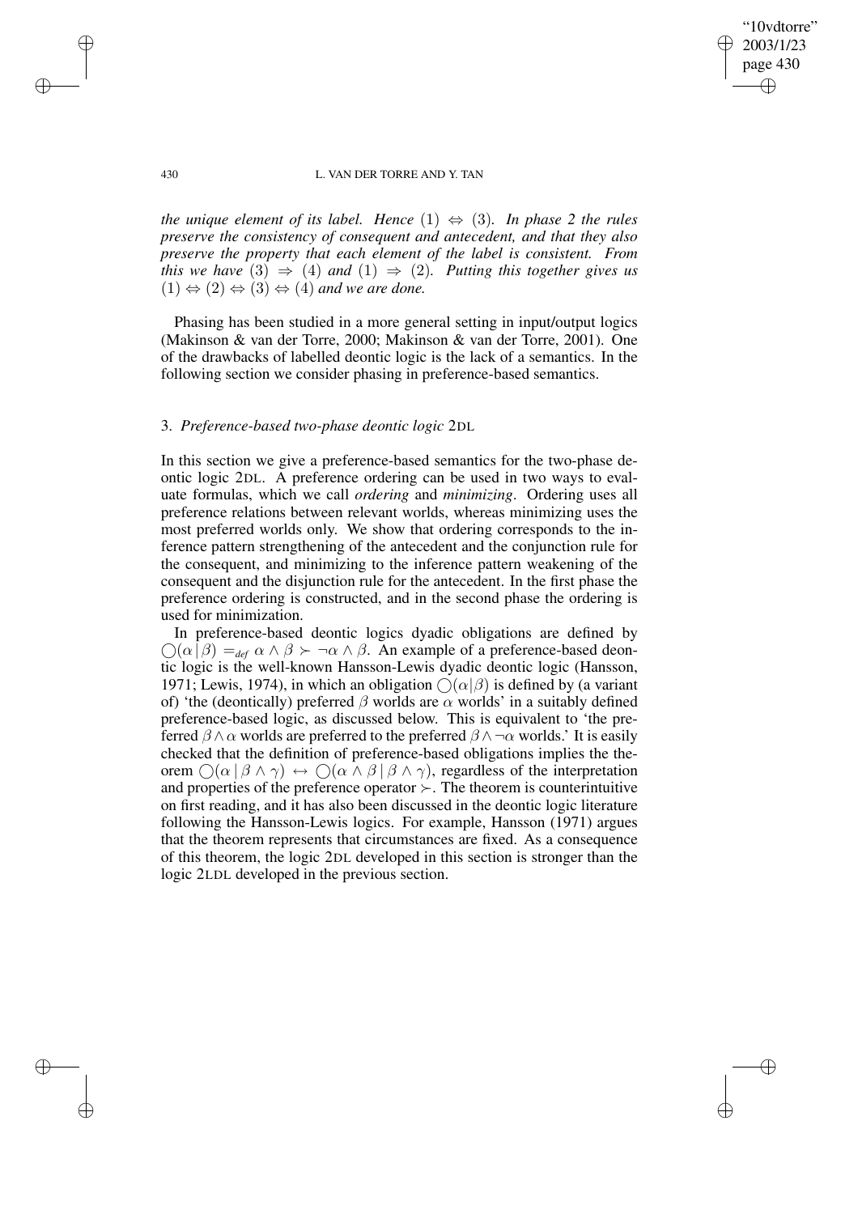*the unique element of its label. Hence* $(1) \Leftrightarrow (3)$. *In phase 2 the rules preserve the consistency of consequent and antecedent, and that they also preserve the property that each element of the label is consistent. From this we have* $(3) \Rightarrow (4)$ *and* $(1) \Rightarrow (2)$. *Putting this together gives us* $(1) \Leftrightarrow (2) \Leftrightarrow (3) \Leftrightarrow (4)$ *and we are done.*

Phasing has been studied in a more general setting in input/output logics (Makinson & van der Torre, 2000; Makinson & van der Torre, 2001). One of the drawbacks of labelled deontic logic is the lack of a semantics. In the following section we consider phasing in preference-based semantics.

## 3. *Preference-based two-phase deontic logic* 2DL

In this section we give a preference-based semantics for the two-phase deontic logic 2DL. A preference ordering can be used in two ways to evaluate formulas, which we call *ordering* and *minimizing*. Ordering uses all preference relations between relevant worlds, whereas minimizing uses the most preferred worlds only. We show that ordering corresponds to the inference pattern strengthening of the antecedent and the conjunction rule for the consequent, and minimizing to the inference pattern weakening of the consequent and the disjunction rule for the antecedent. In the first phase the preference ordering is constructed, and in the second phase the ordering is used for minimization.

In preference-based deontic logics dyadic obligations are defined by $\bigcirc(\alpha \mid \beta) =_{def} \alpha \wedge \beta \succ \neg\alpha \wedge \beta$. An example of a preference-based deontic logic is the well-known Hansson-Lewis dyadic deontic logic (Hansson, 1971; Lewis, 1974), in which an obligation $\bigcirc(\alpha|\beta)$ is defined by (a variant of) 'the (deontically) preferred $\beta$ worlds are $\alpha$ worlds' in a suitably defined preference-based logic, as discussed below. This is equivalent to 'the preferred $\beta \wedge \alpha$ worlds are preferred to the preferred $\beta \wedge \neg\alpha$ worlds.' It is easily checked that the definition of preference-based obligations implies the theorem $\bigcirc(\alpha \mid \beta \wedge \gamma) \leftrightarrow \bigcirc(\alpha \wedge \beta \mid \beta \wedge \gamma)$, regardless of the interpretation and properties of the preference operator $\succ$. The theorem is counterintuitive on first reading, and it has also been discussed in the deontic logic literature following the Hansson-Lewis logics. For example, Hansson (1971) argues that the theorem represents that circumstances are fixed. As a consequence of this theorem, the logic 2DL developed in this section is stronger than the logic 2LDL developed in the previous section.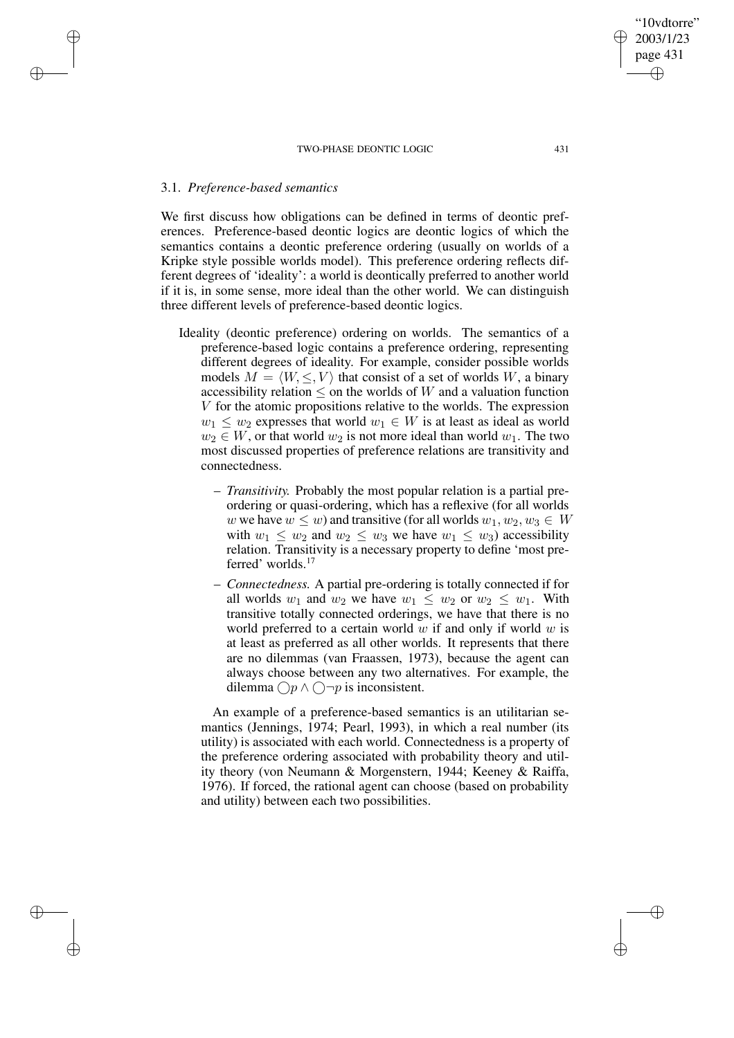### 3.1. *Preference-based semantics*

We first discuss how obligations can be defined in terms of deontic preferences. Preference-based deontic logics are deontic logics of which the semantics contains a deontic preference ordering (usually on worlds of a Kripke style possible worlds model). This preference ordering reflects different degrees of 'ideality': a world is deontically preferred to another world if it is, in some sense, more ideal than the other world. We can distinguish three different levels of preference-based deontic logics.

Ideality (deontic preference) ordering on worlds. The semantics of a preference-based logic contains a preference ordering, representing different degrees of ideality. For example, consider possible worlds models $M = \langle W, \leq, V \rangle$ that consist of a set of worlds $W$, a binary accessibility relation $\leq$ on the worlds of $W$ and a valuation function $V$ for the atomic propositions relative to the worlds. The expression $w_1 \leq w_2$ expresses that world $w_1 \in W$ is at least as ideal as world $w_2 \in W$, or that world $w_2$ is not more ideal than world $w_1$. The two most discussed properties of preference relations are transitivity and connectedness.

- *Transitivity.* Probably the most popular relation is a partial preordering or quasi-ordering, which has a reflexive (for all worlds $w$ we have $w \leq w$) and transitive (for all worlds $w_1, w_2, w_3 \in W$ with $w_1 \leq w_2$ and $w_2 \leq w_3$ we have $w_1 \leq w_3$) accessibility relation. Transitivity is a necessary property to define 'most preferred' worlds.[17]
- *Connectedness.* A partial pre-ordering is totally connected if for all worlds $w_1$ and $w_2$ we have $w_1 \leq w_2$ or $w_2 \leq w_1$. With transitive totally connected orderings, we have that there is no world preferred to a certain world $w$ if and only if world $w$ is at least as preferred as all other worlds. It represents that there are no dilemmas (van Fraassen, 1973), because the agent can always choose between any two alternatives. For example, the dilemma $\bigcirc p \wedge \bigcirc \neg p$ is inconsistent.

An example of a preference-based semantics is an utilitarian semantics (Jennings, 1974; Pearl, 1993), in which a real number (its utility) is associated with each world. Connectedness is a property of the preference ordering associated with probability theory and utility theory (von Neumann & Morgenstern, 1944; Keeney & Raiffa, 1976). If forced, the rational agent can choose (based on probability and utility) between each two possibilities.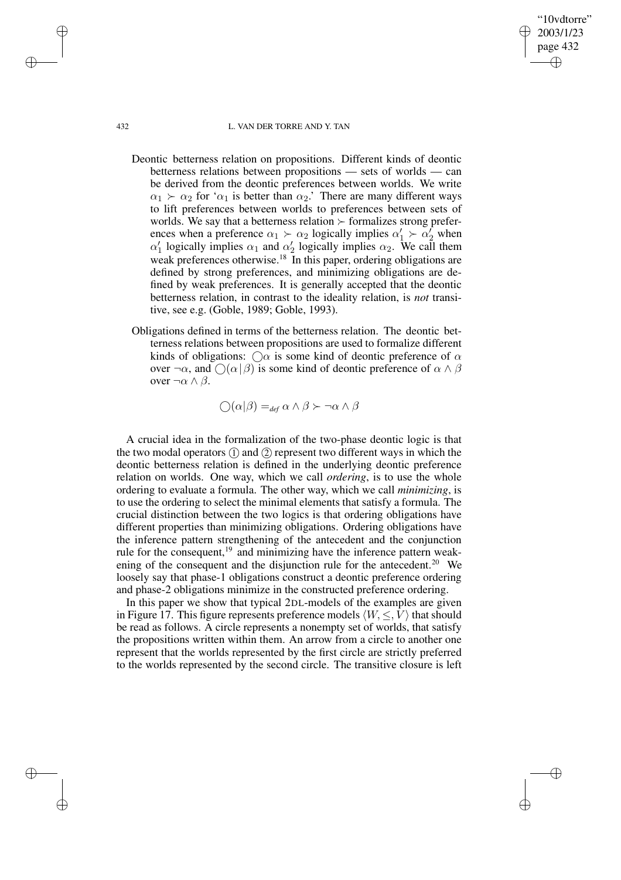Deontic betterness relation on propositions. Different kinds of deontic betterness relations between propositions — sets of worlds — can be derived from the deontic preferences between worlds. We write $\alpha_1 \succ \alpha_2$ for '$\alpha_1$ is better than $\alpha_2$.' There are many different ways to lift preferences between worlds to preferences between sets of worlds. We say that a betterness relation $\succ$ formalizes strong preferences when a preference $\alpha_1 \succ \alpha_2$ logically implies $\alpha_1' \succ \alpha_2'$ when $\alpha_1'$ logically implies $\alpha_1$ and $\alpha_2'$ logically implies $\alpha_2$. We call them weak preferences otherwise.[18] In this paper, ordering obligations are defined by strong preferences, and minimizing obligations are defined by weak preferences. It is generally accepted that the deontic betterness relation, in contrast to the ideality relation, is *not* transitive, see e.g. (Goble, 1989; Goble, 1993).

Obligations defined in terms of the betterness relation. The deontic betterness relations between propositions are used to formalize different kinds of obligations: $\bigcirc\alpha$ is some kind of deontic preference of $\alpha$ over $\neg\alpha$, and $\bigcirc(\alpha \mid \beta)$ is some kind of deontic preference of $\alpha \wedge \beta$ over $\neg\alpha \wedge \beta$.

$$\bigcirc(\alpha|\beta) =_{def} \alpha \wedge \beta \succ \neg\alpha \wedge \beta$$

A crucial idea in the formalization of the two-phase deontic logic is that the two modal operators ① and ② represent two different ways in which the deontic betterness relation is defined in the underlying deontic preference relation on worlds. One way, which we call *ordering*, is to use the whole ordering to evaluate a formula. The other way, which we call *minimizing*, is to use the ordering to select the minimal elements that satisfy a formula. The crucial distinction between the two logics is that ordering obligations have different properties than minimizing obligations. Ordering obligations have the inference pattern strengthening of the antecedent and the conjunction rule for the consequent,[19] and minimizing have the inference pattern weakening of the consequent and the disjunction rule for the antecedent.[20] We loosely say that phase-1 obligations construct a deontic preference ordering and phase-2 obligations minimize in the constructed preference ordering.

In this paper we show that typical 2DL-models of the examples are given in Figure 17. This figure represents preference models $\langle W, \leq, V \rangle$ that should be read as follows. A circle represents a nonempty set of worlds, that satisfy the propositions written within them. An arrow from a circle to another one represent that the worlds represented by the first circle are strictly preferred to the worlds represented by the second circle. The transitive closure is left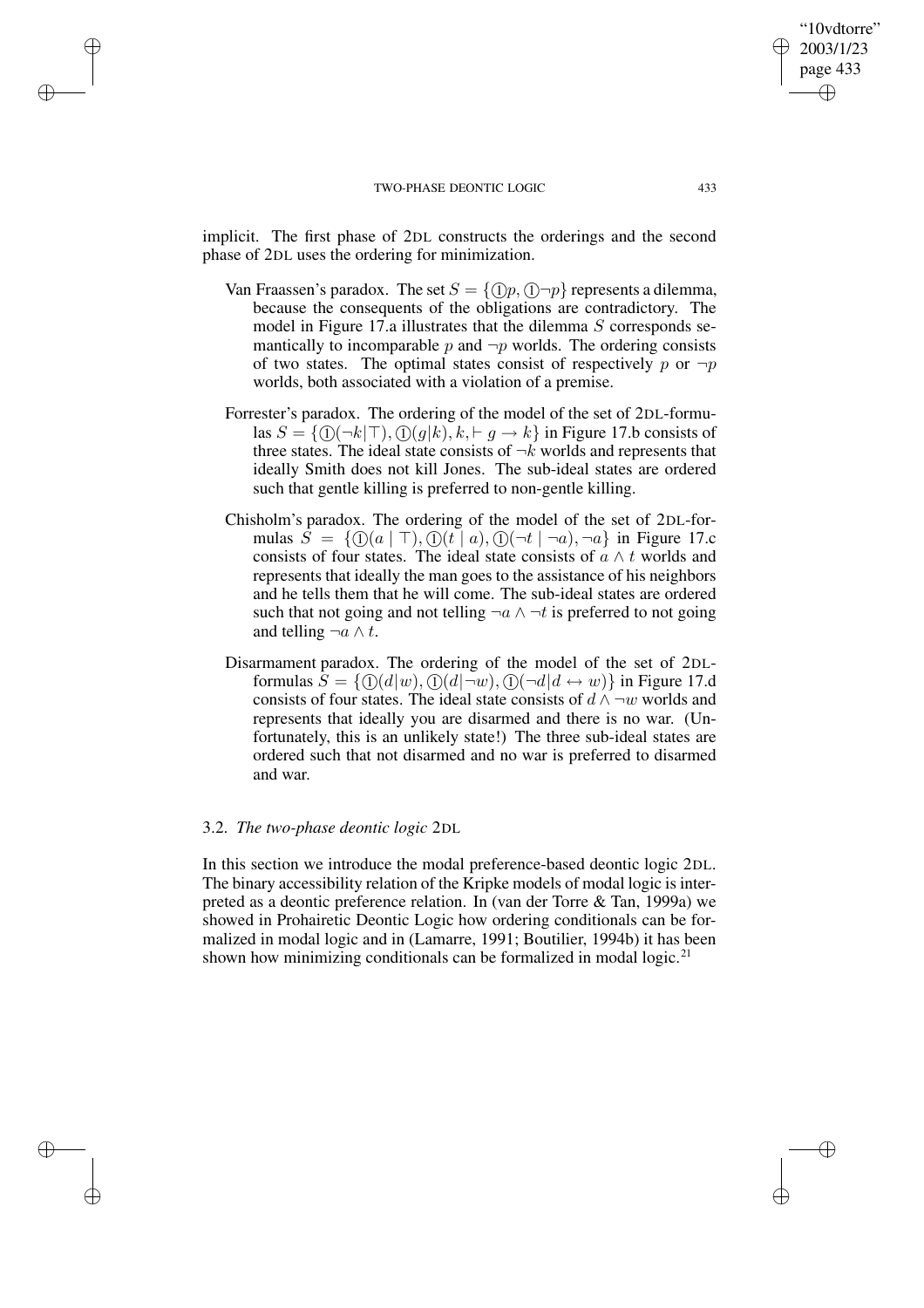implicit. The first phase of 2DL constructs the orderings and the second phase of 2DL uses the ordering for minimization.

Van Fraassen's paradox. The set $S = \{①p, ①\neg p\}$ represents a dilemma, because the consequents of the obligations are contradictory. The model in Figure 17.a illustrates that the dilemma $S$ corresponds semantically to incomparable $p$ and $\neg p$ worlds. The ordering consists of two states. The optimal states consist of respectively $p$ or $\neg p$ worlds, both associated with a violation of a premise.

Forrester's paradox. The ordering of the model of the set of 2DL-formulas $S = \{①(\neg k|\top), ①(g|k), k, \vdash g \rightarrow k\}$ in Figure 17.b consists of three states. The ideal state consists of $\neg k$ worlds and represents that ideally Smith does not kill Jones. The sub-ideal states are ordered such that gentle killing is preferred to non-gentle killing.

Chisholm's paradox. The ordering of the model of the set of 2DL-formulas $S = \{①(a \mid \top), ①(t \mid a), ①(\neg t \mid \neg a), \neg a\}$ in Figure 17.c consists of four states. The ideal state consists of $a \wedge t$ worlds and represents that ideally the man goes to the assistance of his neighbors and he tells them that he will come. The sub-ideal states are ordered such that not going and not telling $\neg a \wedge \neg t$ is preferred to not going and telling $\neg a \wedge t$.

Disarmament paradox. The ordering of the model of the set of 2DL-formulas $S = \{①(d|w), ①(d|\neg w), ①(\neg d|d \leftrightarrow w)\}$ in Figure 17.d consists of four states. The ideal state consists of $d \wedge \neg w$ worlds and represents that ideally you are disarmed and there is no war. (Unfortunately, this is an unlikely state!) The three sub-ideal states are ordered such that not disarmed and no war is preferred to disarmed and war.

### 3.2. *The two-phase deontic logic* 2DL

In this section we introduce the modal preference-based deontic logic 2DL. The binary accessibility relation of the Kripke models of modal logic is interpreted as a deontic preference relation. In (van der Torre & Tan, 1999a) we showed in Prohairetic Deontic Logic how ordering conditionals can be formalized in modal logic and in (Lamarre, 1991; Boutilier, 1994b) it has been shown how minimizing conditionals can be formalized in modal logic.[21]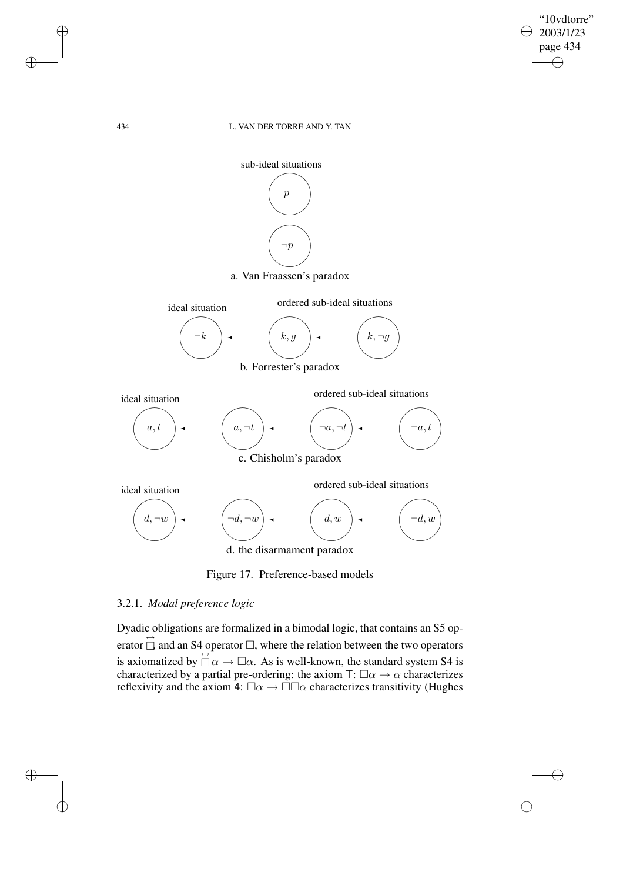sub-ideal situations

$p$

$\neg p$

a. Van Fraassen's paradox

ideal situation ordered sub-ideal situations

$\neg k$ ← $k, g$ ← $k, \neg g$

b. Forrester's paradox

ideal situation ordered sub-ideal situations

$a, t$ ← $a, \neg t$ ← $\neg a, \neg t$ ← $\neg a, t$

c. Chisholm's paradox

ideal situation ordered sub-ideal situations

$d, \neg w$ ← $\neg d, \neg w$ ← $d, w$ ← $\neg d, w$

d. the disarmament paradox

Figure 17. Preference-based models

### 3.2.1. *Modal preference logic*

Dyadic obligations are formalized in a bimodal logic, that contains an S5 operator $\overset{\leftrightarrow}{\Box}$, and an S4 operator $\Box$, where the relation between the two operators is axiomatized by $\overset{\leftrightarrow}{\Box}\alpha \rightarrow \Box\alpha$. As is well-known, the standard system S4 is characterized by a partial pre-ordering: the axiom T: $\Box\alpha \rightarrow \alpha$ characterizes reflexivity and the axiom 4: $\Box\alpha \rightarrow \Box\Box\alpha$ characterizes transitivity (Hughes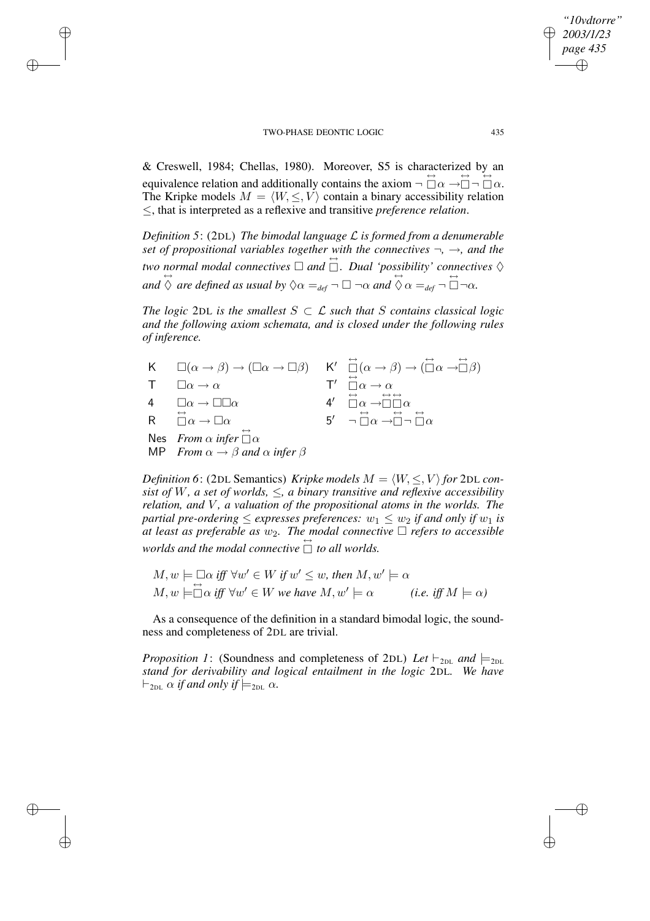& Creswell, 1984; Chellas, 1980). Moreover, S5 is characterized by an equivalence relation and additionally contains the axiom $\neg \overset{\leftrightarrow}{\Box} \alpha \to \overset{\leftrightarrow}{\Box} \neg \overset{\leftrightarrow}{\Box} \alpha$. The Kripke models $M = \langle W, \leq, V \rangle$ contain a binary accessibility relation $\leq$, that is interpreted as a reflexive and transitive *preference relation*.

*Definition 5*: (2DL) *The bimodal language $\mathcal{L}$ is formed from a denumerable set of propositional variables together with the connectives $\neg$, $\to$, and the two normal modal connectives $\Box$ and $\overset{\leftrightarrow}{\Box}$. Dual 'possibility' connectives $\Diamond$ and $\overset{\leftrightarrow}{\Diamond}$ are defined as usual by $\Diamond \alpha =_{def} \neg \Box \neg \alpha$ and $\overset{\leftrightarrow}{\Diamond} \alpha =_{def} \neg \overset{\leftrightarrow}{\Box} \neg \alpha$.*

*The logic 2DL is the smallest $S \subset \mathcal{L}$ such that $S$ contains classical logic and the following axiom schemata, and is closed under the following rules of inference.*

| | | | |
|---|---|---|---|
| K | $\Box(\alpha \to \beta) \to (\Box \alpha \to \Box \beta)$ | K′ | $\overset{\leftrightarrow}{\Box}(\alpha \to \beta) \to (\overset{\leftrightarrow}{\Box} \alpha \to \overset{\leftrightarrow}{\Box} \beta)$ |
| T | $\Box \alpha \to \alpha$ | T′ | $\overset{\leftrightarrow}{\Box} \alpha \to \alpha$ |
| 4 | $\Box \alpha \to \Box \Box \alpha$ | 4′ | $\overset{\leftrightarrow}{\Box} \alpha \to \overset{\leftrightarrow}{\Box} \overset{\leftrightarrow}{\Box} \alpha$ |
| R | $\overset{\leftrightarrow}{\Box} \alpha \to \Box \alpha$ | 5′ | $\neg \overset{\leftrightarrow}{\Box} \alpha \to \overset{\leftrightarrow}{\Box} \neg \overset{\leftrightarrow}{\Box} \alpha$ |
| Nes | *From $\alpha$ infer $\overset{\leftrightarrow}{\Box} \alpha$* | | |
| MP | *From $\alpha \to \beta$ and $\alpha$ infer $\beta$* | | |

*Definition 6*: (2DL Semantics) *Kripke models $M = \langle W, \leq, V \rangle$ for 2DL consist of $W$, a set of worlds, $\leq$, a binary transitive and reflexive accessibility relation, and $V$, a valuation of the propositional atoms in the worlds. The partial pre-ordering $\leq$ expresses preferences: $w_1 \leq w_2$ if and only if $w_1$ is at least as preferable as $w_2$. The modal connective $\Box$ refers to accessible worlds and the modal connective $\overset{\leftrightarrow}{\Box}$ to all worlds.*

$$M, w \models \Box \alpha \text{ iff } \forall w' \in W \text{ if } w' \leq w, \text{ then } M, w' \models \alpha$$

$$M, w \models \overset{\leftrightarrow}{\Box} \alpha \text{ iff } \forall w' \in W \text{ we have } M, w' \models \alpha \qquad (\text{i.e. iff } M \models \alpha)$$

As a consequence of the definition in a standard bimodal logic, the soundness and completeness of 2DL are trivial.

*Proposition 1*: (Soundness and completeness of 2DL) *Let $\vdash_{2DL}$ and $\models_{2DL}$ stand for derivability and logical entailment in the logic 2DL. We have $\vdash_{2DL} \alpha$ if and only if $\models_{2DL} \alpha$.*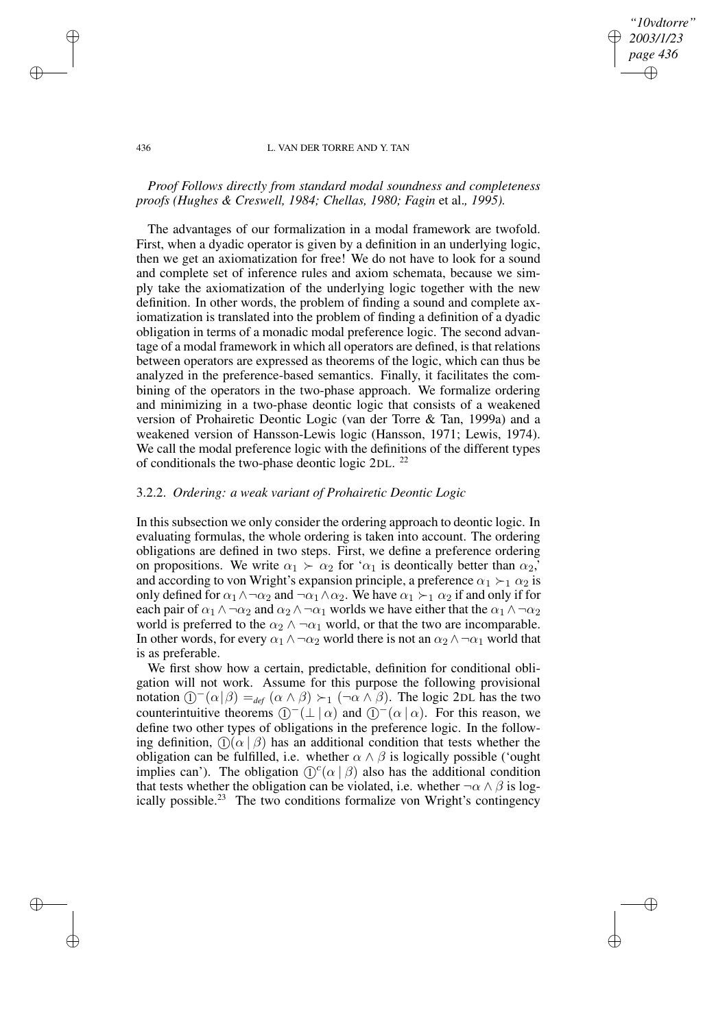*Proof Follows directly from standard modal soundness and completeness proofs (Hughes & Creswell, 1984; Chellas, 1980; Fagin* et al.*, 1995).*

The advantages of our formalization in a modal framework are twofold. First, when a dyadic operator is given by a definition in an underlying logic, then we get an axiomatization for free! We do not have to look for a sound and complete set of inference rules and axiom schemata, because we simply take the axiomatization of the underlying logic together with the new definition. In other words, the problem of finding a sound and complete axiomatization is translated into the problem of finding a definition of a dyadic obligation in terms of a monadic modal preference logic. The second advantage of a modal framework in which all operators are defined, is that relations between operators are expressed as theorems of the logic, which can thus be analyzed in the preference-based semantics. Finally, it facilitates the combining of the operators in the two-phase approach. We formalize ordering and minimizing in a two-phase deontic logic that consists of a weakened version of Prohairetic Deontic Logic (van der Torre & Tan, 1999a) and a weakened version of Hansson-Lewis logic (Hansson, 1971; Lewis, 1974). We call the modal preference logic with the definitions of the different types of conditionals the two-phase deontic logic 2DL. [22]

### 3.2.2. *Ordering: a weak variant of Prohairetic Deontic Logic*

In this subsection we only consider the ordering approach to deontic logic. In evaluating formulas, the whole ordering is taken into account. The ordering obligations are defined in two steps. First, we define a preference ordering on propositions. We write $\alpha_1 \succ \alpha_2$ for '$\alpha_1$ is deontically better than $\alpha_2$,' and according to von Wright's expansion principle, a preference $\alpha_1 \succ_1 \alpha_2$ is only defined for $\alpha_1 \wedge \neg\alpha_2$ and $\neg\alpha_1 \wedge \alpha_2$. We have $\alpha_1 \succ_1 \alpha_2$ if and only if for each pair of $\alpha_1 \wedge \neg\alpha_2$ and $\alpha_2 \wedge \neg\alpha_1$ worlds we have either that the $\alpha_1 \wedge \neg\alpha_2$ world is preferred to the $\alpha_2 \wedge \neg\alpha_1$ world, or that the two are incomparable. In other words, for every $\alpha_1 \wedge \neg\alpha_2$ world there is not an $\alpha_2 \wedge \neg\alpha_1$ world that is as preferable.

We first show how a certain, predictable, definition for conditional obligation will not work. Assume for this purpose the following provisional notation $①^-(\alpha \mid \beta) =_{def} (\alpha \wedge \beta) \succ_1 (\neg\alpha \wedge \beta)$. The logic 2DL has the two counterintuitive theorems $①^-(\bot \mid \alpha)$ and $①^-(\alpha \mid \alpha)$. For this reason, we define two other types of obligations in the preference logic. In the following definition, $①(\alpha \mid \beta)$ has an additional condition that tests whether the obligation can be fulfilled, i.e. whether $\alpha \wedge \beta$ is logically possible ('ought implies can'). The obligation $①^c(\alpha \mid \beta)$ also has the additional condition that tests whether the obligation can be violated, i.e. whether $\neg\alpha \wedge \beta$ is logically possible.[23] The two conditions formalize von Wright's contingency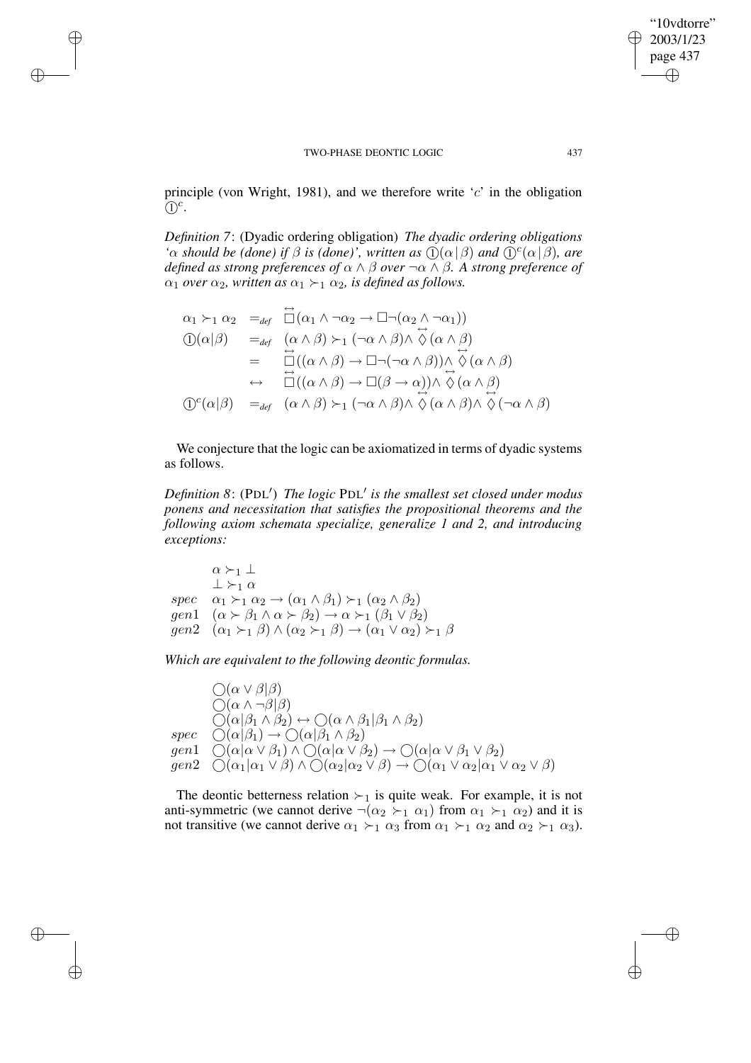principle (von Wright, 1981), and we therefore write '$c$' in the obligation $①^c$.

*Definition 7*: (Dyadic ordering obligation) *The dyadic ordering obligations '$\alpha$ should be (done) if $\beta$ is (done)', written as $①(\alpha \mid \beta)$ and $①^c(\alpha \mid \beta)$, are defined as strong preferences of $\alpha \wedge \beta$ over $\neg\alpha \wedge \beta$. A strong preference of $\alpha_1$ over $\alpha_2$, written as $\alpha_1 \succ_1 \alpha_2$, is defined as follows.*

$$
\begin{array}{lll}
\alpha_1 \succ_1 \alpha_2 & =_{def} & \overset{\leftrightarrow}{\Box}(\alpha_1 \wedge \neg\alpha_2 \rightarrow \Box\neg(\alpha_2 \wedge \neg\alpha_1)) \\
①(\alpha|\beta) & =_{def} & (\alpha \wedge \beta) \succ_1 (\neg\alpha \wedge \beta) \wedge \overset{\leftrightarrow}{\Diamond}(\alpha \wedge \beta) \\
 & = & \overset{\leftrightarrow}{\Box}((\alpha \wedge \beta) \rightarrow \Box\neg(\neg\alpha \wedge \beta)) \wedge \overset{\leftrightarrow}{\Diamond}(\alpha \wedge \beta) \\
 & \leftrightarrow & \overset{\leftrightarrow}{\Box}((\alpha \wedge \beta) \rightarrow \Box(\beta \rightarrow \alpha)) \wedge \overset{\leftrightarrow}{\Diamond}(\alpha \wedge \beta) \\
①^c(\alpha|\beta) & =_{def} & (\alpha \wedge \beta) \succ_1 (\neg\alpha \wedge \beta) \wedge \overset{\leftrightarrow}{\Diamond}(\alpha \wedge \beta) \wedge \overset{\leftrightarrow}{\Diamond}(\neg\alpha \wedge \beta)
\end{array}
$$

We conjecture that the logic can be axiomatized in terms of dyadic systems as follows.

*Definition 8*: (PDL$'$) *The logic* PDL$'$ *is the smallest set closed under modus ponens and necessitation that satisfies the propositional theorems and the following axiom schemata specialize, generalize 1 and 2, and introducing exceptions:*

$$
\begin{array}{ll}
 & \alpha \succ_1 \bot \\
 & \bot \succ_1 \alpha \\
spec & \alpha_1 \succ_1 \alpha_2 \rightarrow (\alpha_1 \wedge \beta_1) \succ_1 (\alpha_2 \wedge \beta_2) \\
gen1 & (\alpha \succ \beta_1 \wedge \alpha \succ \beta_2) \rightarrow \alpha \succ_1 (\beta_1 \vee \beta_2) \\
gen2 & (\alpha_1 \succ_1 \beta) \wedge (\alpha_2 \succ_1 \beta) \rightarrow (\alpha_1 \vee \alpha_2) \succ_1 \beta
\end{array}
$$

*Which are equivalent to the following deontic formulas.*

$$
\begin{array}{ll}
 & \bigcirc(\alpha \vee \beta|\beta) \\
 & \bigcirc(\alpha \wedge \neg\beta|\beta) \\
 & \bigcirc(\alpha|\beta_1 \wedge \beta_2) \leftrightarrow \bigcirc(\alpha \wedge \beta_1|\beta_1 \wedge \beta_2) \\
spec & \bigcirc(\alpha|\beta_1) \rightarrow \bigcirc(\alpha|\beta_1 \wedge \beta_2) \\
gen1 & \bigcirc(\alpha|\alpha \vee \beta_1) \wedge \bigcirc(\alpha|\alpha \vee \beta_2) \rightarrow \bigcirc(\alpha|\alpha \vee \beta_1 \vee \beta_2) \\
gen2 & \bigcirc(\alpha_1|\alpha_1 \vee \beta) \wedge \bigcirc(\alpha_2|\alpha_2 \vee \beta) \rightarrow \bigcirc(\alpha_1 \vee \alpha_2|\alpha_1 \vee \alpha_2 \vee \beta)
\end{array}
$$

The deontic betterness relation $\succ_1$ is quite weak. For example, it is not anti-symmetric (we cannot derive $\neg(\alpha_2 \succ_1 \alpha_1)$ from $\alpha_1 \succ_1 \alpha_2$) and it is not transitive (we cannot derive $\alpha_1 \succ_1 \alpha_3$ from $\alpha_1 \succ_1 \alpha_2$ and $\alpha_2 \succ_1 \alpha_3$).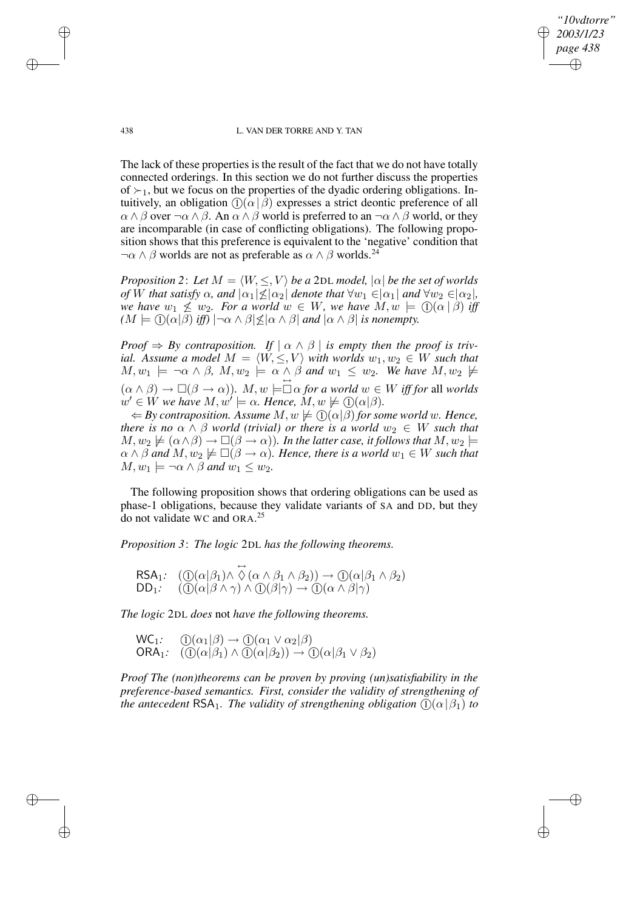The lack of these properties is the result of the fact that we do not have totally connected orderings. In this section we do not further discuss the properties of $\succ_1$, but we focus on the properties of the dyadic ordering obligations. Intuitively, an obligation $①(\alpha \mid \beta)$ expresses a strict deontic preference of all $\alpha \wedge \beta$ over $\neg\alpha \wedge \beta$. An $\alpha \wedge \beta$ world is preferred to an $\neg\alpha \wedge \beta$ world, or they are incomparable (in case of conflicting obligations). The following proposition shows that this preference is equivalent to the 'negative' condition that $\neg\alpha \wedge \beta$ worlds are not as preferable as $\alpha \wedge \beta$ worlds.[24]

*Proposition 2*: *Let $M = \langle W, \leq, V \rangle$ be a* 2DL *model, $|\alpha|$ be the set of worlds of $W$ that satisfy $\alpha$, and $|\alpha_1| \not\leq |\alpha_2|$ denote that $\forall w_1 \in |\alpha_1|$ and $\forall w_2 \in |\alpha_2|$, we have $w_1 \not\leq w_2$. For a world $w \in W$, we have $M, w \models ①(\alpha \mid \beta)$ iff $(M \models ①(\alpha|\beta)$ iff$)$ $|\neg\alpha \wedge \beta| \not\leq |\alpha \wedge \beta|$ and $|\alpha \wedge \beta|$ is nonempty.*

*Proof* $\Rightarrow$ *By contraposition. If $\mid \alpha \wedge \beta \mid$ is empty then the proof is trivial. Assume a model $M = \langle W, \leq, V \rangle$ with worlds $w_1, w_2 \in W$ such that $M, w_1 \models \neg\alpha \wedge \beta$, $M, w_2 \models \alpha \wedge \beta$ and $w_1 \leq w_2$. We have $M, w_2 \not\models (\alpha \wedge \beta) \rightarrow \Box(\beta \rightarrow \alpha))$. $M, w \models \overset{\leftrightarrow}{\Box} \alpha$ for a world $w \in W$ iff for* all *worlds $w' \in W$ we have $M, w' \models \alpha$. Hence, $M, w \not\models ①(\alpha|\beta)$.*

$\Leftarrow$ *By contraposition. Assume $M, w \not\models ①(\alpha|\beta)$ for some world $w$. Hence, there is no $\alpha \wedge \beta$ world (trivial) or there is a world $w_2 \in W$ such that $M, w_2 \not\models (\alpha \wedge \beta) \rightarrow \Box(\beta \rightarrow \alpha))$. In the latter case, it follows that $M, w_2 \models \alpha \wedge \beta$ and $M, w_2 \not\models \Box(\beta \rightarrow \alpha)$. Hence, there is a world $w_1 \in W$ such that $M, w_1 \models \neg\alpha \wedge \beta$ and $w_1 \leq w_2$.*

The following proposition shows that ordering obligations can be used as phase-1 obligations, because they validate variants of SA and DD, but they do not validate WC and ORA.[25]

*Proposition 3*: *The logic* 2DL *has the following theorems.*

$$\mathsf{RSA}_1\text{:} \quad (①(\alpha|\beta_1) \wedge \overset{\leftrightarrow}{\Diamond} (\alpha \wedge \beta_1 \wedge \beta_2)) \rightarrow ①(\alpha|\beta_1 \wedge \beta_2)$$
$$\mathsf{DD}_1\text{:} \quad (①(\alpha|\beta \wedge \gamma) \wedge ①(\beta|\gamma) \rightarrow ①(\alpha \wedge \beta|\gamma)$$

*The logic* 2DL *does* not *have the following theorems.*

$$\mathsf{WC}_1\text{:} \quad ①(\alpha_1|\beta) \rightarrow ①(\alpha_1 \vee \alpha_2|\beta)$$
$$\mathsf{ORA}_1\text{:} \quad (①(\alpha|\beta_1) \wedge ①(\alpha|\beta_2)) \rightarrow ①(\alpha|\beta_1 \vee \beta_2)$$

*Proof The (non)theorems can be proven by proving (un)satisfiability in the preference-based semantics. First, consider the validity of strengthening of the antecedent* $\mathsf{RSA}_1$*. The validity of strengthening obligation $①(\alpha|\beta_1)$ to*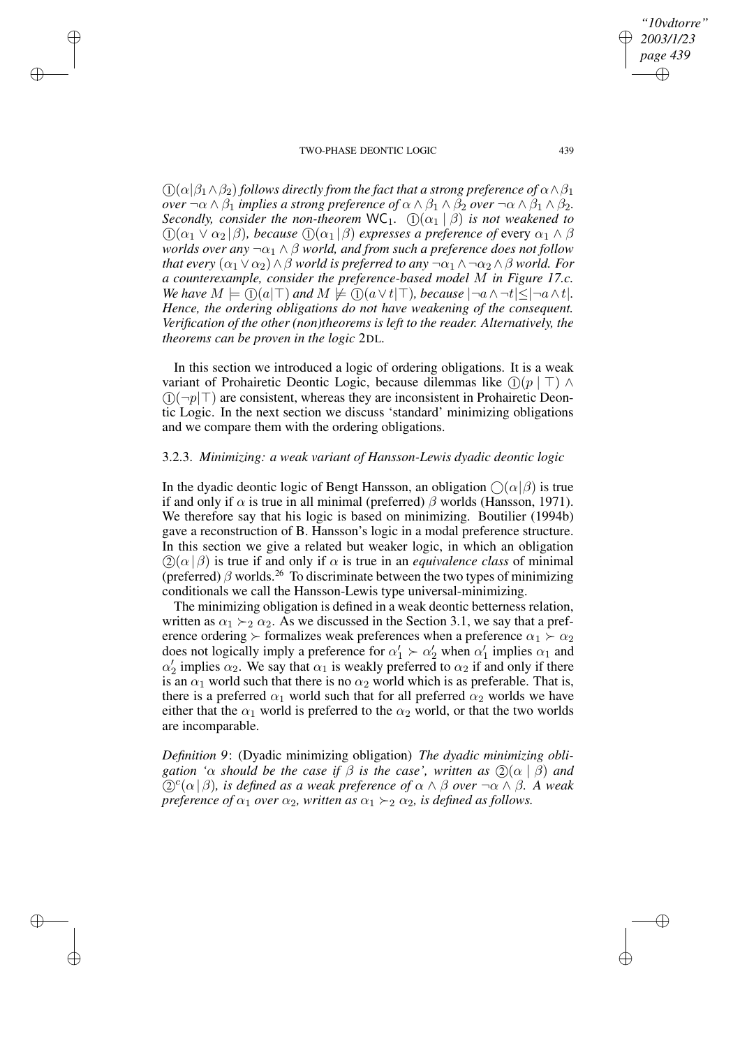$①(\alpha|\beta_1 \wedge \beta_2)$ *follows directly from the fact that a strong preference of* $\alpha \wedge \beta_1$ *over* $\neg\alpha \wedge \beta_1$ *implies a strong preference of* $\alpha \wedge \beta_1 \wedge \beta_2$ *over* $\neg\alpha \wedge \beta_1 \wedge \beta_2$. *Secondly, consider the non-theorem* $\mathsf{WC}_1$. $①(\alpha_1 \mid \beta)$ *is not weakened to* $①(\alpha_1 \vee \alpha_2 \mid \beta)$*, because* $①(\alpha_1 \mid \beta)$ *expresses a preference of* every $\alpha_1 \wedge \beta$ *worlds over any* $\neg\alpha_1 \wedge \beta$ *world, and from such a preference does not follow that every* $(\alpha_1 \vee \alpha_2) \wedge \beta$ *world is preferred to any* $\neg\alpha_1 \wedge \neg\alpha_2 \wedge \beta$ *world. For a counterexample, consider the preference-based model* $M$ *in Figure 17.c. We have* $M \models ①(a|\top)$ *and* $M \not\models ①(a \vee t|\top)$*, because* $|\neg a \wedge \neg t| \leq |\neg a \wedge t|$. *Hence, the ordering obligations do not have weakening of the consequent. Verification of the other (non)theorems is left to the reader. Alternatively, the theorems can be proven in the logic* 2DL.

In this section we introduced a logic of ordering obligations. It is a weak variant of Prohairetic Deontic Logic, because dilemmas like $①(p \mid \top) \wedge ①(\neg p|\top)$ are consistent, whereas they are inconsistent in Prohairetic Deontic Logic. In the next section we discuss 'standard' minimizing obligations and we compare them with the ordering obligations.

### 3.2.3. *Minimizing: a weak variant of Hansson-Lewis dyadic deontic logic*

In the dyadic deontic logic of Bengt Hansson, an obligation $\bigcirc(\alpha|\beta)$ is true if and only if $\alpha$ is true in all minimal (preferred) $\beta$ worlds (Hansson, 1971). We therefore say that his logic is based on minimizing. Boutilier (1994b) gave a reconstruction of B. Hansson's logic in a modal preference structure. In this section we give a related but weaker logic, in which an obligation $②(\alpha \mid \beta)$ is true if and only if $\alpha$ is true in an *equivalence class* of minimal (preferred) $\beta$ worlds.[26] To discriminate between the two types of minimizing conditionals we call the Hansson-Lewis type universal-minimizing.

The minimizing obligation is defined in a weak deontic betterness relation, written as $\alpha_1 \succ_2 \alpha_2$. As we discussed in the Section 3.1, we say that a preference ordering $\succ$ formalizes weak preferences when a preference $\alpha_1 \succ \alpha_2$ does not logically imply a preference for $\alpha'_1 \succ \alpha'_2$ when $\alpha'_1$ implies $\alpha_1$ and $\alpha'_2$ implies $\alpha_2$. We say that $\alpha_1$ is weakly preferred to $\alpha_2$ if and only if there is an $\alpha_1$ world such that there is no $\alpha_2$ world which is as preferable. That is, there is a preferred $\alpha_1$ world such that for all preferred $\alpha_2$ worlds we have either that the $\alpha_1$ world is preferred to the $\alpha_2$ world, or that the two worlds are incomparable.

*Definition 9*: (Dyadic minimizing obligation) *The dyadic minimizing obligation '*$\alpha$ *should be the case if* $\beta$ *is the case', written as* $②(\alpha \mid \beta)$ *and* $②^c(\alpha \mid \beta)$*, is defined as a weak preference of* $\alpha \wedge \beta$ *over* $\neg\alpha \wedge \beta$. *A weak preference of* $\alpha_1$ *over* $\alpha_2$*, written as* $\alpha_1 \succ_2 \alpha_2$*, is defined as follows.*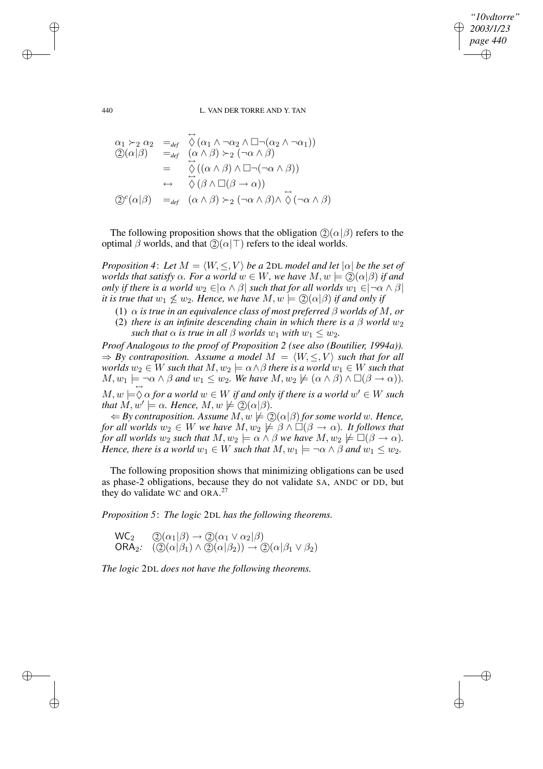$$
\begin{array}{lll}
\alpha_1 \succ_2 \alpha_2 & =_{def} & \overset{\leftrightarrow}{\Diamond}(\alpha_1 \wedge \neg\alpha_2 \wedge \Box\neg(\alpha_2 \wedge \neg\alpha_1)) \\
②(\alpha|\beta) & =_{def} & (\alpha \wedge \beta) \succ_2 (\neg\alpha \wedge \beta) \\
 & = & \overset{\leftrightarrow}{\Diamond}((\alpha \wedge \beta) \wedge \Box\neg(\neg\alpha \wedge \beta)) \\
 & \leftrightarrow & \overset{\leftrightarrow}{\Diamond}(\beta \wedge \Box(\beta \rightarrow \alpha)) \\
②^c(\alpha|\beta) & =_{def} & (\alpha \wedge \beta) \succ_2 (\neg\alpha \wedge \beta) \wedge \overset{\leftrightarrow}{\Diamond}(\neg\alpha \wedge \beta)
\end{array}
$$

The following proposition shows that the obligation $②(\alpha|\beta)$ refers to the optimal $\beta$ worlds, and that $②(\alpha|\top)$ refers to the ideal worlds.

*Proposition 4*: *Let $M = \langle W, \leq, V\rangle$ be a* 2DL *model and let $|\alpha|$ be the set of worlds that satisfy $\alpha$. For a world $w \in W$, we have $M, w \models ②(\alpha|\beta)$ if and only if there is a world $w_2 \in |\alpha \wedge \beta|$ such that for all worlds $w_1 \in |\neg\alpha \wedge \beta|$ it is true that $w_1 \not\leq w_2$. Hence, we have $M, w \models ②(\alpha|\beta)$ if and only if*

(1) *$\alpha$ is true in an equivalence class of most preferred $\beta$ worlds of $M$, or*
(2) *there is an infinite descending chain in which there is a $\beta$ world $w_2$ such that $\alpha$ is true in all $\beta$ worlds $w_1$ with $w_1 \leq w_2$.*

*Proof Analogous to the proof of Proposition 2 (see also (Boutilier, 1994a)).*
*$\Rightarrow$ By contraposition. Assume a model $M = \langle W, \leq, V\rangle$ such that for all worlds $w_2 \in W$ such that $M, w_2 \models \alpha\wedge\beta$ there is a world $w_1 \in W$ such that $M, w_1 \models \neg\alpha \wedge \beta$ and $w_1 \leq w_2$. We have $M, w_2 \not\models (\alpha \wedge \beta) \wedge \Box(\beta \rightarrow \alpha)$). $M, w \models \overset{\leftrightarrow}{\Diamond}\alpha$ for a world $w \in W$ if and only if there is a world $w' \in W$ such that $M, w' \models \alpha$. Hence, $M, w \not\models ②(\alpha|\beta)$.*

*$\Leftarrow$ By contraposition. Assume $M, w \not\models ②(\alpha|\beta)$ for some world $w$. Hence, for all worlds $w_2 \in W$ we have $M, w_2 \not\models \beta \wedge \Box(\beta \rightarrow \alpha)$. It follows that for all worlds $w_2$ such that $M, w_2 \models \alpha \wedge \beta$ we have $M, w_2 \not\models \Box(\beta \rightarrow \alpha)$. Hence, there is a world $w_1 \in W$ such that $M, w_1 \models \neg\alpha \wedge \beta$ and $w_1 \leq w_2$.*

The following proposition shows that minimizing obligations can be used as phase-2 obligations, because they do not validate SA, ANDC or DD, but they do validate WC and ORA.[27]

*Proposition 5*: *The logic* 2DL *has the following theorems.*

$\mathsf{WC}_2$ $\quad ②(\alpha_1|\beta) \rightarrow ②(\alpha_1 \vee \alpha_2|\beta)$
$\mathsf{ORA}_2$: $\quad (②(\alpha|\beta_1) \wedge ②(\alpha|\beta_2)) \rightarrow ②(\alpha|\beta_1 \vee \beta_2)$

*The logic* 2DL *does not have the following theorems.*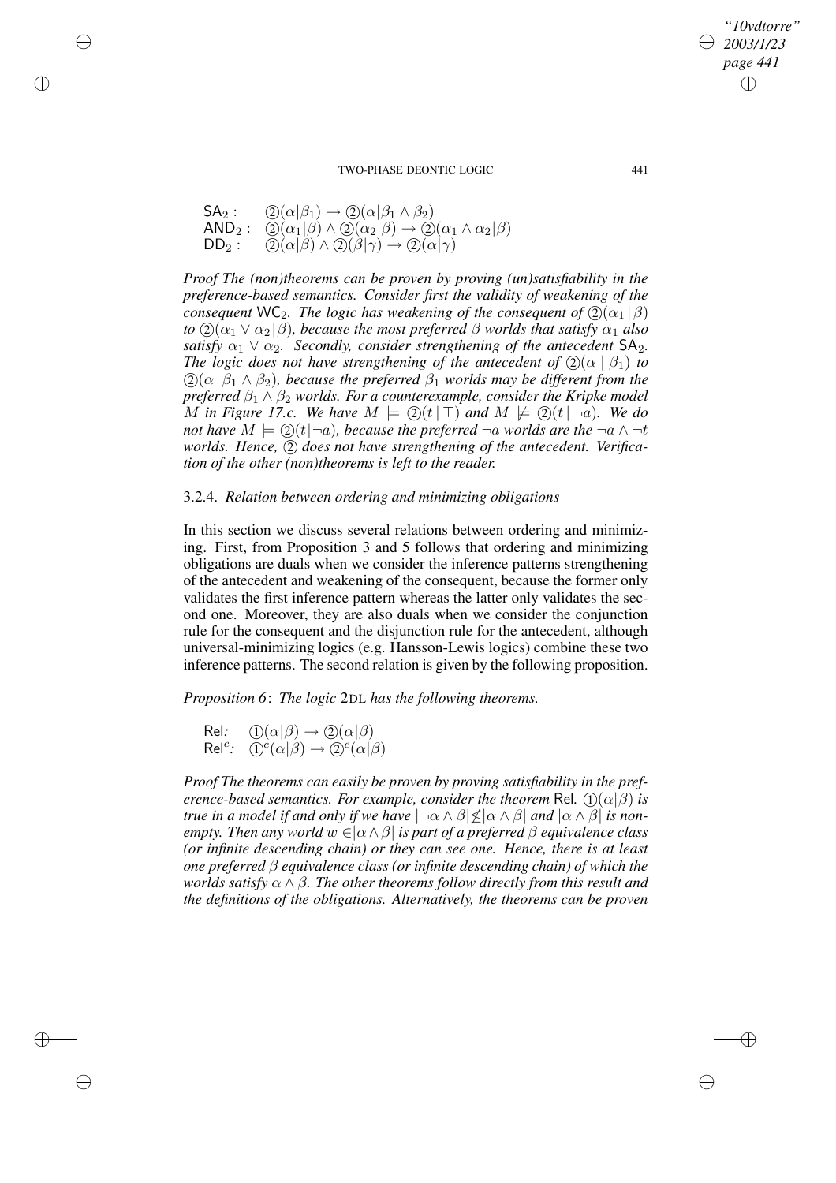$$
\begin{array}{ll}
\mathsf{SA}_2: & ②(\alpha|\beta_1) \rightarrow ②(\alpha|\beta_1 \wedge \beta_2) \\
\mathsf{AND}_2: & ②(\alpha_1|\beta) \wedge ②(\alpha_2|\beta) \rightarrow ②(\alpha_1 \wedge \alpha_2|\beta) \\
\mathsf{DD}_2: & ②(\alpha|\beta) \wedge ②(\beta|\gamma) \rightarrow ②(\alpha|\gamma)
\end{array}
$$

*Proof* *The (non)theorems can be proven by proving (un)satisfiability in the preference-based semantics. Consider first the validity of weakening of the consequent* $\mathsf{WC}_2$*. The logic has weakening of the consequent of* $②(\alpha_1 \,|\, \beta)$ *to* $②(\alpha_1 \vee \alpha_2 \,|\, \beta)$*, because the most preferred* $\beta$ *worlds that satisfy* $\alpha_1$ *also satisfy* $\alpha_1 \vee \alpha_2$*. Secondly, consider strengthening of the antecedent* $\mathsf{SA}_2$*. The logic does not have strengthening of the antecedent of* $②(\alpha \mid \beta_1)$ *to* $②(\alpha \,|\, \beta_1 \wedge \beta_2)$*, because the preferred* $\beta_1$ *worlds may be different from the preferred* $\beta_1 \wedge \beta_2$ *worlds. For a counterexample, consider the Kripke model* $M$ *in Figure 17.c. We have* $M \models ②(t \,|\, \top)$ *and* $M \not\models ②(t \,|\, \neg a)$*. We do not have* $M \models ②(t|\neg a)$*, because the preferred* $\neg a$ *worlds are the* $\neg a \wedge \neg t$ *worlds. Hence,* ② *does not have strengthening of the antecedent. Verification of the other (non)theorems is left to the reader.*

### 3.2.4. *Relation between ordering and minimizing obligations*

In this section we discuss several relations between ordering and minimizing. First, from Proposition 3 and 5 follows that ordering and minimizing obligations are duals when we consider the inference patterns strengthening of the antecedent and weakening of the consequent, because the former only validates the first inference pattern whereas the latter only validates the second one. Moreover, they are also duals when we consider the conjunction rule for the consequent and the disjunction rule for the antecedent, although universal-minimizing logics (e.g. Hansson-Lewis logics) combine these two inference patterns. The second relation is given by the following proposition.

*Proposition 6*: *The logic* 2DL *has the following theorems.*

$$
\begin{array}{ll}
\mathsf{Rel}: & ①(\alpha|\beta) \rightarrow ②(\alpha|\beta) \\
\mathsf{Rel}^c: & ①^c(\alpha|\beta) \rightarrow ②^c(\alpha|\beta)
\end{array}
$$

*Proof* *The theorems can easily be proven by proving satisfiability in the preference-based semantics. For example, consider the theorem* $\mathsf{Rel}$*.* $①(\alpha|\beta)$ *is true in a model if and only if we have* $|\neg\alpha \wedge \beta| \not\leq |\alpha \wedge \beta|$ *and* $|\alpha \wedge \beta|$ *is non-empty. Then any world* $w \in |\alpha \wedge \beta|$ *is part of a preferred* $\beta$ *equivalence class (or infinite descending chain) or they can see one. Hence, there is at least one preferred* $\beta$ *equivalence class (or infinite descending chain) of which the worlds satisfy* $\alpha \wedge \beta$*. The other theorems follow directly from this result and the definitions of the obligations. Alternatively, the theorems can be proven*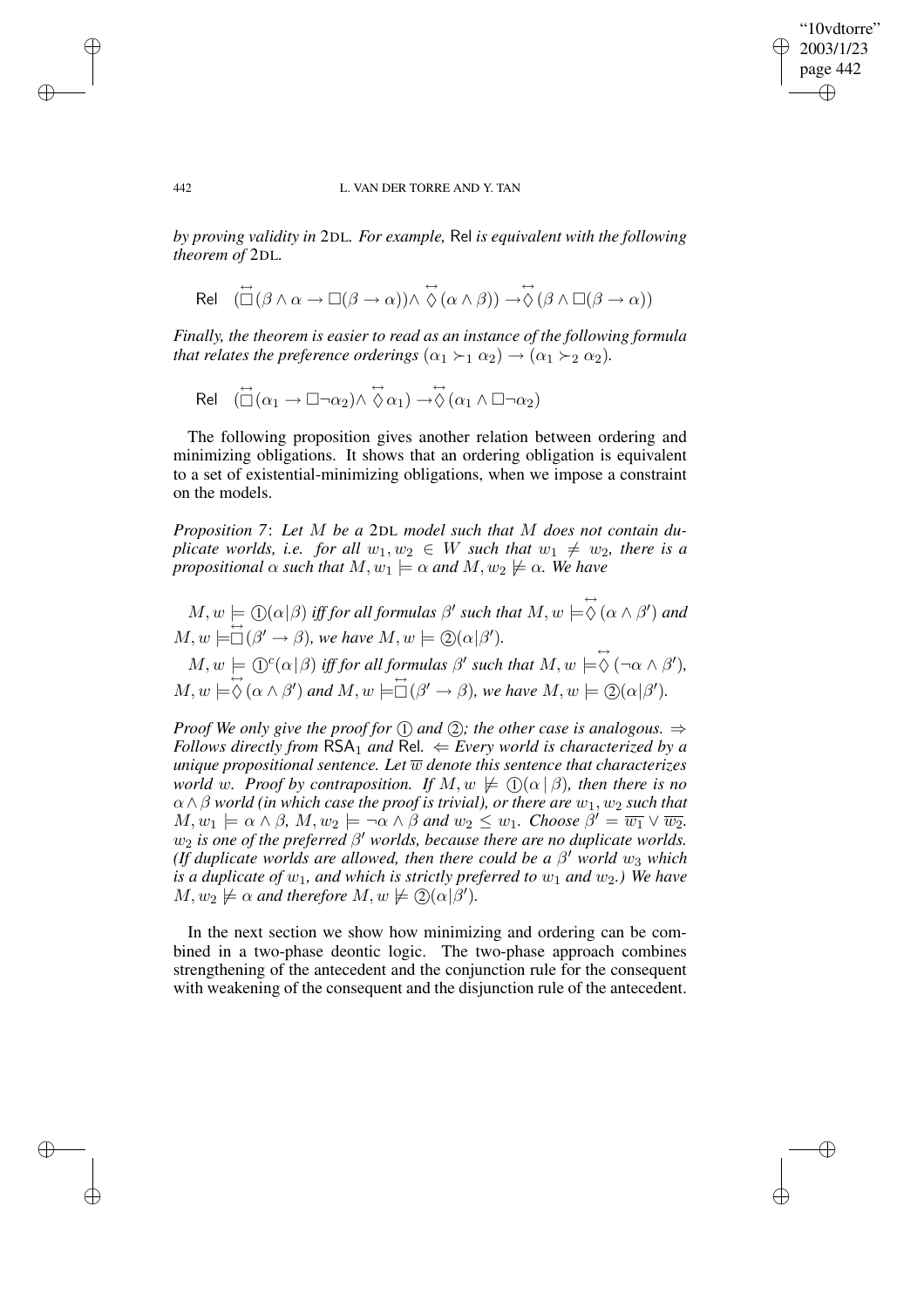*by proving validity in* 2DL. *For example,* Rel *is equivalent with the following theorem of* 2DL.

$$\text{Rel} \quad (\overset{\leftrightarrow}{\Box}(\beta \wedge \alpha \rightarrow \Box(\beta \rightarrow \alpha)) \wedge \overset{\leftrightarrow}{\Diamond}(\alpha \wedge \beta)) \rightarrow \overset{\leftrightarrow}{\Diamond}(\beta \wedge \Box(\beta \rightarrow \alpha))$$

*Finally, the theorem is easier to read as an instance of the following formula that relates the preference orderings* $(\alpha_1 \succ_1 \alpha_2) \rightarrow (\alpha_1 \succ_2 \alpha_2)$.

$$\text{Rel} \quad (\overset{\leftrightarrow}{\Box}(\alpha_1 \rightarrow \Box\neg\alpha_2) \wedge \overset{\leftrightarrow}{\Diamond}\alpha_1) \rightarrow \overset{\leftrightarrow}{\Diamond}(\alpha_1 \wedge \Box\neg\alpha_2)$$

The following proposition gives another relation between ordering and minimizing obligations. It shows that an ordering obligation is equivalent to a set of existential-minimizing obligations, when we impose a constraint on the models.

*Proposition 7*: *Let $M$ be a* 2DL *model such that $M$ does not contain duplicate worlds, i.e. for all $w_1, w_2 \in W$ such that $w_1 \neq w_2$, there is a propositional $\alpha$ such that $M, w_1 \models \alpha$ and $M, w_2 \not\models \alpha$. We have*

$M, w \models ①(\alpha|\beta)$ *iff for all formulas $\beta'$ such that* $M, w \models \overset{\leftrightarrow}{\Diamond}(\alpha \wedge \beta')$ *and* $M, w \models \overset{\leftrightarrow}{\Box}(\beta' \rightarrow \beta)$*, we have* $M, w \models ②(\alpha|\beta')$.

$M, w \models ①^c(\alpha|\beta)$ *iff for all formulas $\beta'$ such that* $M, w \models \overset{\leftrightarrow}{\Diamond}(\neg\alpha \wedge \beta')$, $M, w \models \overset{\leftrightarrow}{\Diamond}(\alpha \wedge \beta')$ *and* $M, w \models \overset{\leftrightarrow}{\Box}(\beta' \rightarrow \beta)$*, we have* $M, w \models ②(\alpha|\beta')$.

*Proof We only give the proof for ① and ②; the other case is analogous.* $\Rightarrow$ *Follows directly from* $\mathsf{RSA}_1$ *and* Rel. $\Leftarrow$ *Every world is characterized by a unique propositional sentence. Let $\overline{w}$ denote this sentence that characterizes world $w$. Proof by contraposition. If $M, w \not\models ①(\alpha \mid \beta)$, then there is no $\alpha \wedge \beta$ world (in which case the proof is trivial), or there are $w_1, w_2$ such that $M, w_1 \models \alpha \wedge \beta$, $M, w_2 \models \neg\alpha \wedge \beta$ and $w_2 \leq w_1$. Choose $\beta' = \overline{w_1} \vee \overline{w_2}$. $w_2$ is one of the preferred $\beta'$ worlds, because there are no duplicate worlds. (If duplicate worlds are allowed, then there could be a $\beta'$ world $w_3$ which is a duplicate of $w_1$, and which is strictly preferred to $w_1$ and $w_2$.) We have $M, w_2 \not\models \alpha$ and therefore $M, w \not\models ②(\alpha|\beta')$.*

In the next section we show how minimizing and ordering can be combined in a two-phase deontic logic. The two-phase approach combines strengthening of the antecedent and the conjunction rule for the consequent with weakening of the consequent and the disjunction rule of the antecedent.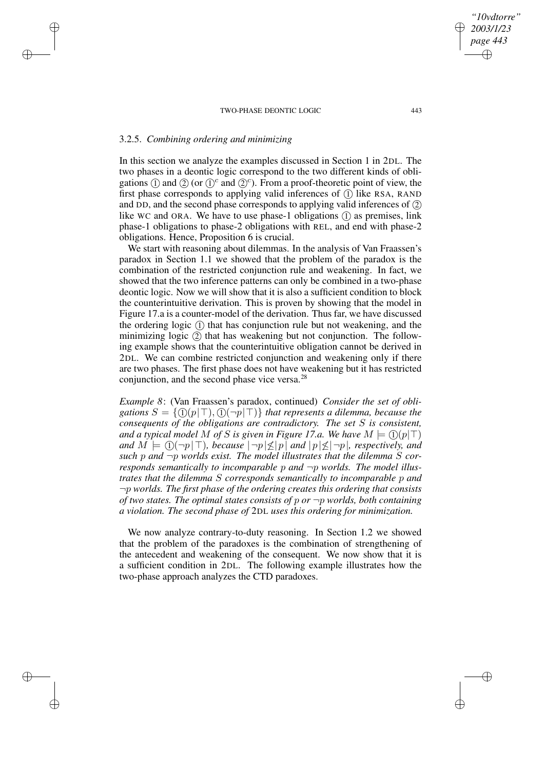### 3.2.5. *Combining ordering and minimizing*

In this section we analyze the examples discussed in Section 1 in 2DL. The two phases in a deontic logic correspond to the two different kinds of obligations ① and ② (or $①^c$ and $②^c$). From a proof-theoretic point of view, the first phase corresponds to applying valid inferences of ① like RSA, RAND and DD, and the second phase corresponds to applying valid inferences of ② like WC and ORA. We have to use phase-1 obligations ① as premises, link phase-1 obligations to phase-2 obligations with REL, and end with phase-2 obligations. Hence, Proposition 6 is crucial.

We start with reasoning about dilemmas. In the analysis of Van Fraassen's paradox in Section 1.1 we showed that the problem of the paradox is the combination of the restricted conjunction rule and weakening. In fact, we showed that the two inference patterns can only be combined in a two-phase deontic logic. Now we will show that it is also a sufficient condition to block the counterintuitive derivation. This is proven by showing that the model in Figure 17.a is a counter-model of the derivation. Thus far, we have discussed the ordering logic ① that has conjunction rule but not weakening, and the minimizing logic ② that has weakening but not conjunction. The following example shows that the counterintuitive obligation cannot be derived in 2DL. We can combine restricted conjunction and weakening only if there are two phases. The first phase does not have weakening but it has restricted conjunction, and the second phase vice versa.[28]

*Example 8*: (Van Fraassen's paradox, continued) *Consider the set of obligations $S = \{①(p|\top), ①(\neg p|\top)\}$ that represents a dilemma, because the consequents of the obligations are contradictory. The set $S$ is consistent, and a typical model $M$ of $S$ is given in Figure 17.a. We have $M \models ①(p|\top)$ and $M \models ①(\neg p|\top)$, because $|\neg p| \not\leq |p|$ and $|p| \not\leq |\neg p|$, respectively, and such $p$ and $\neg p$ worlds exist. The model illustrates that the dilemma $S$ corresponds semantically to incomparable $p$ and $\neg p$ worlds. The model illustrates that the dilemma $S$ corresponds semantically to incomparable $p$ and $\neg p$ worlds. The first phase of the ordering creates this ordering that consists of two states. The optimal states consists of $p$ or $\neg p$ worlds, both containing a violation. The second phase of 2DL uses this ordering for minimization.*

We now analyze contrary-to-duty reasoning. In Section 1.2 we showed that the problem of the paradoxes is the combination of strengthening of the antecedent and weakening of the consequent. We now show that it is a sufficient condition in 2DL. The following example illustrates how the two-phase approach analyzes the CTD paradoxes.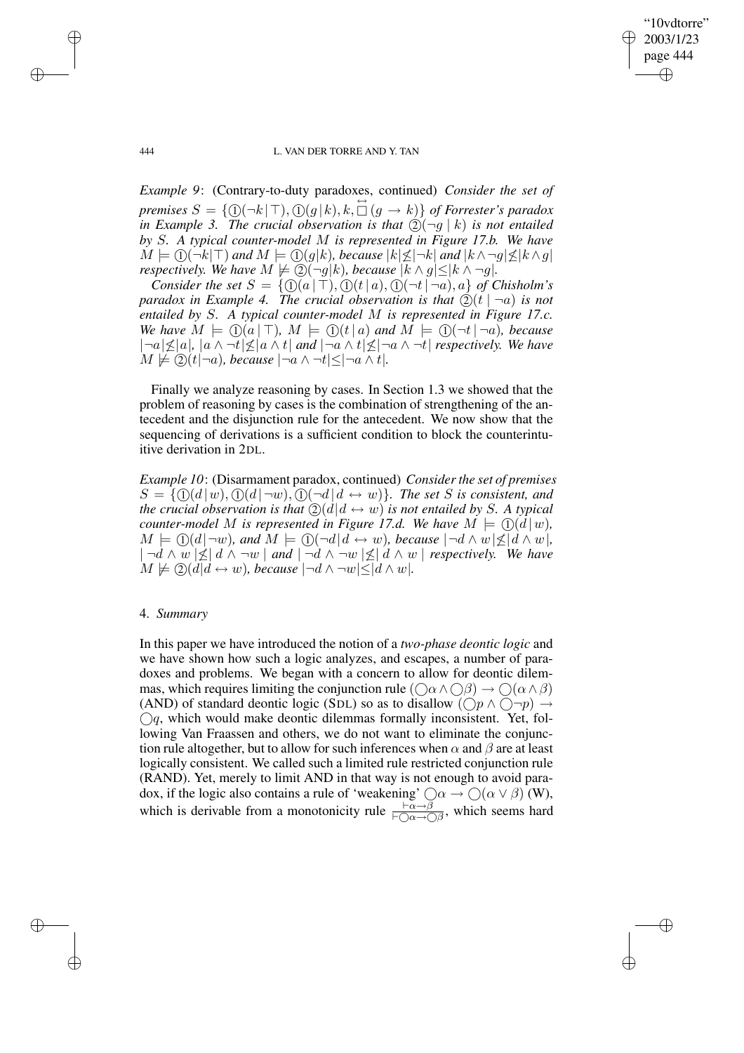*Example 9*: (Contrary-to-duty paradoxes, continued) *Consider the set of premises $S = \{①(\neg k \mid \top), ①(g \mid k), k, \overset{\leftrightarrow}{\Box}(g \rightarrow k)\}$ of Forrester's paradox in Example 3. The crucial observation is that $②(\neg g \mid k)$ is not entailed by $S$. A typical counter-model $M$ is represented in Figure 17.b. We have $M \models ①(\neg k|\top)$ and $M \models ①(g|k)$, because $|k| \not\leq |\neg k|$ and $|k \wedge \neg g| \not\leq |k \wedge g|$ respectively. We have $M \not\models ②(\neg g|k)$, because $|k \wedge g| \leq |k \wedge \neg g|$.*

*Consider the set $S = \{①(a \mid \top), ①(t \mid a), ①(\neg t \mid \neg a), a\}$ of Chisholm's paradox in Example 4. The crucial observation is that $②(t \mid \neg a)$ is not entailed by $S$. A typical counter-model $M$ is represented in Figure 17.c. We have $M \models ①(a \mid \top)$, $M \models ①(t \mid a)$ and $M \models ①(\neg t \mid \neg a)$, because $|\neg a| \not\leq |a|$, $|a \wedge \neg t| \not\leq |a \wedge t|$ and $|\neg a \wedge t| \not\leq |\neg a \wedge \neg t|$ respectively. We have $M \not\models ②(t|\neg a)$, because $|\neg a \wedge \neg t| \leq |\neg a \wedge t|$.*

Finally we analyze reasoning by cases. In Section 1.3 we showed that the problem of reasoning by cases is the combination of strengthening of the antecedent and the disjunction rule for the antecedent. We now show that the sequencing of derivations is a sufficient condition to block the counterintuitive derivation in 2DL.

*Example 10*: (Disarmament paradox, continued) *Consider the set of premises $S = \{①(d \mid w), ①(d \mid \neg w), ①(\neg d \mid d \leftrightarrow w)\}$. The set $S$ is consistent, and the crucial observation is that $②(d|d \leftrightarrow w)$ is not entailed by $S$. A typical counter-model $M$ is represented in Figure 17.d. We have $M \models ①(d \mid w)$, $M \models ①(d \mid \neg w)$, and $M \models ①(\neg d|d \leftrightarrow w)$, because $|\neg d \wedge w| \not\leq |d \wedge w|$, $|\neg d \wedge w| \not\leq |d \wedge \neg w|$ and $|\neg d \wedge \neg w| \not\leq |d \wedge w|$ respectively. We have $M \not\models ②(d|d \leftrightarrow w)$, because $|\neg d \wedge \neg w| \leq |d \wedge w|$.*

## 4. *Summary*

In this paper we have introduced the notion of a *two-phase deontic logic* and we have shown how such a logic analyzes, and escapes, a number of paradoxes and problems. We began with a concern to allow for deontic dilemmas, which requires limiting the conjunction rule $(\bigcirc\alpha \wedge \bigcirc\beta) \rightarrow \bigcirc(\alpha \wedge \beta)$ (AND) of standard deontic logic (SDL) so as to disallow $(\bigcirc p \wedge \bigcirc\neg p) \rightarrow \bigcirc q$, which would make deontic dilemmas formally inconsistent. Yet, following Van Fraassen and others, we do not want to eliminate the conjunction rule altogether, but to allow for such inferences when $\alpha$ and $\beta$ are at least logically consistent. We called such a limited rule restricted conjunction rule (RAND). Yet, merely to limit AND in that way is not enough to avoid paradox, if the logic also contains a rule of 'weakening' $\bigcirc\alpha \rightarrow \bigcirc(\alpha \vee \beta)$ (W), which is derivable from a monotonicity rule $\frac{\vdash \alpha \rightarrow \beta}{\vdash \bigcirc\alpha \rightarrow \bigcirc\beta}$, which seems hard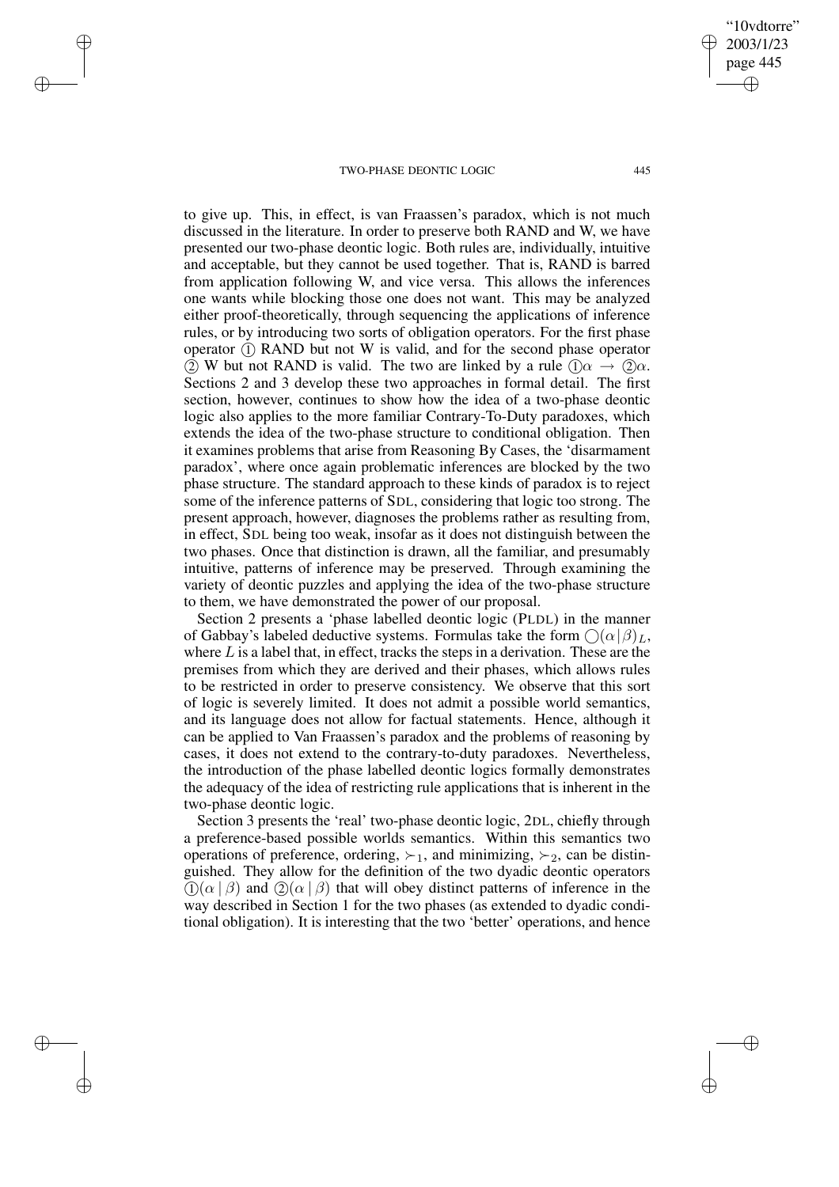to give up. This, in effect, is van Fraassen's paradox, which is not much discussed in the literature. In order to preserve both RAND and W, we have presented our two-phase deontic logic. Both rules are, individually, intuitive and acceptable, but they cannot be used together. That is, RAND is barred from application following W, and vice versa. This allows the inferences one wants while blocking those one does not want. This may be analyzed either proof-theoretically, through sequencing the applications of inference rules, or by introducing two sorts of obligation operators. For the first phase operator ① RAND but not W is valid, and for the second phase operator ② W but not RAND is valid. The two are linked by a rule $①\alpha \rightarrow ②\alpha$. Sections 2 and 3 develop these two approaches in formal detail. The first section, however, continues to show how the idea of a two-phase deontic logic also applies to the more familiar Contrary-To-Duty paradoxes, which extends the idea of the two-phase structure to conditional obligation. Then it examines problems that arise from Reasoning By Cases, the 'disarmament paradox', where once again problematic inferences are blocked by the two phase structure. The standard approach to these kinds of paradox is to reject some of the inference patterns of SDL, considering that logic too strong. The present approach, however, diagnoses the problems rather as resulting from, in effect, SDL being too weak, insofar as it does not distinguish between the two phases. Once that distinction is drawn, all the familiar, and presumably intuitive, patterns of inference may be preserved. Through examining the variety of deontic puzzles and applying the idea of the two-phase structure to them, we have demonstrated the power of our proposal.

Section 2 presents a 'phase labelled deontic logic (PLDL) in the manner of Gabbay's labeled deductive systems. Formulas take the form $\bigcirc(\alpha|\beta)_L$, where $L$ is a label that, in effect, tracks the steps in a derivation. These are the premises from which they are derived and their phases, which allows rules to be restricted in order to preserve consistency. We observe that this sort of logic is severely limited. It does not admit a possible world semantics, and its language does not allow for factual statements. Hence, although it can be applied to Van Fraassen's paradox and the problems of reasoning by cases, it does not extend to the contrary-to-duty paradoxes. Nevertheless, the introduction of the phase labelled deontic logics formally demonstrates the adequacy of the idea of restricting rule applications that is inherent in the two-phase deontic logic.

Section 3 presents the 'real' two-phase deontic logic, 2DL, chiefly through a preference-based possible worlds semantics. Within this semantics two operations of preference, ordering, $\succ_1$, and minimizing, $\succ_2$, can be distinguished. They allow for the definition of the two dyadic deontic operators $①(\alpha \mid \beta)$ and $②(\alpha \mid \beta)$ that will obey distinct patterns of inference in the way described in Section 1 for the two phases (as extended to dyadic conditional obligation). It is interesting that the two 'better' operations, and hence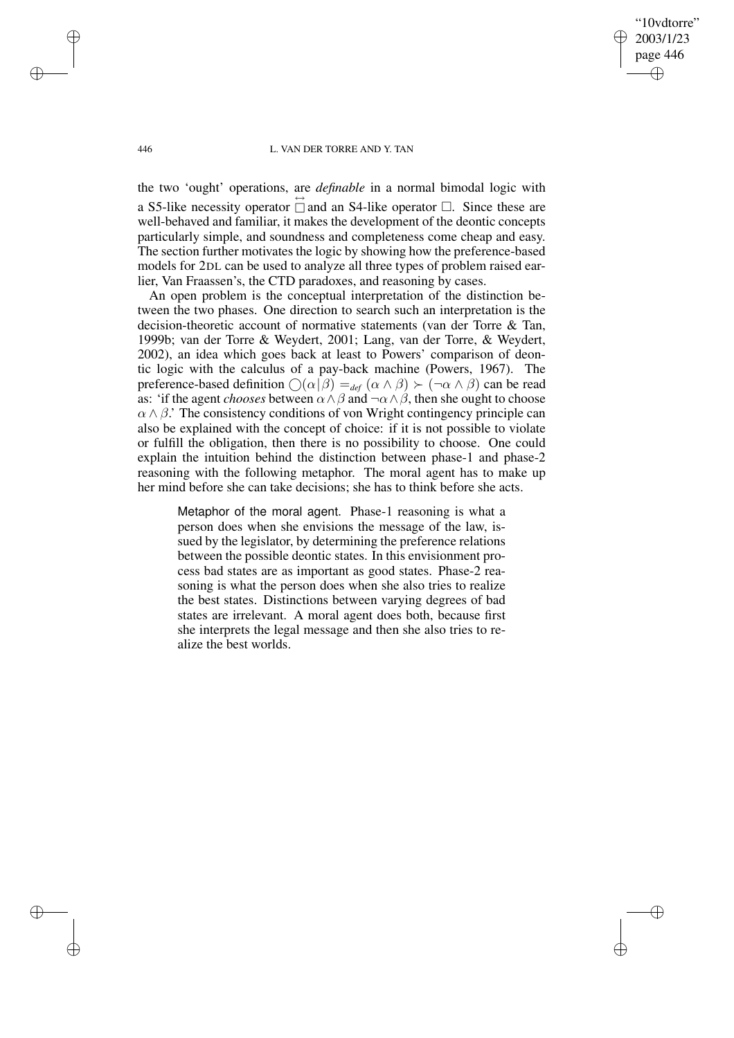the two 'ought' operations, are *definable* in a normal bimodal logic with a S5-like necessity operator $\overset{\leftrightarrow}{\Box}$ and an S4-like operator $\Box$. Since these are well-behaved and familiar, it makes the development of the deontic concepts particularly simple, and soundness and completeness come cheap and easy. The section further motivates the logic by showing how the preference-based models for 2DL can be used to analyze all three types of problem raised earlier, Van Fraassen's, the CTD paradoxes, and reasoning by cases.

An open problem is the conceptual interpretation of the distinction between the two phases. One direction to search such an interpretation is the decision-theoretic account of normative statements (van der Torre & Tan, 1999b; van der Torre & Weydert, 2001; Lang, van der Torre, & Weydert, 2002), an idea which goes back at least to Powers' comparison of deontic logic with the calculus of a pay-back machine (Powers, 1967). The preference-based definition $\bigcirc(\alpha|\beta) =_{def} (\alpha \wedge \beta) \succ (\neg\alpha \wedge \beta)$ can be read as: 'if the agent *chooses* between $\alpha \wedge \beta$ and $\neg\alpha \wedge \beta$, then she ought to choose $\alpha \wedge \beta$.' The consistency conditions of von Wright contingency principle can also be explained with the concept of choice: if it is not possible to violate or fulfill the obligation, then there is no possibility to choose. One could explain the intuition behind the distinction between phase-1 and phase-2 reasoning with the following metaphor. The moral agent has to make up her mind before she can take decisions; she has to think before she acts.

> Metaphor of the moral agent. Phase-1 reasoning is what a person does when she envisions the message of the law, issued by the legislator, by determining the preference relations between the possible deontic states. In this envisionment process bad states are as important as good states. Phase-2 reasoning is what the person does when she also tries to realize the best states. Distinctions between varying degrees of bad states are irrelevant. A moral agent does both, because first she interprets the legal message and then she also tries to realize the best worlds.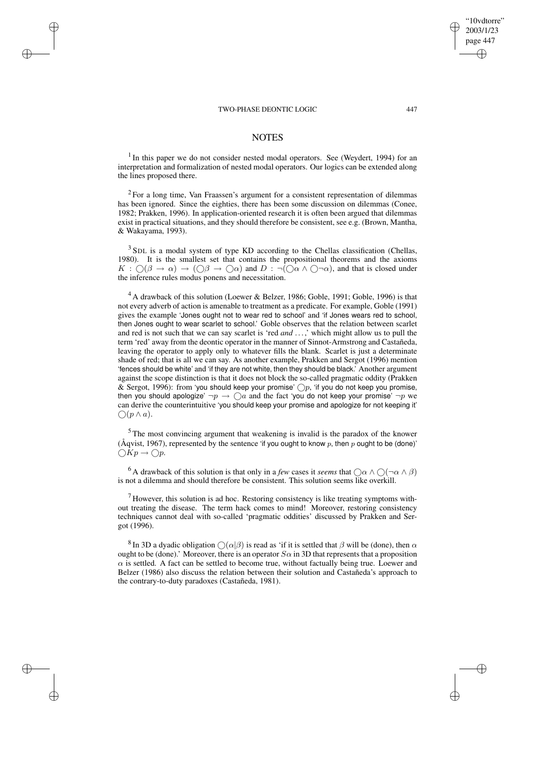## NOTES

[1] In this paper we do not consider nested modal operators. See (Weydert, 1994) for an interpretation and formalization of nested modal operators. Our logics can be extended along the lines proposed there.

[2] For a long time, Van Fraassen's argument for a consistent representation of dilemmas has been ignored. Since the eighties, there has been some discussion on dilemmas (Conee, 1982; Prakken, 1996). In application-oriented research it is often been argued that dilemmas exist in practical situations, and they should therefore be consistent, see e.g. (Brown, Mantha, & Wakayama, 1993).

[3] SDL is a modal system of type KD according to the Chellas classification (Chellas, 1980). It is the smallest set that contains the propositional theorems and the axioms $K : \bigcirc(\beta \rightarrow \alpha) \rightarrow (\bigcirc\beta \rightarrow \bigcirc\alpha)$ and $D : \neg(\bigcirc\alpha \wedge \bigcirc\neg\alpha)$, and that is closed under the inference rules modus ponens and necessitation.

[4] A drawback of this solution (Loewer & Belzer, 1986; Goble, 1991; Goble, 1996) is that not every adverb of action is amenable to treatment as a predicate. For example, Goble (1991) gives the example 'Jones ought not to wear red to school' and 'if Jones wears red to school, then Jones ought to wear scarlet to school.' Goble observes that the relation between scarlet and red is not such that we can say scarlet is 'red *and* ...,' which might allow us to pull the term 'red' away from the deontic operator in the manner of Sinnot-Armstrong and Castañeda, leaving the operator to apply only to whatever fills the blank. Scarlet is just a determinate shade of red; that is all we can say. As another example, Prakken and Sergot (1996) mention 'fences should be white' and 'if they are not white, then they should be black.' Another argument against the scope distinction is that it does not block the so-called pragmatic oddity (Prakken & Sergot, 1996): from 'you should keep your promise' $\bigcirc p$, 'if you do not keep you promise, then you should apologize' $\neg p \rightarrow \bigcirc a$ and the fact 'you do not keep your promise' $\neg p$ we can derive the counterintuitive 'you should keep your promise and apologize for not keeping it' $\bigcirc(p \wedge a)$.

[5] The most convincing argument that weakening is invalid is the paradox of the knower (Åqvist, 1967), represented by the sentence 'if you ought to know $p$, then $p$ ought to be (done)' $\bigcirc Kp \rightarrow \bigcirc p$.

[6] A drawback of this solution is that only in a *few* cases it *seems* that $\bigcirc\alpha \wedge \bigcirc(\neg\alpha \wedge \beta)$ is not a dilemma and should therefore be consistent. This solution seems like overkill.

[7] However, this solution is ad hoc. Restoring consistency is like treating symptoms without treating the disease. The term hack comes to mind! Moreover, restoring consistency techniques cannot deal with so-called 'pragmatic oddities' discussed by Prakken and Sergot (1996).

[8] In 3D a dyadic obligation $\bigcirc(\alpha|\beta)$ is read as 'if it is settled that $\beta$ will be (done), then $\alpha$ ought to be (done).' Moreover, there is an operator $S\alpha$ in 3D that represents that a proposition $\alpha$ is settled. A fact can be settled to become true, without factually being true. Loewer and Belzer (1986) also discuss the relation between their solution and Castañeda's approach to the contrary-to-duty paradoxes (Castañeda, 1981).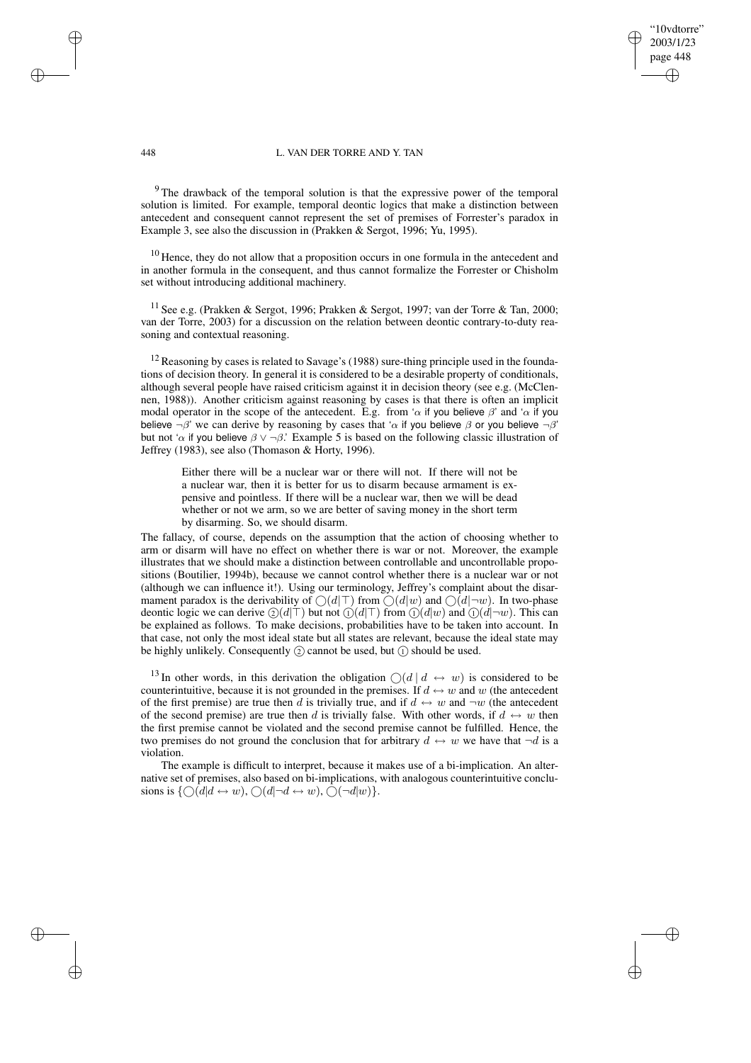[9] The drawback of the temporal solution is that the expressive power of the temporal solution is limited. For example, temporal deontic logics that make a distinction between antecedent and consequent cannot represent the set of premises of Forrester's paradox in Example 3, see also the discussion in (Prakken & Sergot, 1996; Yu, 1995).

[10] Hence, they do not allow that a proposition occurs in one formula in the antecedent and in another formula in the consequent, and thus cannot formalize the Forrester or Chisholm set without introducing additional machinery.

[11] See e.g. (Prakken & Sergot, 1996; Prakken & Sergot, 1997; van der Torre & Tan, 2000; van der Torre, 2003) for a discussion on the relation between deontic contrary-to-duty reasoning and contextual reasoning.

[12] Reasoning by cases is related to Savage's (1988) sure-thing principle used in the foundations of decision theory. In general it is considered to be a desirable property of conditionals, although several people have raised criticism against it in decision theory (see e.g. (McClennen, 1988)). Another criticism against reasoning by cases is that there is often an implicit modal operator in the scope of the antecedent. E.g. from '$\alpha$ if you believe $\beta$' and '$\alpha$ if you believe $\neg\beta$' we can derive by reasoning by cases that '$\alpha$ if you believe $\beta$ or you believe $\neg\beta$' but not '$\alpha$ if you believe $\beta \vee \neg\beta$.' Example 5 is based on the following classic illustration of Jeffrey (1983), see also (Thomason & Horty, 1996).

> Either there will be a nuclear war or there will not. If there will not be a nuclear war, then it is better for us to disarm because armament is expensive and pointless. If there will be a nuclear war, then we will be dead whether or not we arm, so we are better of saving money in the short term by disarming. So, we should disarm.

The fallacy, of course, depends on the assumption that the action of choosing whether to arm or disarm will have no effect on whether there is war or not. Moreover, the example illustrates that we should make a distinction between controllable and uncontrollable propositions (Boutilier, 1994b), because we cannot control whether there is a nuclear war or not (although we can influence it!). Using our terminology, Jeffrey's complaint about the disarmament paradox is the derivability of $\bigcirc(d|\top)$ from $\bigcirc(d|w)$ and $\bigcirc(d|\neg w)$. In two-phase deontic logic we can derive $\textcircled{2}(d|\top)$ but not $\textcircled{1}(d|\top)$ from $\textcircled{1}(d|w)$ and $\textcircled{1}(d|\neg w)$. This can be explained as follows. To make decisions, probabilities have to be taken into account. In that case, not only the most ideal state but all states are relevant, because the ideal state may be highly unlikely. Consequently $\textcircled{2}$ cannot be used, but $\textcircled{1}$ should be used.

[13] In other words, in this derivation the obligation $\bigcirc(d \mid d \leftrightarrow w)$ is considered to be counterintuitive, because it is not grounded in the premises. If $d \leftrightarrow w$ and $w$ (the antecedent of the first premise) are true then $d$ is trivially true, and if $d \leftrightarrow w$ and $\neg w$ (the antecedent of the second premise) are true then $d$ is trivially false. With other words, if $d \leftrightarrow w$ then the first premise cannot be violated and the second premise cannot be fulfilled. Hence, the two premises do not ground the conclusion that for arbitrary $d \leftrightarrow w$ we have that $\neg d$ is a violation.

The example is difficult to interpret, because it makes use of a bi-implication. An alternative set of premises, also based on bi-implications, with analogous counterintuitive conclusions is $\{\bigcirc(d|d \leftrightarrow w), \bigcirc(d|\neg d \leftrightarrow w), \bigcirc(\neg d|w)\}$.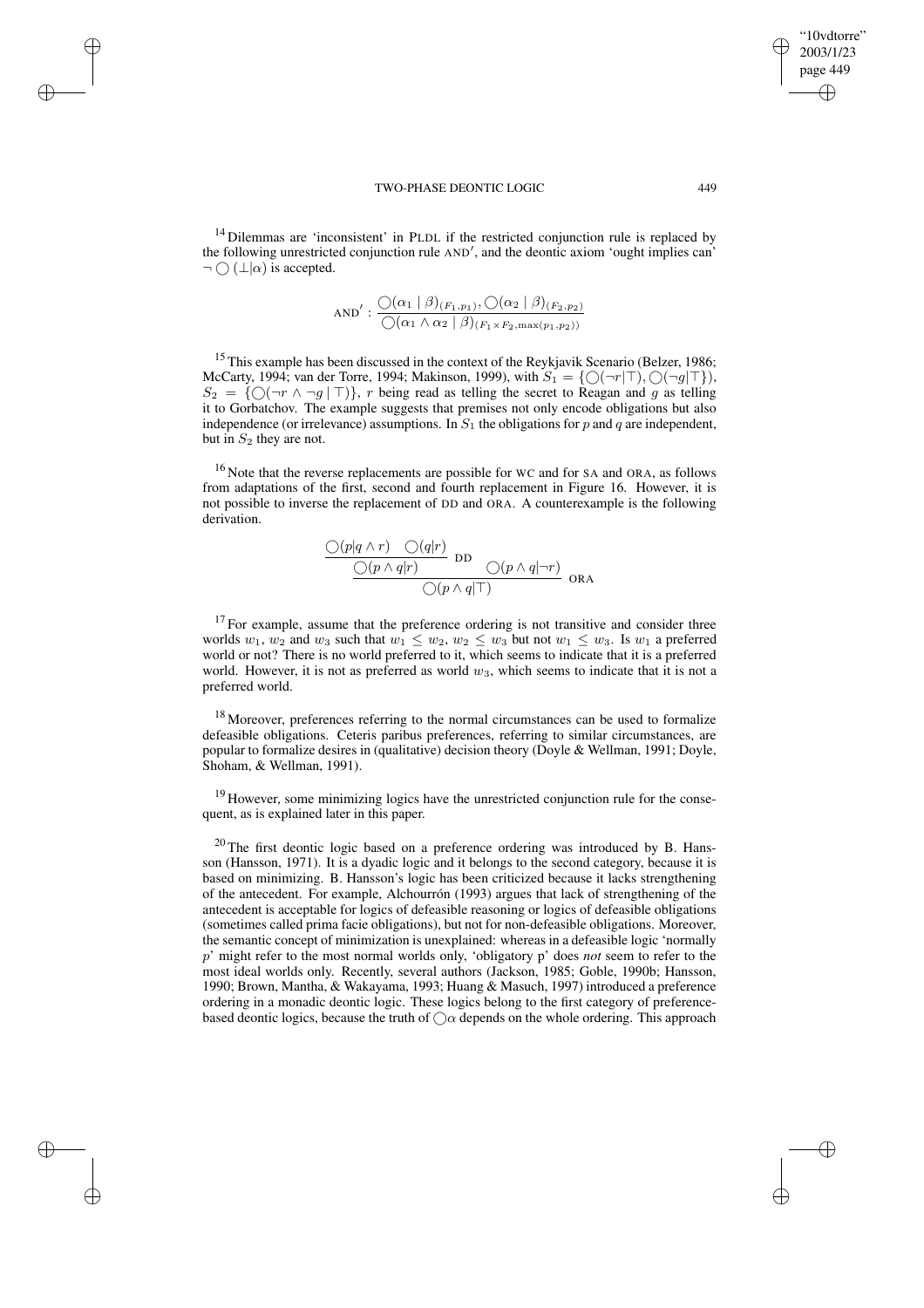[14] Dilemmas are 'inconsistent' in PLDL if the restricted conjunction rule is replaced by the following unrestricted conjunction rule AND′, and the deontic axiom 'ought implies can' $\neg \bigcirc (\bot|\alpha)$ is accepted.

$$\text{AND}' : \frac{\bigcirc(\alpha_1 \mid \beta)_{(F_1,p_1)}, \bigcirc(\alpha_2 \mid \beta)_{(F_2,p_2)}}{\bigcirc(\alpha_1 \wedge \alpha_2 \mid \beta)_{(F_1 \times F_2, \max(p_1,p_2))}}$$

[15] This example has been discussed in the context of the Reykjavik Scenario (Belzer, 1986; McCarty, 1994; van der Torre, 1994; Makinson, 1999), with $S_1 = \{\bigcirc(\neg r|\top), \bigcirc(\neg g|\top\}$), $S_2 = \{\bigcirc(\neg r \wedge \neg g \mid \top)\}$, $r$ being read as telling the secret to Reagan and $g$ as telling it to Gorbatchov. The example suggests that premises not only encode obligations but also independence (or irrelevance) assumptions. In $S_1$ the obligations for $p$ and $q$ are independent, but in $S_2$ they are not.

[16] Note that the reverse replacements are possible for WC and for SA and ORA, as follows from adaptations of the first, second and fourth replacement in Figure 16. However, it is not possible to inverse the replacement of DD and ORA. A counterexample is the following derivation.

$$\cfrac{\cfrac{\bigcirc(p|q \wedge r) \quad \bigcirc(q|r)}{\bigcirc(p \wedge q|r)}\ \text{DD} \qquad \bigcirc(p \wedge q|\neg r)}{\bigcirc(p \wedge q|\top)}\ \text{ORA}$$

[17] For example, assume that the preference ordering is not transitive and consider three worlds $w_1$, $w_2$ and $w_3$ such that $w_1 \leq w_2$, $w_2 \leq w_3$ but not $w_1 \leq w_3$. Is $w_1$ a preferred world or not? There is no world preferred to it, which seems to indicate that it is a preferred world. However, it is not as preferred as world $w_3$, which seems to indicate that it is not a preferred world.

[18] Moreover, preferences referring to the normal circumstances can be used to formalize defeasible obligations. Ceteris paribus preferences, referring to similar circumstances, are popular to formalize desires in (qualitative) decision theory (Doyle & Wellman, 1991; Doyle, Shoham, & Wellman, 1991).

[19] However, some minimizing logics have the unrestricted conjunction rule for the consequent, as is explained later in this paper.

[20] The first deontic logic based on a preference ordering was introduced by B. Hansson (Hansson, 1971). It is a dyadic logic and it belongs to the second category, because it is based on minimizing. B. Hansson's logic has been criticized because it lacks strengthening of the antecedent. For example, Alchourrón (1993) argues that lack of strengthening of the antecedent is acceptable for logics of defeasible reasoning or logics of defeasible obligations (sometimes called prima facie obligations), but not for non-defeasible obligations. Moreover, the semantic concept of minimization is unexplained: whereas in a defeasible logic 'normally $p$' might refer to the most normal worlds only, 'obligatory p' does *not* seem to refer to the most ideal worlds only. Recently, several authors (Jackson, 1985; Goble, 1990b; Hansson, 1990; Brown, Mantha, & Wakayama, 1993; Huang & Masuch, 1997) introduced a preference ordering in a monadic deontic logic. These logics belong to the first category of preference-based deontic logics, because the truth of $\bigcirc\alpha$ depends on the whole ordering. This approach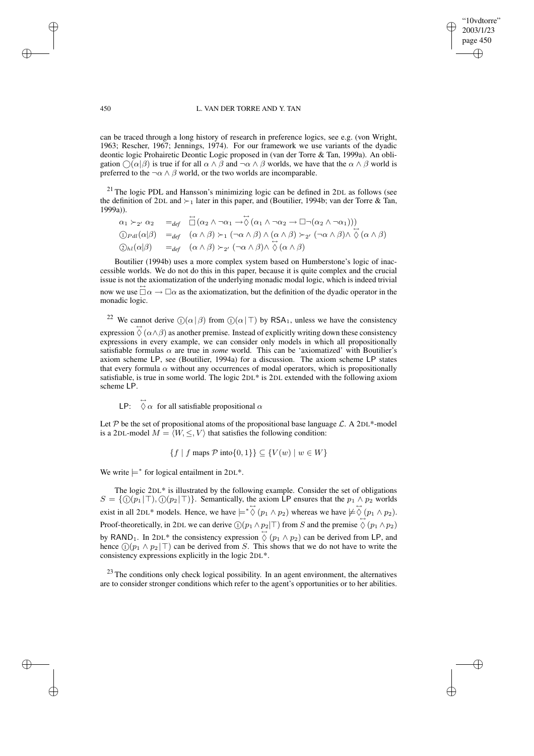can be traced through a long history of research in preference logics, see e.g. (von Wright, 1963; Rescher, 1967; Jennings, 1974). For our framework we use variants of the dyadic deontic logic Prohairetic Deontic Logic proposed in (van der Torre & Tan, 1999a). An obligation $\bigcirc(\alpha|\beta)$ is true if for all $\alpha \wedge \beta$ and $\neg\alpha \wedge \beta$ worlds, we have that the $\alpha \wedge \beta$ world is preferred to the $\neg\alpha \wedge \beta$ world, or the two worlds are incomparable.

[21] The logic PDL and Hansson's minimizing logic can be defined in 2DL as follows (see the definition of 2DL and $\succ_1$ later in this paper, and (Boutilier, 1994b; van der Torre & Tan, 1999a)).

$$\alpha_1 \succ_{2'} \alpha_2 \quad =_{def} \quad \overleftrightarrow{\Box}(\alpha_2 \wedge \neg\alpha_1 \rightarrow \overleftrightarrow{\Diamond}(\alpha_1 \wedge \neg\alpha_2 \rightarrow \Box\neg(\alpha_2 \wedge \neg\alpha_1)))$$

$$\textcircled{1}_{Pdl}(\alpha|\beta) \quad =_{def} \quad (\alpha \wedge \beta) \succ_1 (\neg\alpha \wedge \beta) \wedge (\alpha \wedge \beta) \succ_{2'} (\neg\alpha \wedge \beta) \wedge \overleftrightarrow{\Diamond}(\alpha \wedge \beta)$$

$$\textcircled{2}_{hl}(\alpha|\beta) \quad =_{def} \quad (\alpha \wedge \beta) \succ_{2'} (\neg\alpha \wedge \beta) \wedge \overleftrightarrow{\Diamond}(\alpha \wedge \beta)$$

Boutilier (1994b) uses a more complex system based on Humberstone's logic of inaccessible worlds. We do not do this in this paper, because it is quite complex and the crucial issue is not the axiomatization of the underlying monadic modal logic, which is indeed trivial now we use $\overleftrightarrow{\Box}\alpha \rightarrow \Box\alpha$ as the axiomatization, but the definition of the dyadic operator in the monadic logic.

[22] We cannot derive $\textcircled{1}(\alpha\,|\,\beta)$ from $\textcircled{1}(\alpha\,|\,\top)$ by $\mathsf{RSA}_1$, unless we have the consistency expression $\overleftrightarrow{\Diamond}(\alpha \wedge \beta)$ as another premise. Instead of explicitly writing down these consistency expressions in every example, we can consider only models in which all propositionally satisfiable formulas $\alpha$ are true in *some* world. This can be 'axiomatized' with Boutilier's axiom scheme LP, see (Boutilier, 1994a) for a discussion. The axiom scheme LP states that every formula $\alpha$ without any occurrences of modal operators, which is propositionally satisfiable, is true in some world. The logic 2DL\* is 2DL extended with the following axiom scheme LP.

LP: $\overleftrightarrow{\Diamond}\alpha$ for all satisfiable propositional $\alpha$

Let $\mathcal{P}$ be the set of propositional atoms of the propositional base language $\mathcal{L}$. A 2DL\*-model is a 2DL-model $M = \langle W, \leq, V\rangle$ that satisfies the following condition:

$$\{f \mid f \text{ maps } \mathcal{P} \text{ into} \{0,1\}\} \subseteq \{V(w) \mid w \in W\}$$

We write $\models^*$ for logical entailment in 2DL\*.

The logic 2DL\* is illustrated by the following example. Consider the set of obligations $S = \{\textcircled{1}(p_1|\top), \textcircled{1}(p_2|\top)\}$. Semantically, the axiom LP ensures that the $p_1 \wedge p_2$ worlds exist in all 2DL\* models. Hence, we have $\models^* \overleftrightarrow{\Diamond}(p_1 \wedge p_2)$ whereas we have $\not\models \overleftrightarrow{\Diamond}(p_1 \wedge p_2)$. Proof-theoretically, in 2DL we can derive $\textcircled{1}(p_1 \wedge p_2|\top)$ from $S$ and the premise $\overleftrightarrow{\Diamond}(p_1 \wedge p_2)$ by $\mathsf{RAND}_1$. In 2DL\* the consistency expression $\overleftrightarrow{\Diamond}(p_1 \wedge p_2)$ can be derived from LP, and hence $\textcircled{1}(p_1 \wedge p_2\,|\,\top)$ can be derived from $S$. This shows that we do not have to write the consistency expressions explicitly in the logic 2DL\*.

[23] The conditions only check logical possibility. In an agent environment, the alternatives are to consider stronger conditions which refer to the agent's opportunities or to her abilities.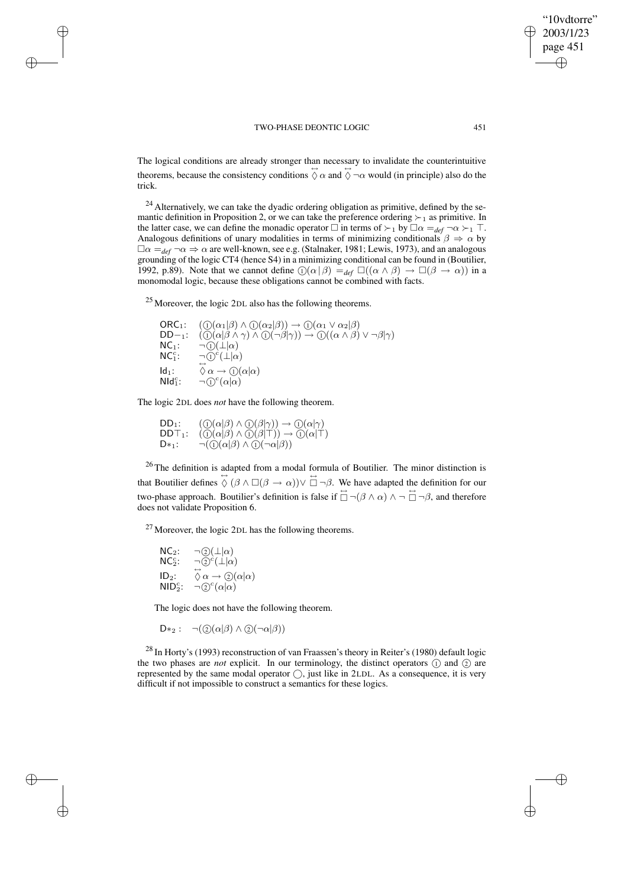The logical conditions are already stronger than necessary to invalidate the counterintuitive theorems, because the consistency conditions $\overleftrightarrow{\Diamond}\,\alpha$ and $\overleftrightarrow{\Diamond}\,\neg\alpha$ would (in principle) also do the trick.

[24] Alternatively, we can take the dyadic ordering obligation as primitive, defined by the semantic definition in Proposition 2, or we can take the preference ordering $\succ_1$ as primitive. In the latter case, we can define the monadic operator $\Box$ in terms of $\succ_1$ by $\Box\alpha =_{def} \neg\alpha \succ_1 \top$. Analogous definitions of unary modalities in terms of minimizing conditionals $\beta \Rightarrow \alpha$ by $\Box\alpha =_{def} \neg\alpha \Rightarrow \alpha$ are well-known, see e.g. (Stalnaker, 1981; Lewis, 1973), and an analogous grounding of the logic CT4 (hence S4) in a minimizing conditional can be found in (Boutilier, 1992, p.89). Note that we cannot define $①(\alpha\,|\,\beta) =_{def} \Box((\alpha \wedge \beta) \rightarrow \Box(\beta \rightarrow \alpha))$ in a monomodal logic, because these obligations cannot be combined with facts.

[25] Moreover, the logic 2DL also has the following theorems.

- ORC$_1$: $(①(\alpha_1|\beta) \wedge ①(\alpha_2|\beta)) \rightarrow ①(\alpha_1 \vee \alpha_2|\beta)$
- DD$-_1$: $(①(\alpha|\beta \wedge \gamma) \wedge ①(\neg\beta|\gamma)) \rightarrow ①((\alpha \wedge \beta) \vee \neg\beta|\gamma)$
- NC$_1$: $\neg①(\bot|\alpha)$
- NC$^c_1$: $\neg①^c(\bot|\alpha)$
- Id$_1$: $\overleftrightarrow{\Diamond}\,\alpha \rightarrow ①(\alpha|\alpha)$
- NId$^c_1$: $\neg①^c(\alpha|\alpha)$

The logic 2DL does *not* have the following theorem.

- DD$_1$: $(①(\alpha|\beta) \wedge ①(\beta|\gamma)) \rightarrow ①(\alpha|\gamma)$
- DD$\top_1$: $(①(\alpha|\beta) \wedge ①(\beta|\top)) \rightarrow ①(\alpha|\top)$
- D$*_1$: $\neg(①(\alpha|\beta) \wedge ①(\neg\alpha|\beta))$

[26] The definition is adapted from a modal formula of Boutilier. The minor distinction is that Boutilier defines $\overleftrightarrow{\Diamond}\,(\beta \wedge \Box(\beta \rightarrow \alpha)) \vee \overleftrightarrow{\Box}\,\neg\beta$. We have adapted the definition for our two-phase approach. Boutilier's definition is false if $\overleftrightarrow{\Box}\,\neg(\beta \wedge \alpha) \wedge \neg\,\overleftrightarrow{\Box}\,\neg\beta$, and therefore does not validate Proposition 6.

[27] Moreover, the logic 2DL has the following theorems.

- NC$_2$: $\neg②(\bot|\alpha)$
- NC$^c_2$: $\neg②^c(\bot|\alpha)$
- ID$_2$: $\overleftrightarrow{\Diamond}\,\alpha \rightarrow ②(\alpha|\alpha)$
- NID$^c_2$: $\neg②^c(\alpha|\alpha)$

The logic does not have the following theorem.

- D$*_2$ : $\neg(②(\alpha|\beta) \wedge ②(\neg\alpha|\beta))$

[28] In Horty's (1993) reconstruction of van Fraassen's theory in Reiter's (1980) default logic the two phases are *not* explicit. In our terminology, the distinct operators ① and ② are represented by the same modal operator $\bigcirc$, just like in 2LDL. As a consequence, it is very difficult if not impossible to construct a semantics for these logics.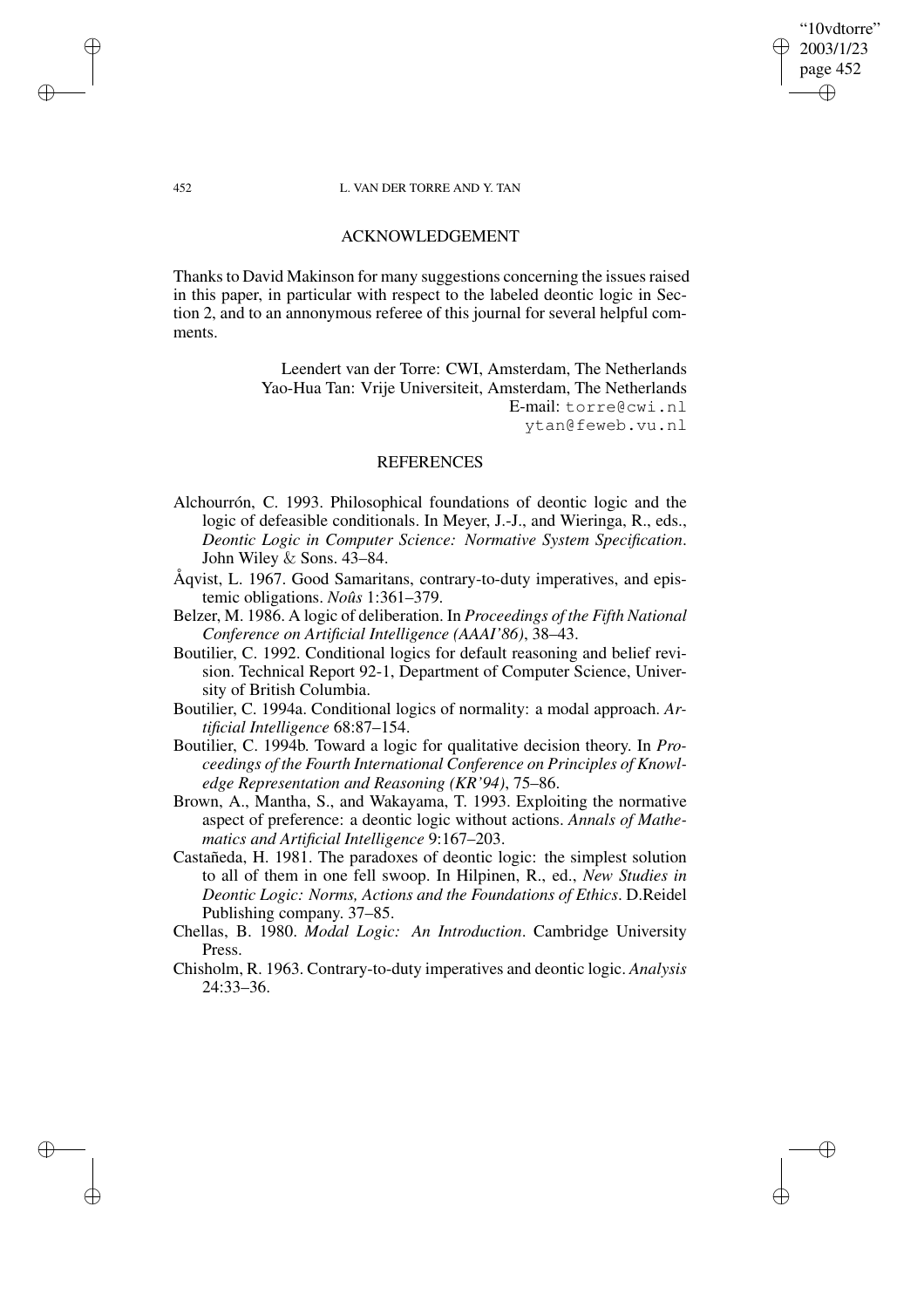## ACKNOWLEDGEMENT

Thanks to David Makinson for many suggestions concerning the issues raised in this paper, in particular with respect to the labeled deontic logic in Section 2, and to an annonymous referee of this journal for several helpful comments.

Leendert van der Torre: CWI, Amsterdam, The Netherlands
Yao-Hua Tan: Vrije Universiteit, Amsterdam, The Netherlands
E-mail: torre@cwi.nl
ytan@feweb.vu.nl

## REFERENCES

Alchourrón, C. 1993. Philosophical foundations of deontic logic and the logic of defeasible conditionals. In Meyer, J.-J., and Wieringa, R., eds., *Deontic Logic in Computer Science: Normative System Specification*. John Wiley & Sons. 43–84.

Åqvist, L. 1967. Good Samaritans, contrary-to-duty imperatives, and epistemic obligations. *Noûs* 1:361–379.

Belzer, M. 1986. A logic of deliberation. In *Proceedings of the Fifth National Conference on Artificial Intelligence (AAAI'86)*, 38–43.

Boutilier, C. 1992. Conditional logics for default reasoning and belief revision. Technical Report 92-1, Department of Computer Science, University of British Columbia.

Boutilier, C. 1994a. Conditional logics of normality: a modal approach. *Artificial Intelligence* 68:87–154.

Boutilier, C. 1994b. Toward a logic for qualitative decision theory. In *Proceedings of the Fourth International Conference on Principles of Knowledge Representation and Reasoning (KR'94)*, 75–86.

Brown, A., Mantha, S., and Wakayama, T. 1993. Exploiting the normative aspect of preference: a deontic logic without actions. *Annals of Mathematics and Artificial Intelligence* 9:167–203.

Castañeda, H. 1981. The paradoxes of deontic logic: the simplest solution to all of them in one fell swoop. In Hilpinen, R., ed., *New Studies in Deontic Logic: Norms, Actions and the Foundations of Ethics*. D.Reidel Publishing company. 37–85.

Chellas, B. 1980. *Modal Logic: An Introduction*. Cambridge University Press.

Chisholm, R. 1963. Contrary-to-duty imperatives and deontic logic. *Analysis* 24:33–36.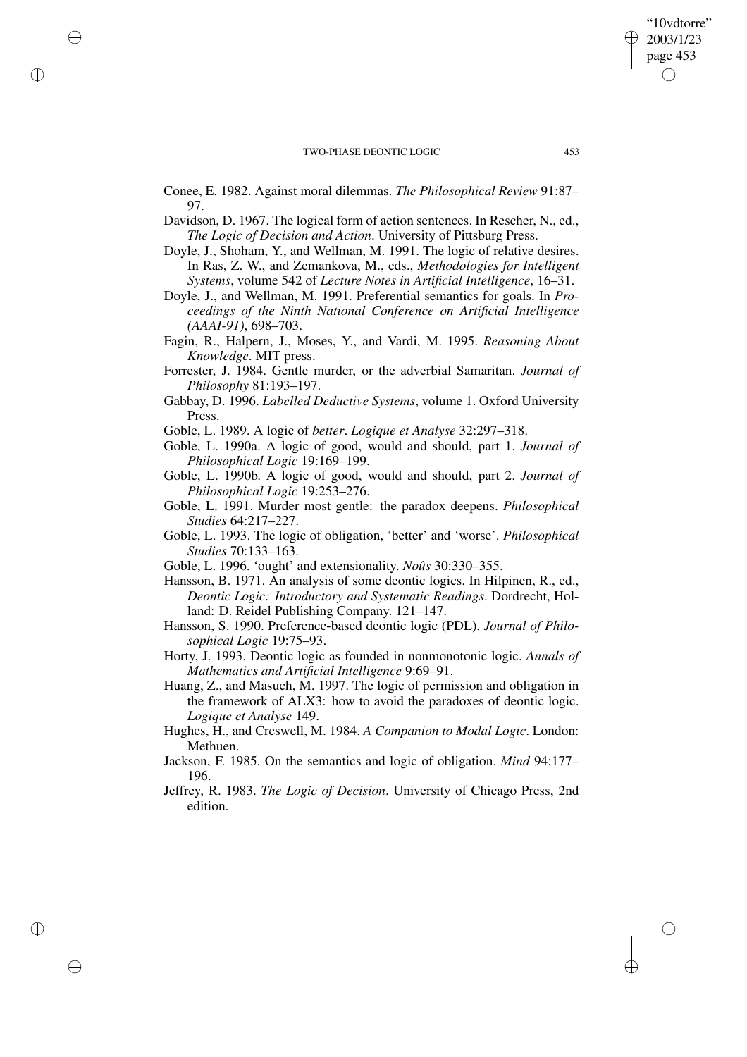Conee, E. 1982. Against moral dilemmas. *The Philosophical Review* 91:87–97.

Davidson, D. 1967. The logical form of action sentences. In Rescher, N., ed., *The Logic of Decision and Action*. University of Pittsburg Press.

Doyle, J., Shoham, Y., and Wellman, M. 1991. The logic of relative desires. In Ras, Z. W., and Zemankova, M., eds., *Methodologies for Intelligent Systems*, volume 542 of *Lecture Notes in Artificial Intelligence*, 16–31.

Doyle, J., and Wellman, M. 1991. Preferential semantics for goals. In *Proceedings of the Ninth National Conference on Artificial Intelligence (AAAI-91)*, 698–703.

Fagin, R., Halpern, J., Moses, Y., and Vardi, M. 1995. *Reasoning About Knowledge*. MIT press.

Forrester, J. 1984. Gentle murder, or the adverbial Samaritan. *Journal of Philosophy* 81:193–197.

Gabbay, D. 1996. *Labelled Deductive Systems*, volume 1. Oxford University Press.

Goble, L. 1989. A logic of *better*. *Logique et Analyse* 32:297–318.

Goble, L. 1990a. A logic of good, would and should, part 1. *Journal of Philosophical Logic* 19:169–199.

Goble, L. 1990b. A logic of good, would and should, part 2. *Journal of Philosophical Logic* 19:253–276.

Goble, L. 1991. Murder most gentle: the paradox deepens. *Philosophical Studies* 64:217–227.

Goble, L. 1993. The logic of obligation, 'better' and 'worse'. *Philosophical Studies* 70:133–163.

Goble, L. 1996. 'ought' and extensionality. *Noûs* 30:330–355.

Hansson, B. 1971. An analysis of some deontic logics. In Hilpinen, R., ed., *Deontic Logic: Introductory and Systematic Readings*. Dordrecht, Holland: D. Reidel Publishing Company. 121–147.

Hansson, S. 1990. Preference-based deontic logic (PDL). *Journal of Philosophical Logic* 19:75–93.

Horty, J. 1993. Deontic logic as founded in nonmonotonic logic. *Annals of Mathematics and Artificial Intelligence* 9:69–91.

Huang, Z., and Masuch, M. 1997. The logic of permission and obligation in the framework of ALX3: how to avoid the paradoxes of deontic logic. *Logique et Analyse* 149.

Hughes, H., and Creswell, M. 1984. *A Companion to Modal Logic*. London: Methuen.

Jackson, F. 1985. On the semantics and logic of obligation. *Mind* 94:177–196.

Jeffrey, R. 1983. *The Logic of Decision*. University of Chicago Press, 2nd edition.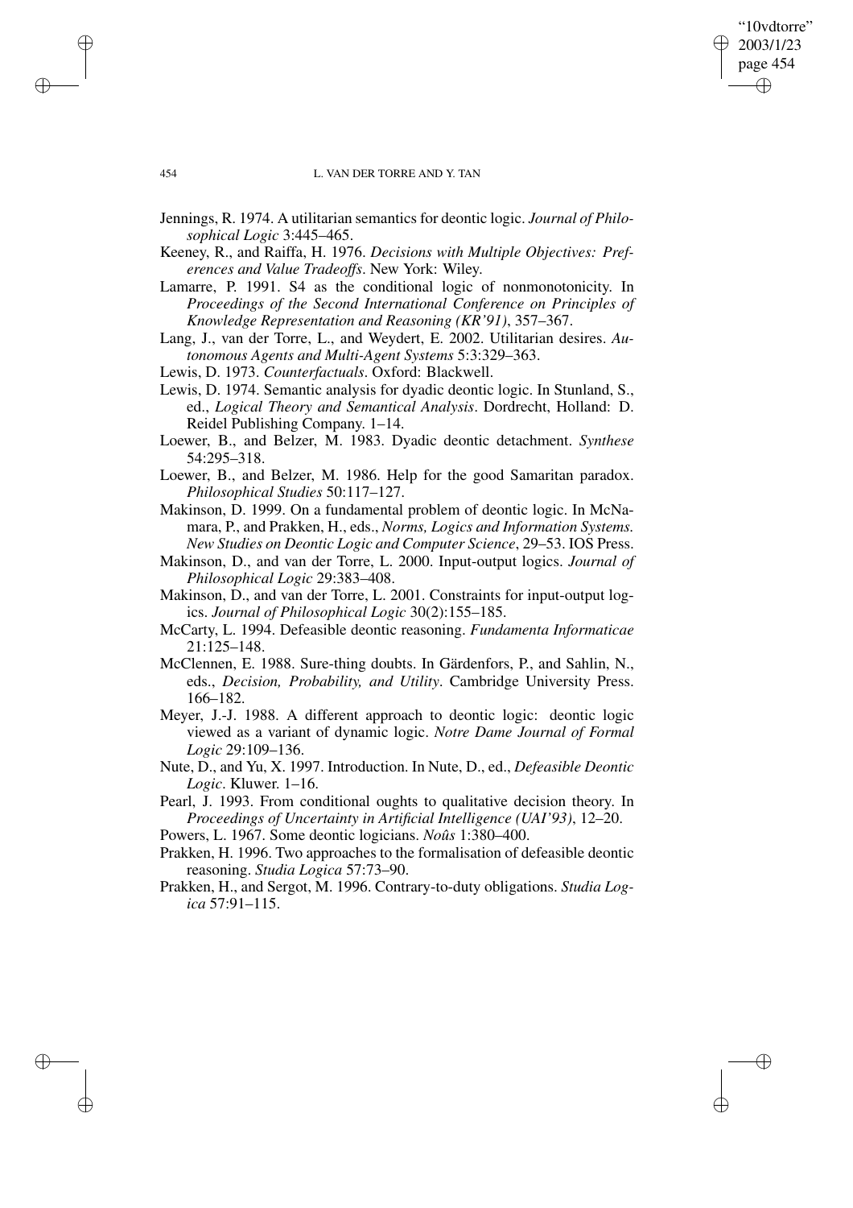Jennings, R. 1974. A utilitarian semantics for deontic logic. *Journal of Philosophical Logic* 3:445–465.

Keeney, R., and Raiffa, H. 1976. *Decisions with Multiple Objectives: Preferences and Value Tradeoffs*. New York: Wiley.

Lamarre, P. 1991. S4 as the conditional logic of nonmonotonicity. In *Proceedings of the Second International Conference on Principles of Knowledge Representation and Reasoning (KR'91)*, 357–367.

Lang, J., van der Torre, L., and Weydert, E. 2002. Utilitarian desires. *Autonomous Agents and Multi-Agent Systems* 5:3:329–363.

Lewis, D. 1973. *Counterfactuals*. Oxford: Blackwell.

Lewis, D. 1974. Semantic analysis for dyadic deontic logic. In Stunland, S., ed., *Logical Theory and Semantical Analysis*. Dordrecht, Holland: D. Reidel Publishing Company. 1–14.

Loewer, B., and Belzer, M. 1983. Dyadic deontic detachment. *Synthese* 54:295–318.

Loewer, B., and Belzer, M. 1986. Help for the good Samaritan paradox. *Philosophical Studies* 50:117–127.

Makinson, D. 1999. On a fundamental problem of deontic logic. In McNamara, P., and Prakken, H., eds., *Norms, Logics and Information Systems. New Studies on Deontic Logic and Computer Science*, 29–53. IOS Press.

Makinson, D., and van der Torre, L. 2000. Input-output logics. *Journal of Philosophical Logic* 29:383–408.

Makinson, D., and van der Torre, L. 2001. Constraints for input-output logics. *Journal of Philosophical Logic* 30(2):155–185.

McCarty, L. 1994. Defeasible deontic reasoning. *Fundamenta Informaticae* 21:125–148.

McClennen, E. 1988. Sure-thing doubts. In Gärdenfors, P., and Sahlin, N., eds., *Decision, Probability, and Utility*. Cambridge University Press. 166–182.

Meyer, J.-J. 1988. A different approach to deontic logic: deontic logic viewed as a variant of dynamic logic. *Notre Dame Journal of Formal Logic* 29:109–136.

Nute, D., and Yu, X. 1997. Introduction. In Nute, D., ed., *Defeasible Deontic Logic*. Kluwer. 1–16.

Pearl, J. 1993. From conditional oughts to qualitative decision theory. In *Proceedings of Uncertainty in Artificial Intelligence (UAI'93)*, 12–20.

Powers, L. 1967. Some deontic logicians. *Noûs* 1:380–400.

Prakken, H. 1996. Two approaches to the formalisation of defeasible deontic reasoning. *Studia Logica* 57:73–90.

Prakken, H., and Sergot, M. 1996. Contrary-to-duty obligations. *Studia Logica* 57:91–115.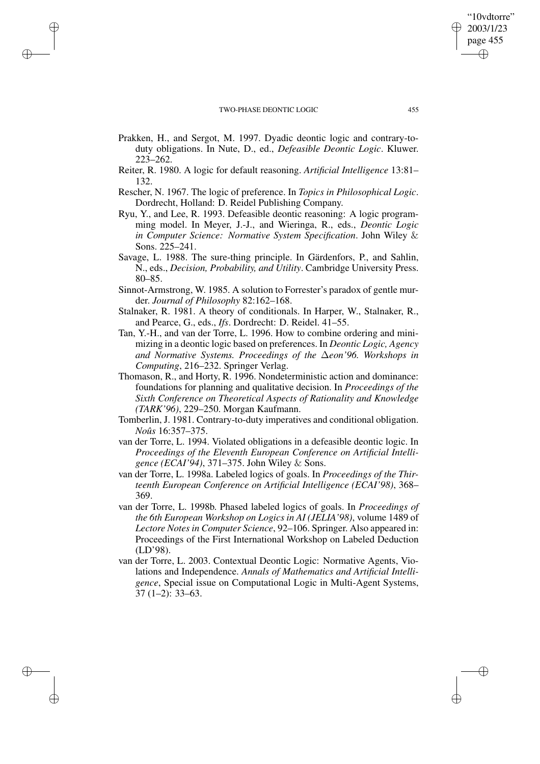Prakken, H., and Sergot, M. 1997. Dyadic deontic logic and contrary-to-duty obligations. In Nute, D., ed., *Defeasible Deontic Logic*. Kluwer. 223–262.

Reiter, R. 1980. A logic for default reasoning. *Artificial Intelligence* 13:81–132.

Rescher, N. 1967. The logic of preference. In *Topics in Philosophical Logic*. Dordrecht, Holland: D. Reidel Publishing Company.

Ryu, Y., and Lee, R. 1993. Defeasible deontic reasoning: A logic programming model. In Meyer, J.-J., and Wieringa, R., eds., *Deontic Logic in Computer Science: Normative System Specification*. John Wiley & Sons. 225–241.

Savage, L. 1988. The sure-thing principle. In Gärdenfors, P., and Sahlin, N., eds., *Decision, Probability, and Utility*. Cambridge University Press. 80–85.

Sinnot-Armstrong, W. 1985. A solution to Forrester's paradox of gentle murder. *Journal of Philosophy* 82:162–168.

Stalnaker, R. 1981. A theory of conditionals. In Harper, W., Stalnaker, R., and Pearce, G., eds., *Ifs*. Dordrecht: D. Reidel. 41–55.

Tan, Y.-H., and van der Torre, L. 1996. How to combine ordering and minimizing in a deontic logic based on preferences. In *Deontic Logic, Agency and Normative Systems. Proceedings of the $\Delta$eon'96. Workshops in Computing*, 216–232. Springer Verlag.

Thomason, R., and Horty, R. 1996. Nondeterministic action and dominance: foundations for planning and qualitative decision. In *Proceedings of the Sixth Conference on Theoretical Aspects of Rationality and Knowledge (TARK'96)*, 229–250. Morgan Kaufmann.

Tomberlin, J. 1981. Contrary-to-duty imperatives and conditional obligation. *Noûs* 16:357–375.

van der Torre, L. 1994. Violated obligations in a defeasible deontic logic. In *Proceedings of the Eleventh European Conference on Artificial Intelligence (ECAI'94)*, 371–375. John Wiley & Sons.

van der Torre, L. 1998a. Labeled logics of goals. In *Proceedings of the Thirteenth European Conference on Artificial Intelligence (ECAI'98)*, 368–369.

van der Torre, L. 1998b. Phased labeled logics of goals. In *Proceedings of the 6th European Workshop on Logics in AI (JELIA'98)*, volume 1489 of *Lectore Notes in Computer Science*, 92–106. Springer. Also appeared in: Proceedings of the First International Workshop on Labeled Deduction (LD'98).

van der Torre, L. 2003. Contextual Deontic Logic: Normative Agents, Violations and Independence. *Annals of Mathematics and Artificial Intelligence*, Special issue on Computational Logic in Multi-Agent Systems, 37 (1–2): 33–63.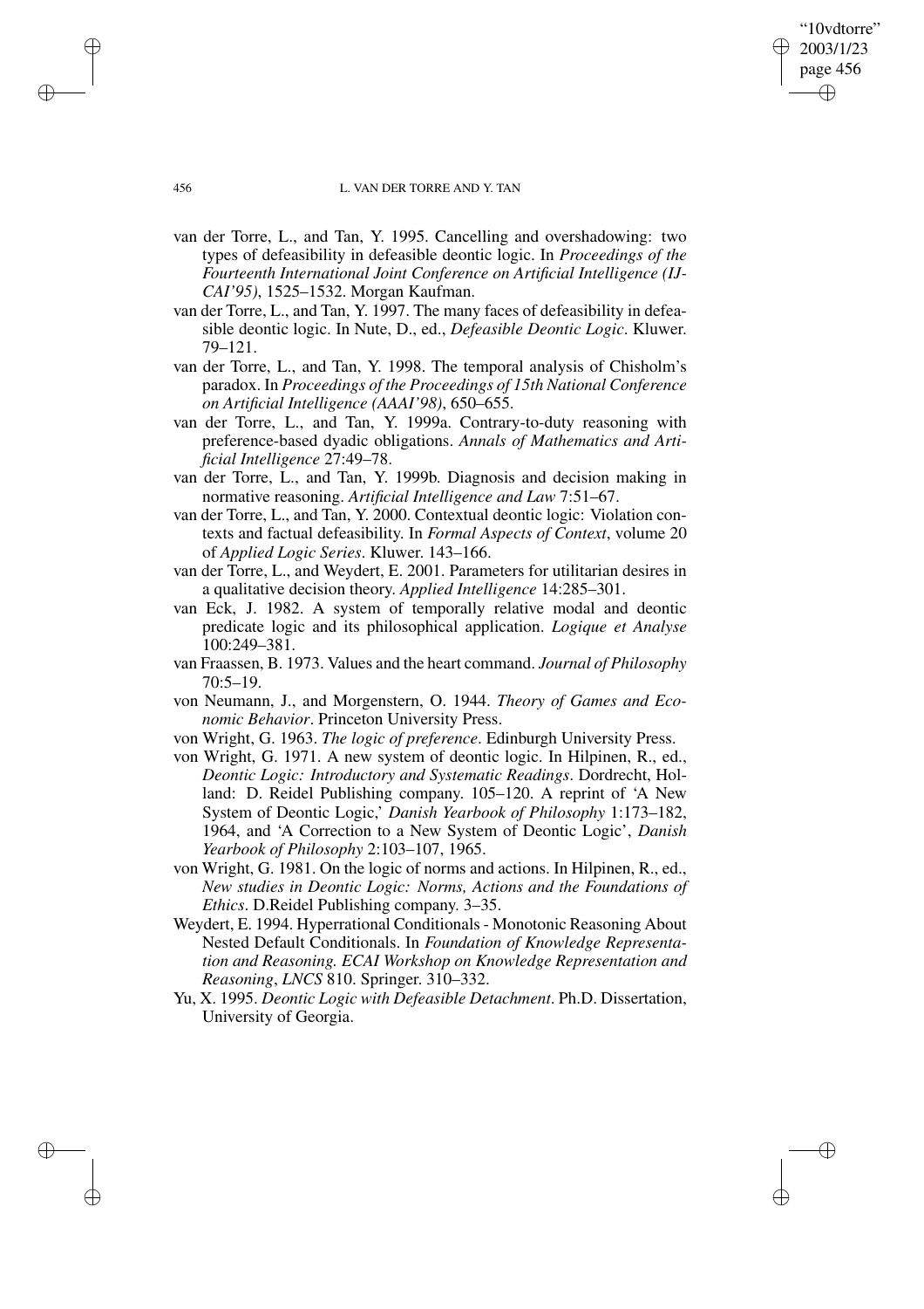van der Torre, L., and Tan, Y. 1995. Cancelling and overshadowing: two types of defeasibility in defeasible deontic logic. In *Proceedings of the Fourteenth International Joint Conference on Artificial Intelligence (IJ-CAI'95)*, 1525–1532. Morgan Kaufman.

van der Torre, L., and Tan, Y. 1997. The many faces of defeasibility in defeasible deontic logic. In Nute, D., ed., *Defeasible Deontic Logic*. Kluwer. 79–121.

van der Torre, L., and Tan, Y. 1998. The temporal analysis of Chisholm's paradox. In *Proceedings of the Proceedings of 15th National Conference on Artificial Intelligence (AAAI'98)*, 650–655.

van der Torre, L., and Tan, Y. 1999a. Contrary-to-duty reasoning with preference-based dyadic obligations. *Annals of Mathematics and Artificial Intelligence* 27:49–78.

van der Torre, L., and Tan, Y. 1999b. Diagnosis and decision making in normative reasoning. *Artificial Intelligence and Law* 7:51–67.

van der Torre, L., and Tan, Y. 2000. Contextual deontic logic: Violation contexts and factual defeasibility. In *Formal Aspects of Context*, volume 20 of *Applied Logic Series*. Kluwer. 143–166.

van der Torre, L., and Weydert, E. 2001. Parameters for utilitarian desires in a qualitative decision theory. *Applied Intelligence* 14:285–301.

van Eck, J. 1982. A system of temporally relative modal and deontic predicate logic and its philosophical application. *Logique et Analyse* 100:249–381.

van Fraassen, B. 1973. Values and the heart command. *Journal of Philosophy* 70:5–19.

von Neumann, J., and Morgenstern, O. 1944. *Theory of Games and Economic Behavior*. Princeton University Press.

von Wright, G. 1963. *The logic of preference*. Edinburgh University Press.

von Wright, G. 1971. A new system of deontic logic. In Hilpinen, R., ed., *Deontic Logic: Introductory and Systematic Readings*. Dordrecht, Holland: D. Reidel Publishing company. 105–120. A reprint of 'A New System of Deontic Logic,' *Danish Yearbook of Philosophy* 1:173–182, 1964, and 'A Correction to a New System of Deontic Logic', *Danish Yearbook of Philosophy* 2:103–107, 1965.

von Wright, G. 1981. On the logic of norms and actions. In Hilpinen, R., ed., *New studies in Deontic Logic: Norms, Actions and the Foundations of Ethics*. D.Reidel Publishing company. 3–35.

Weydert, E. 1994. Hyperrational Conditionals - Monotonic Reasoning About Nested Default Conditionals. In *Foundation of Knowledge Representation and Reasoning. ECAI Workshop on Knowledge Representation and Reasoning*, *LNCS* 810. Springer. 310–332.

Yu, X. 1995. *Deontic Logic with Defeasible Detachment*. Ph.D. Dissertation, University of Georgia.